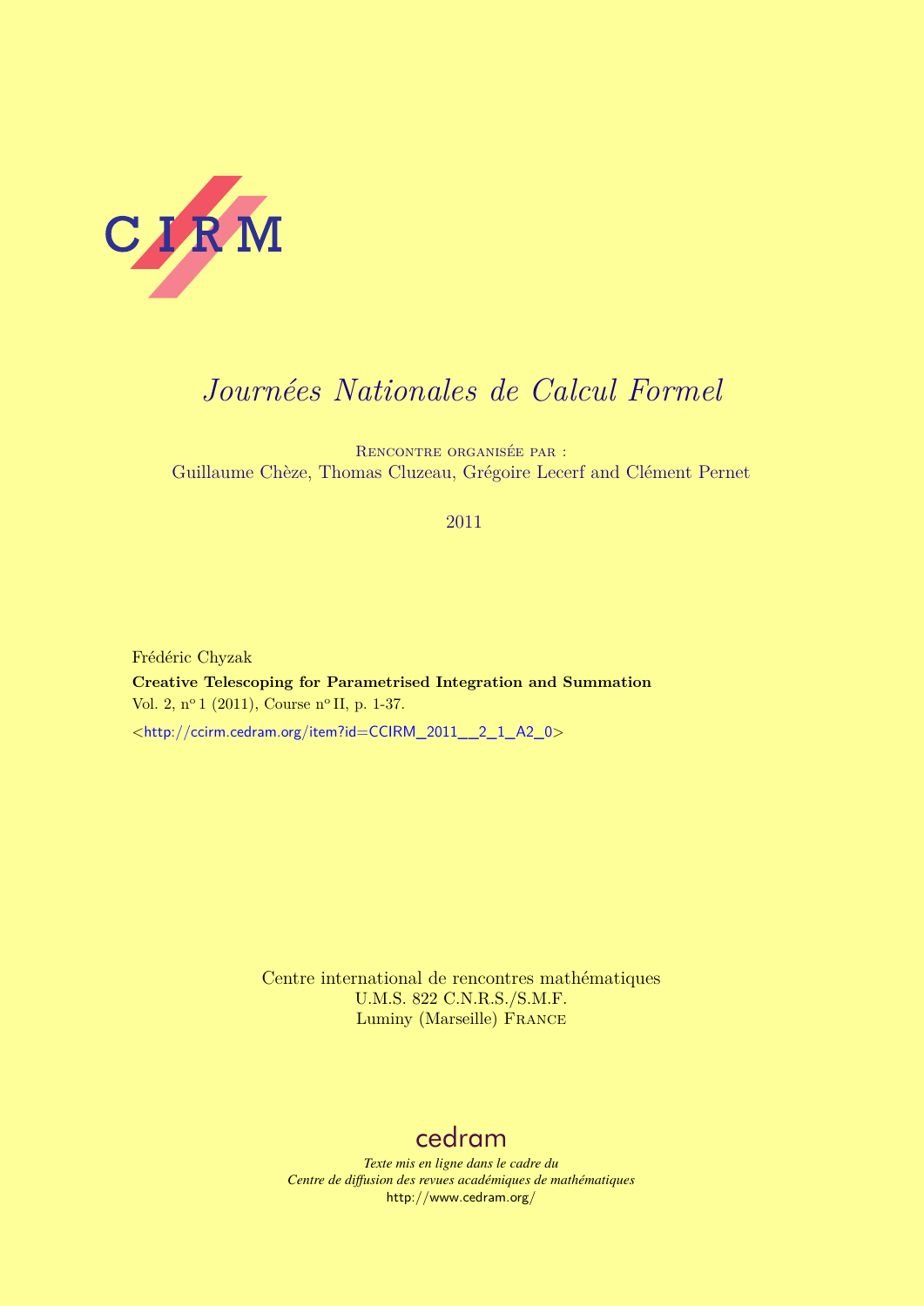C I R M

# *Journées Nationales de Calcul Formel*

Rencontre organisée par :
Guillaume Chèze, Thomas Cluzeau, Grégoire Lecerf and Clément Pernet

2011

Frédéric Chyzak

**Creative Telescoping for Parametrised Integration and Summation**

Vol. 2, n° 1 (2011), Course n° II, p. 1-37.

<http://ccirm.cedram.org/item?id=CCIRM_2011__2_1_A2_0>

Centre international de rencontres mathématiques
U.M.S. 822 C.N.R.S./S.M.F.
Luminy (Marseille) France

cedram

*Texte mis en ligne dans le cadre du*
*Centre de diffusion des revues académiques de mathématiques*
http://www.cedram.org/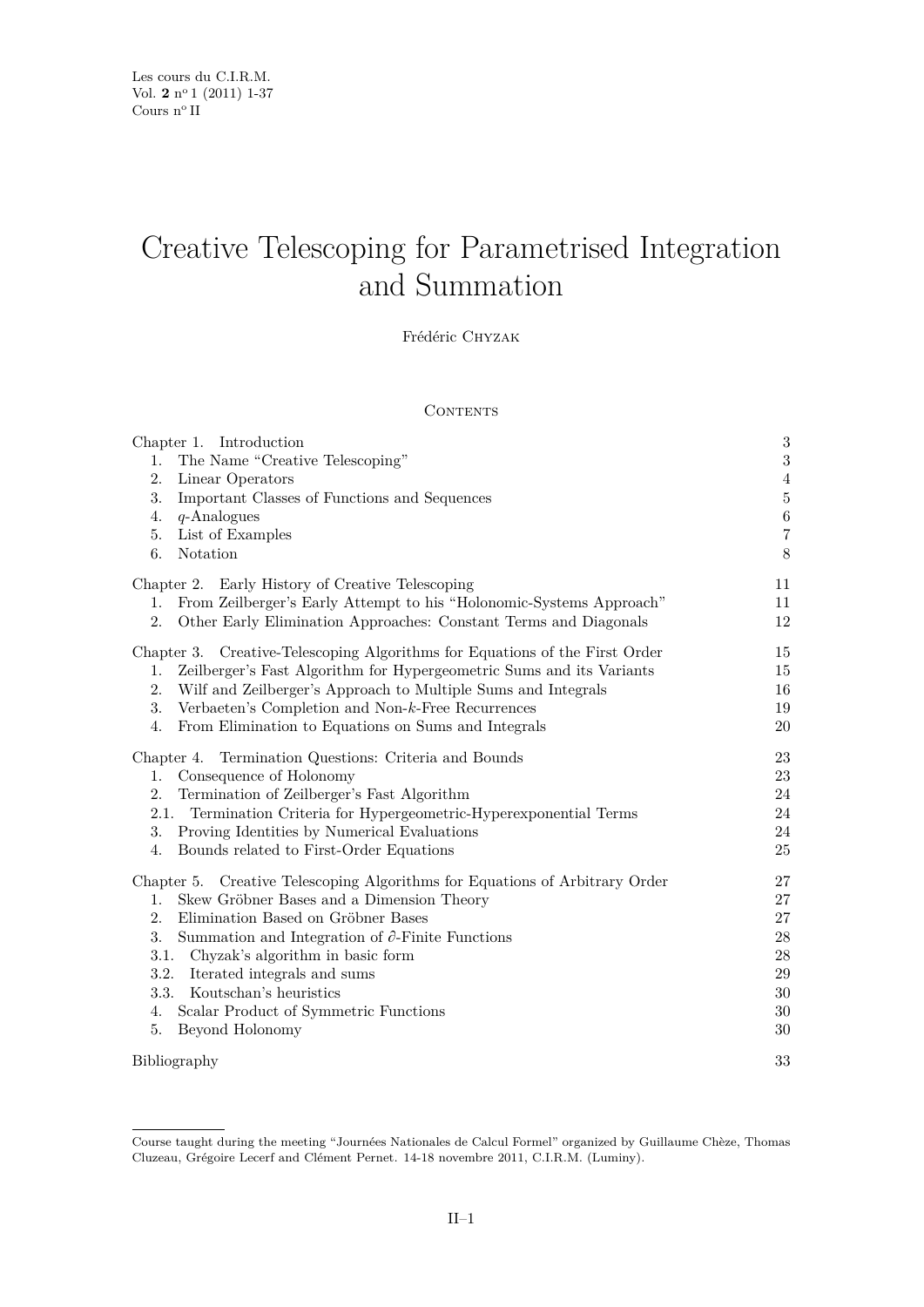Les cours du C.I.R.M.
Vol. **2** n°1 (2011) 1-37
Cours n° II

# Creative Telescoping for Parametrised Integration and Summation

Frédéric Chyzak

## Contents

| | |
|---|---|
| Chapter 1. Introduction | 3 |
| 1. The Name "Creative Telescoping" | 3 |
| 2. Linear Operators | 4 |
| 3. Important Classes of Functions and Sequences | 5 |
| 4. $q$-Analogues | 6 |
| 5. List of Examples | 7 |
| 6. Notation | 8 |
| Chapter 2. Early History of Creative Telescoping | 11 |
| 1. From Zeilberger's Early Attempt to his "Holonomic-Systems Approach" | 11 |
| 2. Other Early Elimination Approaches: Constant Terms and Diagonals | 12 |
| Chapter 3. Creative-Telescoping Algorithms for Equations of the First Order | 15 |
| 1. Zeilberger's Fast Algorithm for Hypergeometric Sums and its Variants | 15 |
| 2. Wilf and Zeilberger's Approach to Multiple Sums and Integrals | 16 |
| 3. Verbaeten's Completion and Non-$k$-Free Recurrences | 19 |
| 4. From Elimination to Equations on Sums and Integrals | 20 |
| Chapter 4. Termination Questions: Criteria and Bounds | 23 |
| 1. Consequence of Holonomy | 23 |
| 2. Termination of Zeilberger's Fast Algorithm | 24 |
| 2.1. Termination Criteria for Hypergeometric-Hyperexponential Terms | 24 |
| 3. Proving Identities by Numerical Evaluations | 24 |
| 4. Bounds related to First-Order Equations | 25 |
| Chapter 5. Creative Telescoping Algorithms for Equations of Arbitrary Order | 27 |
| 1. Skew Gröbner Bases and a Dimension Theory | 27 |
| 2. Elimination Based on Gröbner Bases | 27 |
| 3. Summation and Integration of $\partial$-Finite Functions | 28 |
| 3.1. Chyzak's algorithm in basic form | 28 |
| 3.2. Iterated integrals and sums | 29 |
| 3.3. Koutschan's heuristics | 30 |
| 4. Scalar Product of Symmetric Functions | 30 |
| 5. Beyond Holonomy | 30 |
| Bibliography | 33 |

Course taught during the meeting "Journées Nationales de Calcul Formel" organized by Guillaume Chèze, Thomas Cluzeau, Grégoire Lecerf and Clément Pernet. 14-18 novembre 2011, C.I.R.M. (Luminy).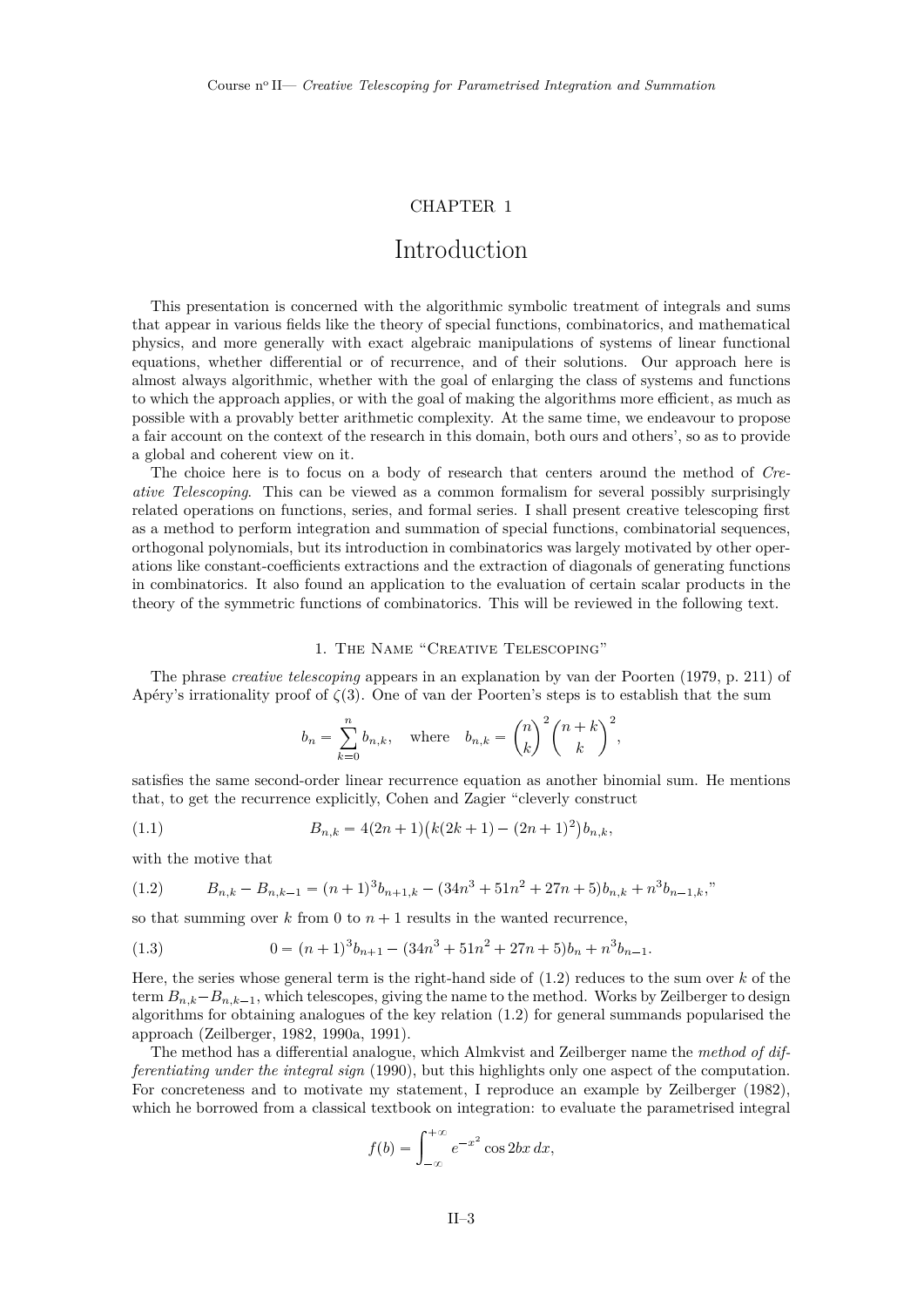# CHAPTER 1

# Introduction

This presentation is concerned with the algorithmic symbolic treatment of integrals and sums that appear in various fields like the theory of special functions, combinatorics, and mathematical physics, and more generally with exact algebraic manipulations of systems of linear functional equations, whether differential or of recurrence, and of their solutions. Our approach here is almost always algorithmic, whether with the goal of enlarging the class of systems and functions to which the approach applies, or with the goal of making the algorithms more efficient, as much as possible with a provably better arithmetic complexity. At the same time, we endeavour to propose a fair account on the context of the research in this domain, both ours and others', so as to provide a global and coherent view on it.

The choice here is to focus on a body of research that centers around the method of *Creative Telescoping*. This can be viewed as a common formalism for several possibly surprisingly related operations on functions, series, and formal series. I shall present creative telescoping first as a method to perform integration and summation of special functions, combinatorial sequences, orthogonal polynomials, but its introduction in combinatorics was largely motivated by other operations like constant-coefficients extractions and the extraction of diagonals of generating functions in combinatorics. It also found an application to the evaluation of certain scalar products in the theory of the symmetric functions of combinatorics. This will be reviewed in the following text.

## 1. The Name "Creative Telescoping"

The phrase *creative telescoping* appears in an explanation by van der Poorten (1979, p. 211) of Apéry's irrationality proof of $\zeta(3)$. One of van der Poorten's steps is to establish that the sum

$$b_n = \sum_{k=0}^{n} b_{n,k}, \quad \text{where} \quad b_{n,k} = \binom{n}{k}^2 \binom{n+k}{k}^2,$$

satisfies the same second-order linear recurrence equation as another binomial sum. He mentions that, to get the recurrence explicitly, Cohen and Zagier "cleverly construct

$$B_{n,k} = 4(2n+1)\big(k(2k+1) - (2n+1)^2\big)b_{n,k}, \tag{1.1}$$

with the motive that

$$B_{n,k} - B_{n,k-1} = (n+1)^3 b_{n+1,k} - (34n^3 + 51n^2 + 27n + 5)b_{n,k} + n^3 b_{n-1,k}, \text{"} \tag{1.2}$$

so that summing over $k$ from 0 to $n+1$ results in the wanted recurrence,

$$0 = (n+1)^3 b_{n+1} - (34n^3 + 51n^2 + 27n + 5)b_n + n^3 b_{n-1}. \tag{1.3}$$

Here, the series whose general term is the right-hand side of (1.2) reduces to the sum over $k$ of the term $B_{n,k} - B_{n,k-1}$, which telescopes, giving the name to the method. Works by Zeilberger to design algorithms for obtaining analogues of the key relation (1.2) for general summands popularised the approach (Zeilberger, 1982, 1990a, 1991).

The method has a differential analogue, which Almkvist and Zeilberger name the *method of differentiating under the integral sign* (1990), but this highlights only one aspect of the computation. For concreteness and to motivate my statement, I reproduce an example by Zeilberger (1982), which he borrowed from a classical textbook on integration: to evaluate the parametrised integral

$$f(b) = \int_{-\infty}^{+\infty} e^{-x^2} \cos 2bx \, dx,$$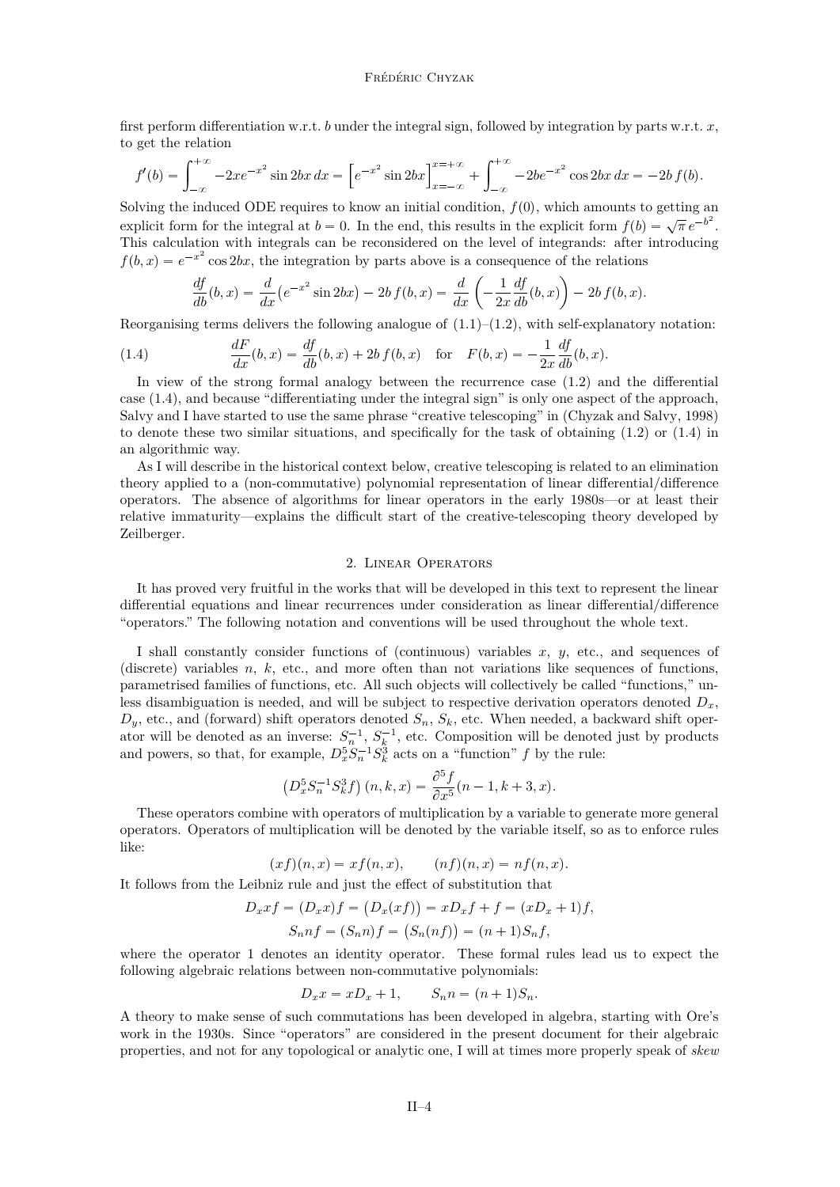first perform differentiation w.r.t. $b$ under the integral sign, followed by integration by parts w.r.t. $x$, to get the relation

$$f'(b) = \int_{-\infty}^{+\infty} -2xe^{-x^2} \sin 2bx \, dx = \left[e^{-x^2} \sin 2bx\right]_{x=-\infty}^{x=+\infty} + \int_{-\infty}^{+\infty} -2be^{-x^2} \cos 2bx \, dx = -2b\, f(b).$$

Solving the induced ODE requires to know an initial condition, $f(0)$, which amounts to getting an explicit form for the integral at $b = 0$. In the end, this results in the explicit form $f(b) = \sqrt{\pi}\, e^{-b^2}$. This calculation with integrals can be reconsidered on the level of integrands: after introducing $f(b, x) = e^{-x^2} \cos 2bx$, the integration by parts above is a consequence of the relations

$$\frac{df}{db}(b, x) = \frac{d}{dx}\big(e^{-x^2} \sin 2bx\big) - 2b\, f(b, x) = \frac{d}{dx}\left(-\frac{1}{2x}\frac{df}{db}(b, x)\right) - 2b\, f(b, x).$$

Reorganising terms delivers the following analogue of (1.1)–(1.2), with self-explanatory notation:

$$\frac{dF}{dx}(b, x) = \frac{df}{db}(b, x) + 2b\, f(b, x) \quad \text{for} \quad F(b, x) = -\frac{1}{2x}\frac{df}{db}(b, x). \tag{1.4}$$

In view of the strong formal analogy between the recurrence case (1.2) and the differential case (1.4), and because "differentiating under the integral sign" is only one aspect of the approach, Salvy and I have started to use the same phrase "creative telescoping" in (Chyzak and Salvy, 1998) to denote these two similar situations, and specifically for the task of obtaining (1.2) or (1.4) in an algorithmic way.

As I will describe in the historical context below, creative telescoping is related to an elimination theory applied to a (non-commutative) polynomial representation of linear differential/difference operators. The absence of algorithms for linear operators in the early 1980s—or at least their relative immaturity—explains the difficult start of the creative-telescoping theory developed by Zeilberger.

## 2. Linear Operators

It has proved very fruitful in the works that will be developed in this text to represent the linear differential equations and linear recurrences under consideration as linear differential/difference "operators." The following notation and conventions will be used throughout the whole text.

I shall constantly consider functions of (continuous) variables $x$, $y$, etc., and sequences of (discrete) variables $n$, $k$, etc., and more often than not variations like sequences of functions, parametrised families of functions, etc. All such objects will collectively be called "functions," unless disambiguation is needed, and will be subject to respective derivation operators denoted $D_x$, $D_y$, etc., and (forward) shift operators denoted $S_n$, $S_k$, etc. When needed, a backward shift operator will be denoted as an inverse: $S_n^{-1}$, $S_k^{-1}$, etc. Composition will be denoted just by products and powers, so that, for example, $D_x^5 S_n^{-1} S_k^3$ acts on a "function" $f$ by the rule:

$$\left(D_x^5 S_n^{-1} S_k^3 f\right)(n, k, x) = \frac{\partial^5 f}{\partial x^5}(n - 1, k + 3, x).$$

These operators combine with operators of multiplication by a variable to generate more general operators. Operators of multiplication will be denoted by the variable itself, so as to enforce rules like:

$$(xf)(n, x) = xf(n, x), \qquad (nf)(n, x) = nf(n, x).$$

It follows from the Leibniz rule and just the effect of substitution that

$$D_x x f = (D_x x) f = \big(D_x(xf)\big) = x D_x f + f = (x D_x + 1) f,$$
$$S_n n f = (S_n n) f = \big(S_n(nf)\big) = (n + 1) S_n f,$$

where the operator 1 denotes an identity operator. These formal rules lead us to expect the following algebraic relations between non-commutative polynomials:

$$D_x x = x D_x + 1, \qquad S_n n = (n + 1) S_n.$$

A theory to make sense of such commutations has been developed in algebra, starting with Ore's work in the 1930s. Since "operators" are considered in the present document for their algebraic properties, and not for any topological or analytic one, I will at times more properly speak of *skew*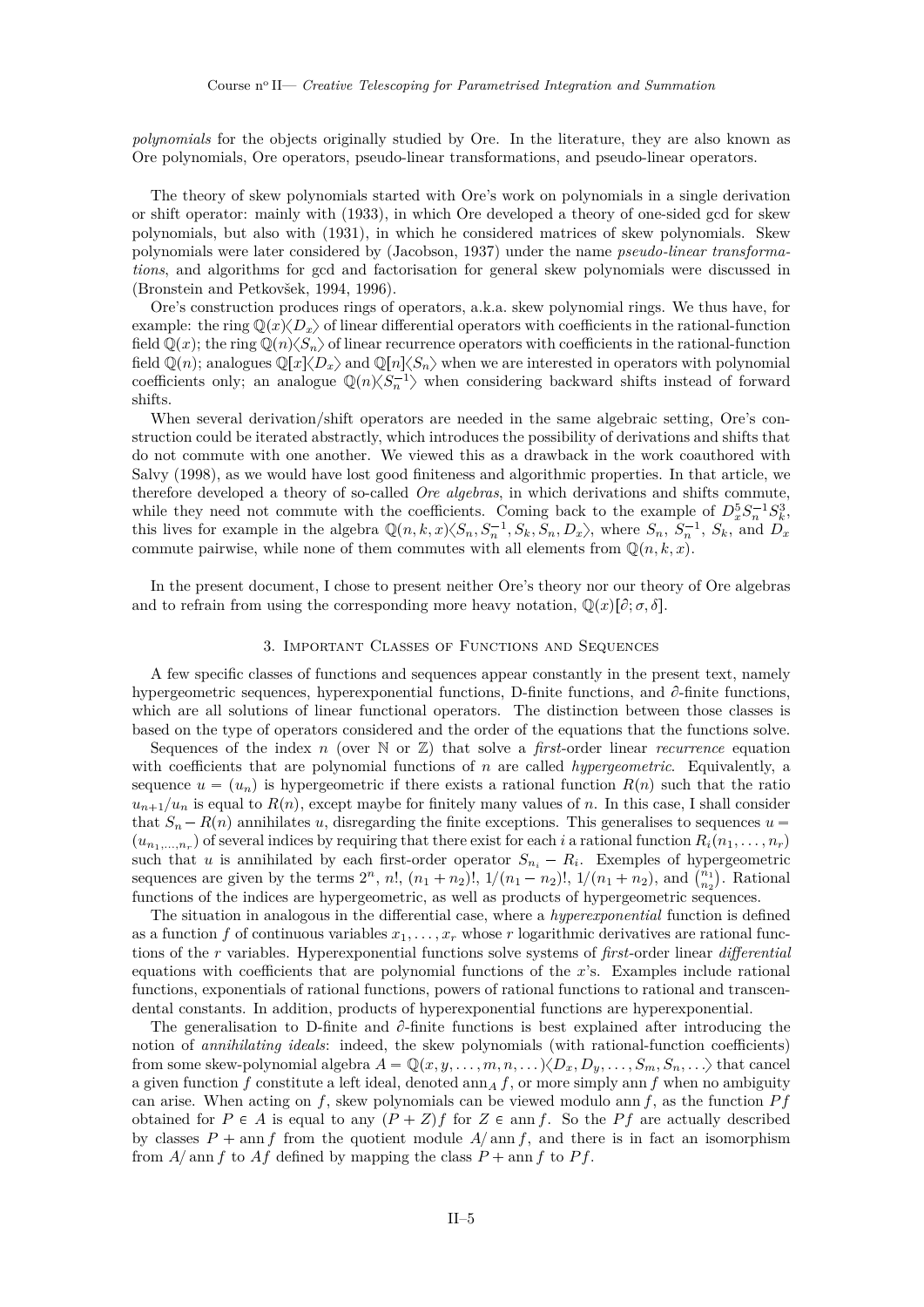*polynomials* for the objects originally studied by Ore. In the literature, they are also known as Ore polynomials, Ore operators, pseudo-linear transformations, and pseudo-linear operators.

The theory of skew polynomials started with Ore's work on polynomials in a single derivation or shift operator: mainly with (1933), in which Ore developed a theory of one-sided gcd for skew polynomials, but also with (1931), in which he considered matrices of skew polynomials. Skew polynomials were later considered by (Jacobson, 1937) under the name *pseudo-linear transformations*, and algorithms for gcd and factorisation for general skew polynomials were discussed in (Bronstein and Petkovšek, 1994, 1996).

Ore's construction produces rings of operators, a.k.a. skew polynomial rings. We thus have, for example: the ring $\mathbb{Q}(x)\langle D_x\rangle$ of linear differential operators with coefficients in the rational-function field $\mathbb{Q}(x)$; the ring $\mathbb{Q}(n)\langle S_n\rangle$ of linear recurrence operators with coefficients in the rational-function field $\mathbb{Q}(n)$; analogues $\mathbb{Q}[x]\langle D_x\rangle$ and $\mathbb{Q}[n]\langle S_n\rangle$ when we are interested in operators with polynomial coefficients only; an analogue $\mathbb{Q}(n)\langle S_n^{-1}\rangle$ when considering backward shifts instead of forward shifts.

When several derivation/shift operators are needed in the same algebraic setting, Ore's construction could be iterated abstractly, which introduces the possibility of derivations and shifts that do not commute with one another. We viewed this as a drawback in the work coauthored with Salvy (1998), as we would have lost good finiteness and algorithmic properties. In that article, we therefore developed a theory of so-called *Ore algebras*, in which derivations and shifts commute, while they need not commute with the coefficients. Coming back to the example of $D_x^5 S_n^{-1} S_k^3$, this lives for example in the algebra $\mathbb{Q}(n,k,x)\langle S_n, S_n^{-1}, S_k, S_n, D_x\rangle$, where $S_n$, $S_n^{-1}$, $S_k$, and $D_x$ commute pairwise, while none of them commutes with all elements from $\mathbb{Q}(n,k,x)$.

In the present document, I chose to present neither Ore's theory nor our theory of Ore algebras and to refrain from using the corresponding more heavy notation, $\mathbb{Q}(x)[\partial;\sigma,\delta]$.

## 3. Important Classes of Functions and Sequences

A few specific classes of functions and sequences appear constantly in the present text, namely hypergeometric sequences, hyperexponential functions, D-finite functions, and $\partial$-finite functions, which are all solutions of linear functional operators. The distinction between those classes is based on the type of operators considered and the order of the equations that the functions solve.

Sequences of the index $n$ (over $\mathbb{N}$ or $\mathbb{Z}$) that solve a *first*-order linear *recurrence* equation with coefficients that are polynomial functions of $n$ are called *hypergeometric*. Equivalently, a sequence $u = (u_n)$ is hypergeometric if there exists a rational function $R(n)$ such that the ratio $u_{n+1}/u_n$ is equal to $R(n)$, except maybe for finitely many values of $n$. In this case, I shall consider that $S_n - R(n)$ annihilates $u$, disregarding the finite exceptions. This generalises to sequences $u = (u_{n_1,\dots,n_r})$ of several indices by requiring that there exist for each $i$ a rational function $R_i(n_1,\dots,n_r)$ such that $u$ is annihilated by each first-order operator $S_{n_i} - R_i$. Examples of hypergeometric sequences are given by the terms $2^n$, $n!$, $(n_1+n_2)!$, $1/(n_1-n_2)!$, $1/(n_1+n_2)$, and $\binom{n_1}{n_2}$. Rational functions of the indices are hypergeometric, as well as products of hypergeometric sequences.

The situation in analogous in the differential case, where a *hyperexponential* function is defined as a function $f$ of continuous variables $x_1,\dots,x_r$ whose $r$ logarithmic derivatives are rational functions of the $r$ variables. Hyperexponential functions solve systems of *first*-order linear *differential* equations with coefficients that are polynomial functions of the $x$'s. Examples include rational functions, exponentials of rational functions, powers of rational functions to rational and transcendental constants. In addition, products of hyperexponential functions are hyperexponential.

The generalisation to D-finite and $\partial$-finite functions is best explained after introducing the notion of *annihilating ideals*: indeed, the skew polynomials (with rational-function coefficients) from some skew-polynomial algebra $A = \mathbb{Q}(x,y,\dots,m,n,\dots)\langle D_x, D_y,\dots,S_m,S_n,\dots\rangle$ that cancel a given function $f$ constitute a left ideal, denoted $\operatorname{ann}_A f$, or more simply $\operatorname{ann} f$ when no ambiguity can arise. When acting on $f$, skew polynomials can be viewed modulo $\operatorname{ann} f$, as the function $Pf$ obtained for $P \in A$ is equal to any $(P+Z)f$ for $Z \in \operatorname{ann} f$. So the $Pf$ are actually described by classes $P + \operatorname{ann} f$ from the quotient module $A/\operatorname{ann} f$, and there is in fact an isomorphism from $A/\operatorname{ann} f$ to $Af$ defined by mapping the class $P + \operatorname{ann} f$ to $Pf$.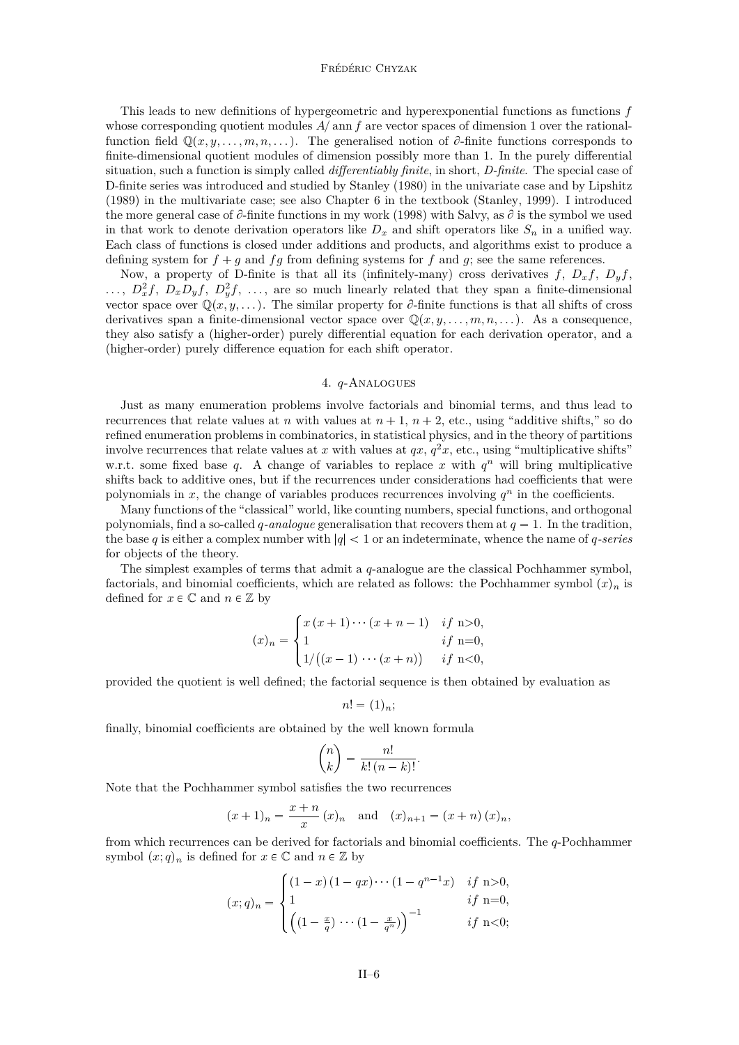This leads to new definitions of hypergeometric and hyperexponential functions as functions $f$ whose corresponding quotient modules $A/\operatorname{ann} f$ are vector spaces of dimension 1 over the rational-function field $\mathbb{Q}(x, y, \dots, m, n, \dots)$. The generalised notion of $\partial$-finite functions corresponds to finite-dimensional quotient modules of dimension possibly more than 1. In the purely differential situation, such a function is simply called *differentiably finite*, in short, *D-finite*. The special case of D-finite series was introduced and studied by Stanley (1980) in the univariate case and by Lipshitz (1989) in the multivariate case; see also Chapter 6 in the textbook (Stanley, 1999). I introduced the more general case of $\partial$-finite functions in my work (1998) with Salvy, as $\partial$ is the symbol we used in that work to denote derivation operators like $D_x$ and shift operators like $S_n$ in a unified way. Each class of functions is closed under additions and products, and algorithms exist to produce a defining system for $f + g$ and $fg$ from defining systems for $f$ and $g$; see the same references.

Now, a property of D-finite is that all its (infinitely-many) cross derivatives $f$, $D_x f$, $D_y f$, $\dots$, $D_x^2 f$, $D_x D_y f$, $D_y^2 f$, $\dots$, are so much linearly related that they span a finite-dimensional vector space over $\mathbb{Q}(x, y, \dots)$. The similar property for $\partial$-finite functions is that all shifts of cross derivatives span a finite-dimensional vector space over $\mathbb{Q}(x, y, \dots, m, n, \dots)$. As a consequence, they also satisfy a (higher-order) purely differential equation for each derivation operator, and a (higher-order) purely difference equation for each shift operator.

## 4. $q$-Analogues

Just as many enumeration problems involve factorials and binomial terms, and thus lead to recurrences that relate values at $n$ with values at $n + 1$, $n + 2$, etc., using "additive shifts," so do refined enumeration problems in combinatorics, in statistical physics, and in the theory of partitions involve recurrences that relate values at $x$ with values at $qx$, $q^2 x$, etc., using "multiplicative shifts" w.r.t. some fixed base $q$. A change of variables to replace $x$ with $q^n$ will bring multiplicative shifts back to additive ones, but if the recurrences under considerations had coefficients that were polynomials in $x$, the change of variables produces recurrences involving $q^n$ in the coefficients.

Many functions of the "classical" world, like counting numbers, special functions, and orthogonal polynomials, find a so-called *q-analogue* generalisation that recovers them at $q = 1$. In the tradition, the base $q$ is either a complex number with $|q| < 1$ or an indeterminate, whence the name of *q-series* for objects of the theory.

The simplest examples of terms that admit a $q$-analogue are the classical Pochhammer symbol, factorials, and binomial coefficients, which are related as follows: the Pochhammer symbol $(x)_n$ is defined for $x \in \mathbb{C}$ and $n \in \mathbb{Z}$ by

$$(x)_n = \begin{cases} x\,(x+1)\cdots(x+n-1) & if \text{ n>0}, \\ 1 & if \text{ n=0}, \\ 1/\big((x-1)\,\cdots\,(x+n)\big) & if \text{ n<0}, \end{cases}$$

provided the quotient is well defined; the factorial sequence is then obtained by evaluation as

$$n! = (1)_n;$$

finally, binomial coefficients are obtained by the well known formula

$$\binom{n}{k} = \frac{n!}{k!\,(n-k)!}.$$

Note that the Pochhammer symbol satisfies the two recurrences

$$(x+1)_n = \frac{x+n}{x}\,(x)_n \quad \text{and} \quad (x)_{n+1} = (x+n)\,(x)_n,$$

from which recurrences can be derived for factorials and binomial coefficients. The $q$-Pochhammer symbol $(x; q)_n$ is defined for $x \in \mathbb{C}$ and $n \in \mathbb{Z}$ by

$$(x;q)_n = \begin{cases} (1-x)\,(1-qx)\cdots(1-q^{n-1}x) & if \text{ n>0}, \\ 1 & if \text{ n=0}, \\ \Big((1-\frac{x}{q})\,\cdots\,(1-\frac{x}{q^n})\Big)^{-1} & if \text{ n<0}; \end{cases}$$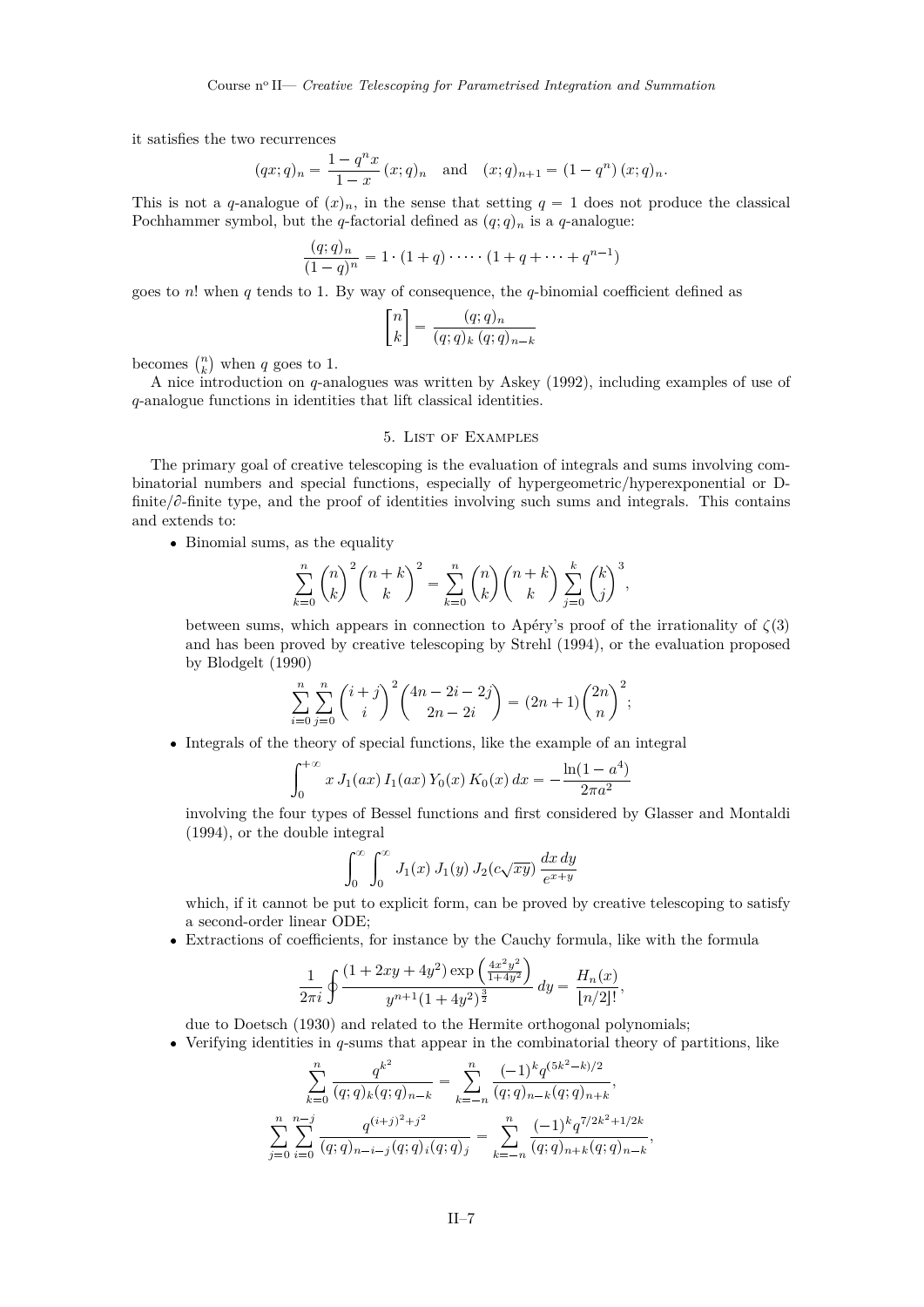it satisfies the two recurrences

$$(qx;q)_n = \frac{1-q^n x}{1-x}\,(x;q)_n \quad \text{and} \quad (x;q)_{n+1} = (1-q^n)\,(x;q)_n.$$

This is not a $q$-analogue of $(x)_n$, in the sense that setting $q=1$ does not produce the classical Pochhammer symbol, but the $q$-factorial defined as $(q;q)_n$ is a $q$-analogue:

$$\frac{(q;q)_n}{(1-q)^n} = 1\cdot(1+q)\cdot\dots\cdot(1+q+\dots+q^{n-1})$$

goes to $n!$ when $q$ tends to 1. By way of consequence, the $q$-binomial coefficient defined as

$$\begin{bmatrix} n \\ k \end{bmatrix} = \frac{(q;q)_n}{(q;q)_k\,(q;q)_{n-k}}$$

becomes $\binom{n}{k}$ when $q$ goes to 1.

A nice introduction on $q$-analogues was written by Askey (1992), including examples of use of $q$-analogue functions in identities that lift classical identities.

## 5. List of Examples

The primary goal of creative telescoping is the evaluation of integrals and sums involving combinatorial numbers and special functions, especially of hypergeometric/hyperexponential or D-finite/∂-finite type, and the proof of identities involving such sums and integrals. This contains and extends to:

- Binomial sums, as the equality

  $$\sum_{k=0}^{n} \binom{n}{k}^2 \binom{n+k}{k}^2 = \sum_{k=0}^{n} \binom{n}{k}\binom{n+k}{k} \sum_{j=0}^{k} \binom{k}{j}^3,$$

  between sums, which appears in connection to Apéry's proof of the irrationality of $\zeta(3)$ and has been proved by creative telescoping by Strehl (1994), or the evaluation proposed by Blodgelt (1990)

  $$\sum_{i=0}^{n}\sum_{j=0}^{n} \binom{i+j}{i}^2 \binom{4n-2i-2j}{2n-2i} = (2n+1)\binom{2n}{n}^2;$$

- Integrals of the theory of special functions, like the example of an integral

  $$\int_0^{+\infty} x\,J_1(ax)\,I_1(ax)\,Y_0(x)\,K_0(x)\,dx = -\frac{\ln(1-a^4)}{2\pi a^2}$$

  involving the four types of Bessel functions and first considered by Glasser and Montaldi (1994), or the double integral

  $$\int_0^{\infty}\int_0^{\infty} J_1(x)\,J_1(y)\,J_2(c\sqrt{xy})\,\frac{dx\,dy}{e^{x+y}}$$

  which, if it cannot be put to explicit form, can be proved by creative telescoping to satisfy a second-order linear ODE;

- Extractions of coefficients, for instance by the Cauchy formula, like with the formula

  $$\frac{1}{2\pi i}\oint \frac{(1+2xy+4y^2)\exp\left(\frac{4x^2y^2}{1+4y^2}\right)}{y^{n+1}(1+4y^2)^{\frac{3}{2}}}\,dy = \frac{H_n(x)}{\lfloor n/2\rfloor!},$$

  due to Doetsch (1930) and related to the Hermite orthogonal polynomials;

- Verifying identities in $q$-sums that appear in the combinatorial theory of partitions, like

  $$\sum_{k=0}^{n} \frac{q^{k^2}}{(q;q)_k(q;q)_{n-k}} = \sum_{k=-n}^{n} \frac{(-1)^k q^{(5k^2-k)/2}}{(q;q)_{n-k}(q;q)_{n+k}},$$

  $$\sum_{j=0}^{n}\sum_{i=0}^{n-j} \frac{q^{(i+j)^2+j^2}}{(q;q)_{n-i-j}(q;q)_i(q;q)_j} = \sum_{k=-n}^{n} \frac{(-1)^k q^{7/2k^2+1/2k}}{(q;q)_{n+k}(q;q)_{n-k}},$$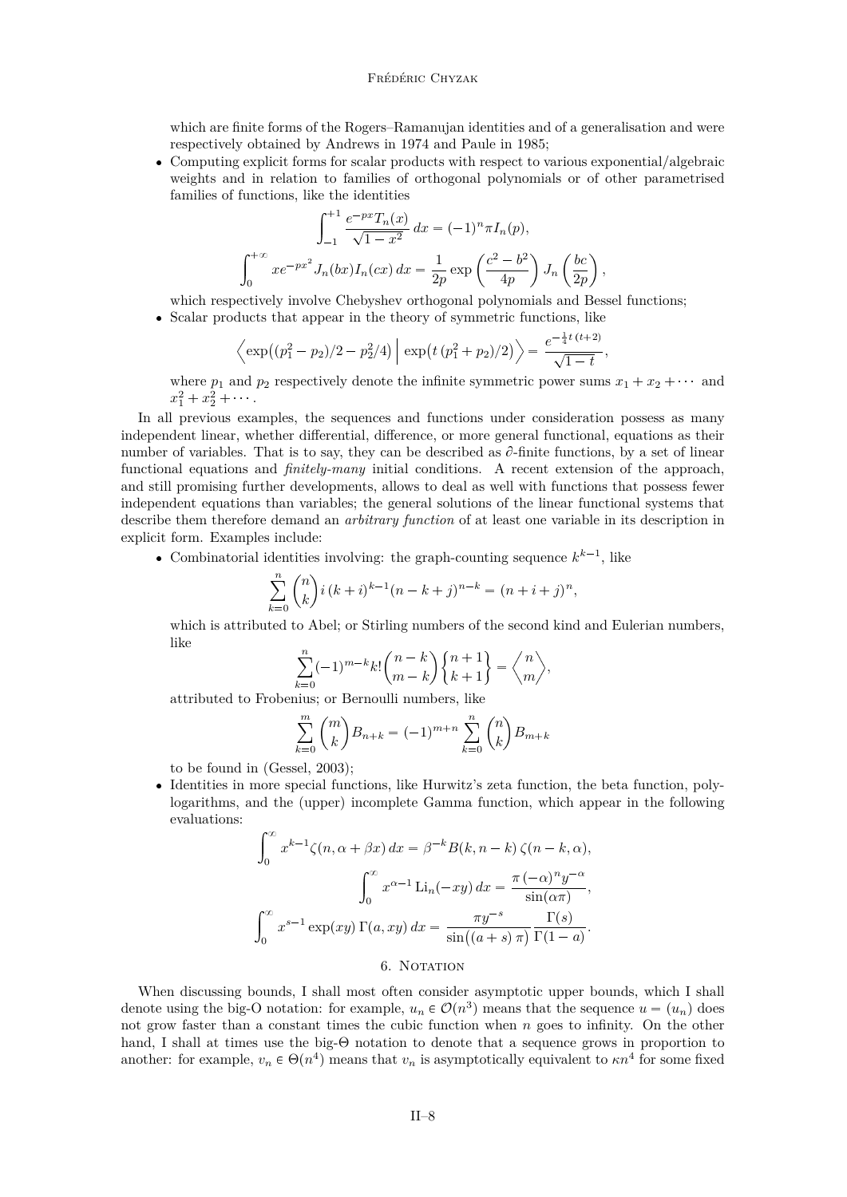which are finite forms of the Rogers–Ramanujan identities and of a generalisation and were respectively obtained by Andrews in 1974 and Paule in 1985;

- Computing explicit forms for scalar products with respect to various exponential/algebraic weights and in relation to families of orthogonal polynomials or of other parametrised families of functions, like the identities

$$\int_{-1}^{+1} \frac{e^{-px} T_n(x)}{\sqrt{1-x^2}}\, dx = (-1)^n \pi I_n(p),$$

$$\int_0^{+\infty} x e^{-px^2} J_n(bx) I_n(cx)\, dx = \frac{1}{2p} \exp\left(\frac{c^2-b^2}{4p}\right) J_n\left(\frac{bc}{2p}\right),$$

which respectively involve Chebyshev orthogonal polynomials and Bessel functions;

- Scalar products that appear in the theory of symmetric functions, like

$$\Big\langle \exp\big((p_1^2 - p_2)/2 - p_2^2/4\big) \,\Big|\, \exp\big(t\,(p_1^2 + p_2)/2\big) \Big\rangle = \frac{e^{-\frac{1}{4}t\,(t+2)}}{\sqrt{1-t}},$$

where $p_1$ and $p_2$ respectively denote the infinite symmetric power sums $x_1 + x_2 + \cdots$ and $x_1^2 + x_2^2 + \cdots$.

In all previous examples, the sequences and functions under consideration possess as many independent linear, whether differential, difference, or more general functional, equations as their number of variables. That is to say, they can be described as $\partial$-finite functions, by a set of linear functional equations and *finitely-many* initial conditions. A recent extension of the approach, and still promising further developments, allows to deal as well with functions that possess fewer independent equations than variables; the general solutions of the linear functional systems that describe them therefore demand an *arbitrary function* of at least one variable in its description in explicit form. Examples include:

- Combinatorial identities involving: the graph-counting sequence $k^{k-1}$, like

$$\sum_{k=0}^{n} \binom{n}{k} i\,(k+i)^{k-1} (n-k+j)^{n-k} = (n+i+j)^n,$$

which is attributed to Abel; or Stirling numbers of the second kind and Eulerian numbers, like

$$\sum_{k=0}^{n} (-1)^{m-k} k! \binom{n-k}{m-k} \left\{ {n+1 \atop k+1} \right\} = \left\langle {n \atop m} \right\rangle,$$

attributed to Frobenius; or Bernoulli numbers, like

$$\sum_{k=0}^{m} \binom{m}{k} B_{n+k} = (-1)^{m+n} \sum_{k=0}^{n} \binom{n}{k} B_{m+k}$$

to be found in (Gessel, 2003);

- Identities in more special functions, like Hurwitz's zeta function, the beta function, polylogarithms, and the (upper) incomplete Gamma function, which appear in the following evaluations:

$$\int_0^{\infty} x^{k-1} \zeta(n, \alpha + \beta x)\, dx = \beta^{-k} B(k, n-k)\, \zeta(n-k, \alpha),$$

$$\int_0^{\infty} x^{\alpha-1} \operatorname{Li}_n(-xy)\, dx = \frac{\pi\,(-\alpha)^n y^{-\alpha}}{\sin(\alpha\pi)},$$

$$\int_0^{\infty} x^{s-1} \exp(xy)\, \Gamma(a, xy)\, dx = \frac{\pi y^{-s}}{\sin\big((a+s)\,\pi\big)} \frac{\Gamma(s)}{\Gamma(1-a)}.$$

## 6. Notation

When discussing bounds, I shall most often consider asymptotic upper bounds, which I shall denote using the big-O notation: for example, $u_n \in \mathcal{O}(n^3)$ means that the sequence $u = (u_n)$ does not grow faster than a constant times the cubic function when $n$ goes to infinity. On the other hand, I shall at times use the big-$\Theta$ notation to denote that a sequence grows in proportion to another: for example, $v_n \in \Theta(n^4)$ means that $v_n$ is asymptotically equivalent to $\kappa n^4$ for some fixed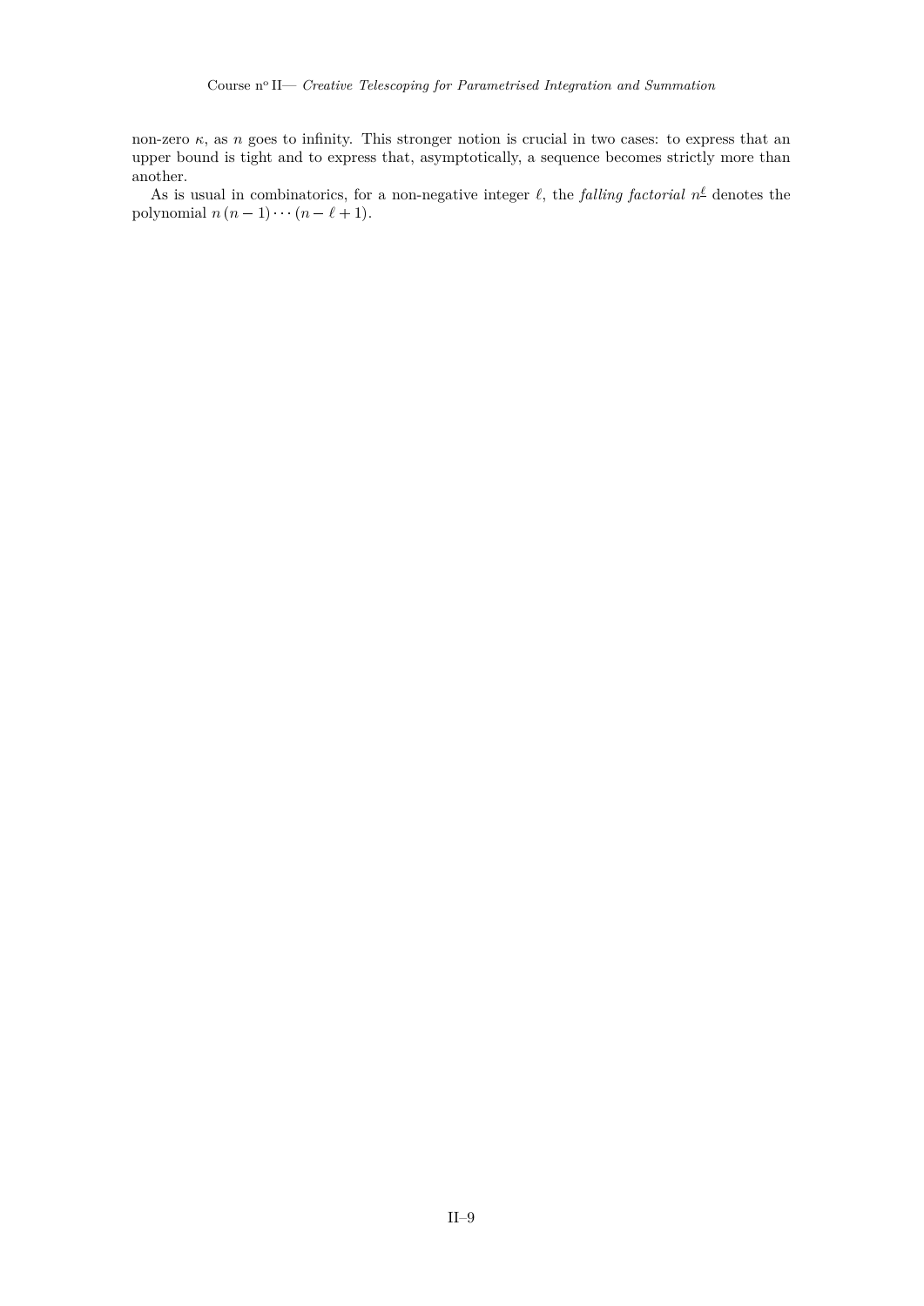non-zero $\kappa$, as $n$ goes to infinity. This stronger notion is crucial in two cases: to express that an upper bound is tight and to express that, asymptotically, a sequence becomes strictly more than another.

As is usual in combinatorics, for a non-negative integer $\ell$, the *falling factorial* $n^{\underline{\ell}}$ denotes the polynomial $n\,(n-1)\cdots(n-\ell+1)$.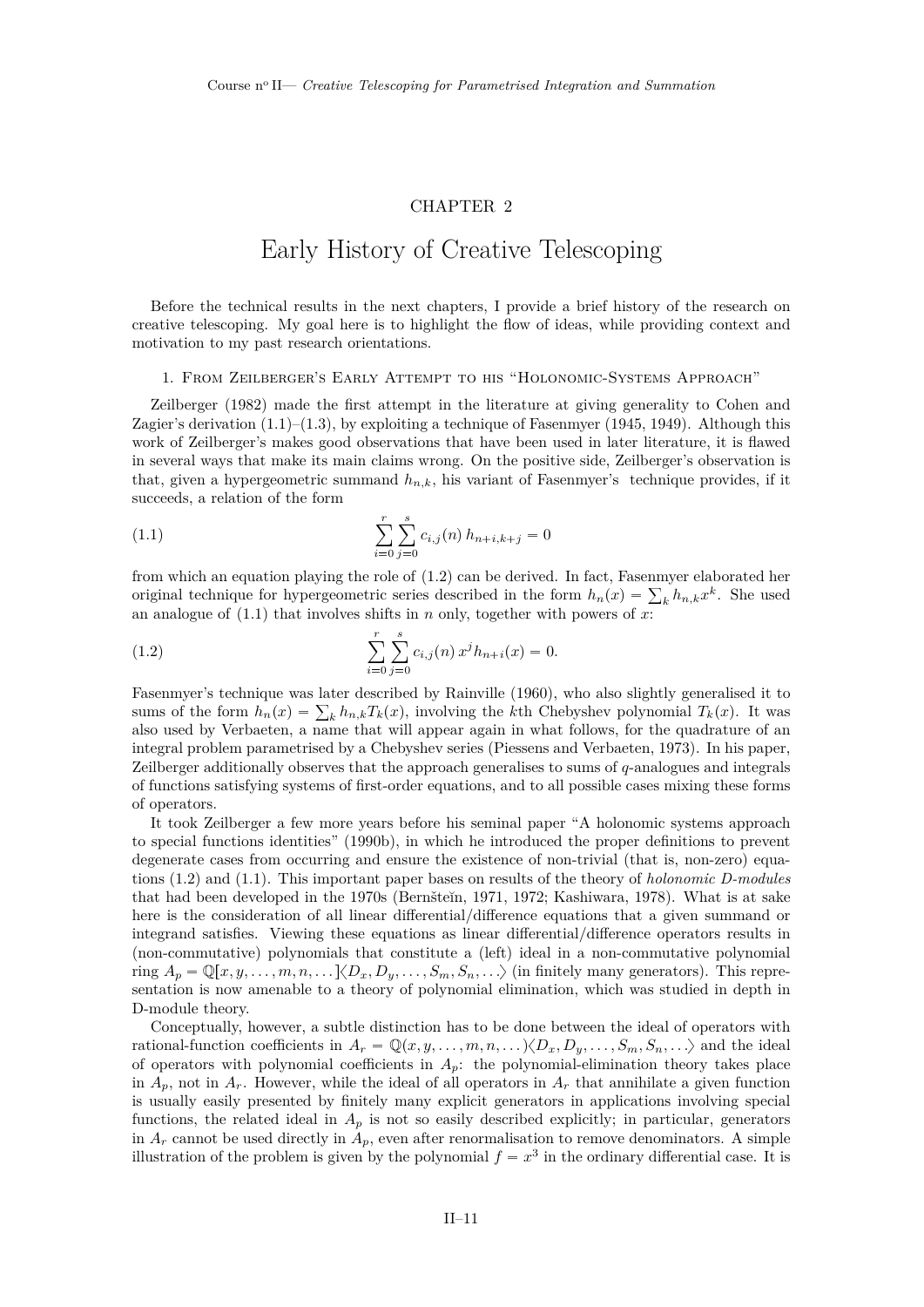# CHAPTER 2

# Early History of Creative Telescoping

Before the technical results in the next chapters, I provide a brief history of the research on creative telescoping. My goal here is to highlight the flow of ideas, while providing context and motivation to my past research orientations.

## 1. From Zeilberger's Early Attempt to his "Holonomic-Systems Approach"

Zeilberger (1982) made the first attempt in the literature at giving generality to Cohen and Zagier's derivation (1.1)–(1.3), by exploiting a technique of Fasenmyer (1945, 1949). Although this work of Zeilberger's makes good observations that have been used in later literature, it is flawed in several ways that make its main claims wrong. On the positive side, Zeilberger's observation is that, given a hypergeometric summand $h_{n,k}$, his variant of Fasenmyer's technique provides, if it succeeds, a relation of the form

$$\sum_{i=0}^{r} \sum_{j=0}^{s} c_{i,j}(n)\, h_{n+i,k+j} = 0 \tag{1.1}$$

from which an equation playing the role of (1.2) can be derived. In fact, Fasenmyer elaborated her original technique for hypergeometric series described in the form $h_n(x) = \sum_k h_{n,k} x^k$. She used an analogue of (1.1) that involves shifts in $n$ only, together with powers of $x$:

$$\sum_{i=0}^{r} \sum_{j=0}^{s} c_{i,j}(n)\, x^j h_{n+i}(x) = 0. \tag{1.2}$$

Fasenmyer's technique was later described by Rainville (1960), who also slightly generalised it to sums of the form $h_n(x) = \sum_k h_{n,k} T_k(x)$, involving the $k$th Chebyshev polynomial $T_k(x)$. It was also used by Verbaeten, a name that will appear again in what follows, for the quadrature of an integral problem parametrised by a Chebyshev series (Piessens and Verbaeten, 1973). In his paper, Zeilberger additionally observes that the approach generalises to sums of $q$-analogues and integrals of functions satisfying systems of first-order equations, and to all possible cases mixing these forms of operators.

It took Zeilberger a few more years before his seminal paper "A holonomic systems approach to special functions identities" (1990b), in which he introduced the proper definitions to prevent degenerate cases from occurring and ensure the existence of non-trivial (that is, non-zero) equations (1.2) and (1.1). This important paper bases on results of the theory of *holonomic D-modules* that had been developed in the 1970s (Bernšteĭn, 1971, 1972; Kashiwara, 1978). What is at sake here is the consideration of all linear differential/difference equations that a given summand or integrand satisfies. Viewing these equations as linear differential/difference operators results in (non-commutative) polynomials that constitute a (left) ideal in a non-commutative polynomial ring $A_p = \mathbb{Q}[x, y, \dots, m, n, \dots]\langle D_x, D_y, \dots, S_m, S_n, \dots\rangle$ (in finitely many generators). This representation is now amenable to a theory of polynomial elimination, which was studied in depth in D-module theory.

Conceptually, however, a subtle distinction has to be done between the ideal of operators with rational-function coefficients in $A_r = \mathbb{Q}(x, y, \dots, m, n, \dots)\langle D_x, D_y, \dots, S_m, S_n, \dots\rangle$ and the ideal of operators with polynomial coefficients in $A_p$: the polynomial-elimination theory takes place in $A_p$, not in $A_r$. However, while the ideal of all operators in $A_r$ that annihilate a given function is usually easily presented by finitely many explicit generators in applications involving special functions, the related ideal in $A_p$ is not so easily described explicitly; in particular, generators in $A_r$ cannot be used directly in $A_p$, even after renormalisation to remove denominators. A simple illustration of the problem is given by the polynomial $f = x^3$ in the ordinary differential case. It is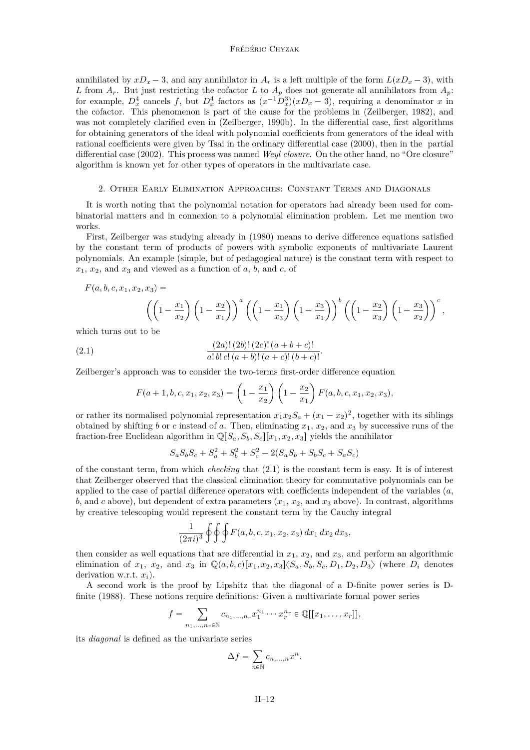annihilated by $xD_x - 3$, and any annihilator in $A_r$ is a left multiple of the form $L(xD_x - 3)$, with $L$ from $A_r$. But just restricting the cofactor $L$ to $A_p$ does not generate all annihilators from $A_p$: for example, $D_x^4$ cancels $f$, but $D_x^4$ factors as $(x^{-1}D_x^3)(xD_x - 3)$, requiring a denominator $x$ in the cofactor. This phenomenon is part of the cause for the problems in (Zeilberger, 1982), and was not completely clarified even in (Zeilberger, 1990b). In the differential case, first algorithms for obtaining generators of the ideal with polynomial coefficients from generators of the ideal with rational coefficients were given by Tsai in the ordinary differential case (2000), then in the partial differential case (2002). This process was named *Weyl closure*. On the other hand, no "Ore closure" algorithm is known yet for other types of operators in the multivariate case.

## 2. Other Early Elimination Approaches: Constant Terms and Diagonals

It is worth noting that the polynomial notation for operators had already been used for combinatorial matters and in connexion to a polynomial elimination problem. Let me mention two works.

First, Zeilberger was studying already in (1980) means to derive difference equations satisfied by the constant term of products of powers with symbolic exponents of multivariate Laurent polynomials. An example (simple, but of pedagogical nature) is the constant term with respect to $x_1$, $x_2$, and $x_3$ and viewed as a function of $a$, $b$, and $c$, of

$$F(a, b, c, x_1, x_2, x_3) = \left(\left(1 - \frac{x_1}{x_2}\right)\left(1 - \frac{x_2}{x_1}\right)\right)^a \left(\left(1 - \frac{x_1}{x_3}\right)\left(1 - \frac{x_3}{x_1}\right)\right)^b \left(\left(1 - \frac{x_2}{x_3}\right)\left(1 - \frac{x_3}{x_2}\right)\right)^c,$$

which turns out to be

$$\frac{(2a)!\,(2b)!\,(2c)!\,(a+b+c)!}{a!\,b!\,c!\,(a+b)!\,(a+c)!\,(b+c)!}. \tag{2.1}$$

Zeilberger's approach was to consider the two-terms first-order difference equation

$$F(a+1, b, c, x_1, x_2, x_3) = \left(1 - \frac{x_1}{x_2}\right)\left(1 - \frac{x_2}{x_1}\right) F(a, b, c, x_1, x_2, x_3),$$

or rather its normalised polynomial representation $x_1 x_2 S_a + (x_1 - x_2)^2$, together with its siblings obtained by shifting $b$ or $c$ instead of $a$. Then, eliminating $x_1$, $x_2$, and $x_3$ by successive runs of the fraction-free Euclidean algorithm in $\mathbb{Q}[S_a, S_b, S_c][x_1, x_2, x_3]$ yields the annihilator

$$S_a S_b S_c + S_a^2 + S_b^2 + S_c^2 - 2(S_a S_b + S_b S_c + S_a S_c)$$

of the constant term, from which *checking* that (2.1) is the constant term is easy. It is of interest that Zeilberger observed that the classical elimination theory for commutative polynomials can be applied to the case of partial difference operators with coefficients independent of the variables ($a$, $b$, and $c$ above), but dependent of extra parameters ($x_1$, $x_2$, and $x_3$ above). In contrast, algorithms by creative telescoping would represent the constant term by the Cauchy integral

$$\frac{1}{(2\pi i)^3} \oint\oint\oint F(a, b, c, x_1, x_2, x_3)\, dx_1\, dx_2\, dx_3,$$

then consider as well equations that are differential in $x_1$, $x_2$, and $x_3$, and perform an algorithmic elimination of $x_1$, $x_2$, and $x_3$ in $\mathbb{Q}(a, b, c)[x_1, x_2, x_3]\langle S_a, S_b, S_c, D_1, D_2, D_3\rangle$ (where $D_i$ denotes derivation w.r.t. $x_i$).

A second work is the proof by Lipshitz that the diagonal of a D-finite power series is D-finite (1988). These notions require definitions: Given a multivariate formal power series

$$f = \sum_{n_1, \dots, n_r \in \mathbb{N}} c_{n_1, \dots, n_r} x_1^{n_1} \cdots x_r^{n_r} \in \mathbb{Q}[[x_1, \dots, x_r]],$$

its *diagonal* is defined as the univariate series

$$\Delta f = \sum_{n \in \mathbb{N}} c_{n, \dots, n} x^n.$$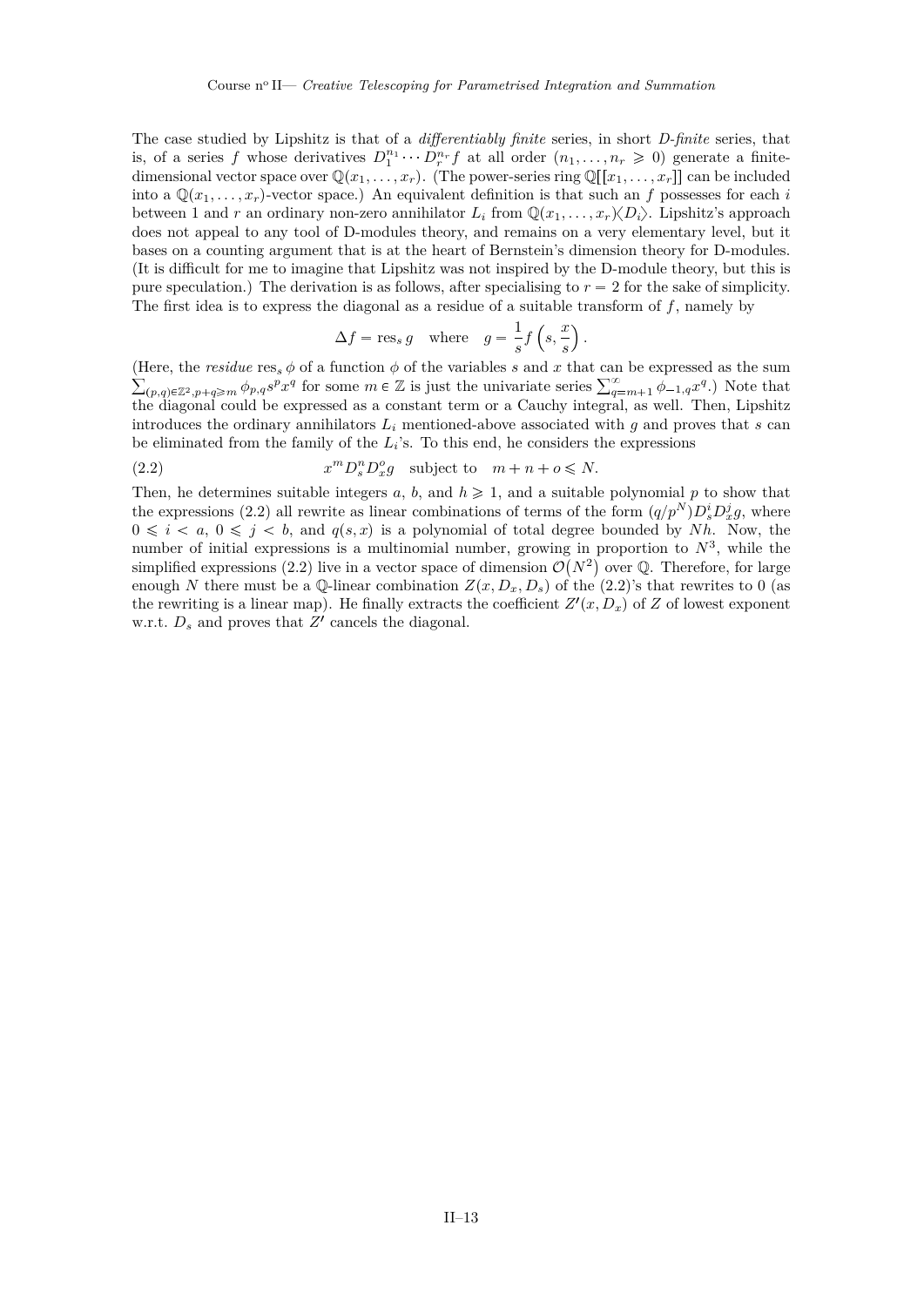The case studied by Lipshitz is that of a *differentiably finite* series, in short *D-finite* series, that is, of a series $f$ whose derivatives $D_1^{n_1} \cdots D_r^{n_r} f$ at all order $(n_1, \dots, n_r \geqslant 0)$ generate a finite-dimensional vector space over $\mathbb{Q}(x_1, \dots, x_r)$. (The power-series ring $\mathbb{Q}[[x_1, \dots, x_r]]$ can be included into a $\mathbb{Q}(x_1, \dots, x_r)$-vector space.) An equivalent definition is that such an $f$ possesses for each $i$ between 1 and $r$ an ordinary non-zero annihilator $L_i$ from $\mathbb{Q}(x_1, \dots, x_r)\langle D_i \rangle$. Lipshitz's approach does not appeal to any tool of D-modules theory, and remains on a very elementary level, but it bases on a counting argument that is at the heart of Bernstein's dimension theory for D-modules. (It is difficult for me to imagine that Lipshitz was not inspired by the D-module theory, but this is pure speculation.) The derivation is as follows, after specialising to $r = 2$ for the sake of simplicity. The first idea is to express the diagonal as a residue of a suitable transform of $f$, namely by

$$\Delta f = \operatorname{res}_s g \quad \text{where} \quad g = \frac{1}{s} f\left(s, \frac{x}{s}\right).$$

(Here, the *residue* $\operatorname{res}_s \phi$ of a function $\phi$ of the variables $s$ and $x$ that can be expressed as the sum $\sum_{(p,q) \in \mathbb{Z}^2, p+q \geqslant m} \phi_{p,q} s^p x^q$ for some $m \in \mathbb{Z}$ is just the univariate series $\sum_{q=m+1}^{\infty} \phi_{-1,q} x^q$.) Note that the diagonal could be expressed as a constant term or a Cauchy integral, as well. Then, Lipshitz introduces the ordinary annihilators $L_i$ mentioned-above associated with $g$ and proves that $s$ can be eliminated from the family of the $L_i$'s. To this end, he considers the expressions

$$x^m D_s^n D_x^o g \quad \text{subject to} \quad m + n + o \leqslant N. \tag{2.2}$$

Then, he determines suitable integers $a$, $b$, and $h \geqslant 1$, and a suitable polynomial $p$ to show that the expressions (2.2) all rewrite as linear combinations of terms of the form $(q/p^N) D_s^i D_x^j g$, where $0 \leqslant i < a$, $0 \leqslant j < b$, and $q(s, x)$ is a polynomial of total degree bounded by $Nh$. Now, the number of initial expressions is a multinomial number, growing in proportion to $N^3$, while the simplified expressions (2.2) live in a vector space of dimension $\mathcal{O}(N^2)$ over $\mathbb{Q}$. Therefore, for large enough $N$ there must be a $\mathbb{Q}$-linear combination $Z(x, D_x, D_s)$ of the (2.2)'s that rewrites to 0 (as the rewriting is a linear map). He finally extracts the coefficient $Z'(x, D_x)$ of $Z$ of lowest exponent w.r.t. $D_s$ and proves that $Z'$ cancels the diagonal.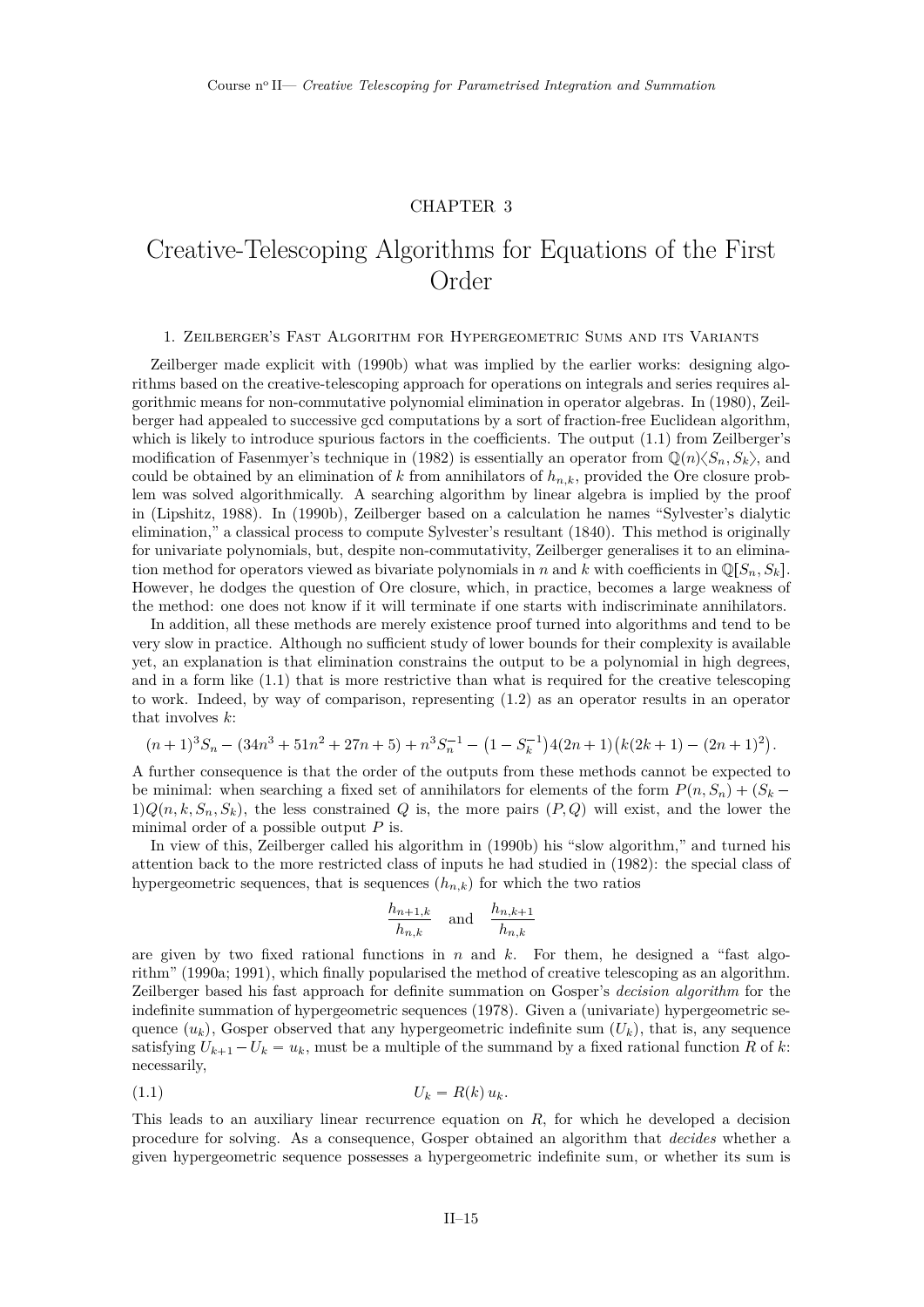# CHAPTER 3

# Creative-Telescoping Algorithms for Equations of the First Order

## 1. Zeilberger's Fast Algorithm for Hypergeometric Sums and its Variants

Zeilberger made explicit with (1990b) what was implied by the earlier works: designing algorithms based on the creative-telescoping approach for operations on integrals and series requires algorithmic means for non-commutative polynomial elimination in operator algebras. In (1980), Zeilberger had appealed to successive gcd computations by a sort of fraction-free Euclidean algorithm, which is likely to introduce spurious factors in the coefficients. The output (1.1) from Zeilberger's modification of Fasenmyer's technique in (1982) is essentially an operator from $\mathbb{Q}(n)\langle S_n, S_k\rangle$, and could be obtained by an elimination of $k$ from annihilators of $h_{n,k}$, provided the Ore closure problem was solved algorithmically. A searching algorithm by linear algebra is implied by the proof in (Lipshitz, 1988). In (1990b), Zeilberger based on a calculation he names "Sylvester's dialytic elimination," a classical process to compute Sylvester's resultant (1840). This method is originally for univariate polynomials, but, despite non-commutativity, Zeilberger generalises it to an elimination method for operators viewed as bivariate polynomials in $n$ and $k$ with coefficients in $\mathbb{Q}[S_n, S_k]$. However, he dodges the question of Ore closure, which, in practice, becomes a large weakness of the method: one does not know if it will terminate if one starts with indiscriminate annihilators.

In addition, all these methods are merely existence proof turned into algorithms and tend to be very slow in practice. Although no sufficient study of lower bounds for their complexity is available yet, an explanation is that elimination constrains the output to be a polynomial in high degrees, and in a form like (1.1) that is more restrictive than what is required for the creative telescoping to work. Indeed, by way of comparison, representing (1.2) as an operator results in an operator that involves $k$:

$$(n+1)^3 S_n - (34n^3 + 51n^2 + 27n + 5) + n^3 S_n^{-1} - \left(1 - S_k^{-1}\right) 4(2n+1)\left(k(2k+1) - (2n+1)^2\right).$$

A further consequence is that the order of the outputs from these methods cannot be expected to be minimal: when searching a fixed set of annihilators for elements of the form $P(n, S_n) + (S_k - 1)Q(n, k, S_n, S_k)$, the less constrained $Q$ is, the more pairs $(P, Q)$ will exist, and the lower the minimal order of a possible output $P$ is.

In view of this, Zeilberger called his algorithm in (1990b) his "slow algorithm," and turned his attention back to the more restricted class of inputs he had studied in (1982): the special class of hypergeometric sequences, that is sequences $(h_{n,k})$ for which the two ratios

$$\frac{h_{n+1,k}}{h_{n,k}} \quad \text{and} \quad \frac{h_{n,k+1}}{h_{n,k}}$$

are given by two fixed rational functions in $n$ and $k$. For them, he designed a "fast algorithm" (1990a; 1991), which finally popularised the method of creative telescoping as an algorithm. Zeilberger based his fast approach for definite summation on Gosper's *decision algorithm* for the indefinite summation of hypergeometric sequences (1978). Given a (univariate) hypergeometric sequence $(u_k)$, Gosper observed that any hypergeometric indefinite sum $(U_k)$, that is, any sequence satisfying $U_{k+1} - U_k = u_k$, must be a multiple of the summand by a fixed rational function $R$ of $k$: necessarily,

$$U_k = R(k)\, u_k. \tag{1.1}$$

This leads to an auxiliary linear recurrence equation on $R$, for which he developed a decision procedure for solving. As a consequence, Gosper obtained an algorithm that *decides* whether a given hypergeometric sequence possesses a hypergeometric indefinite sum, or whether its sum is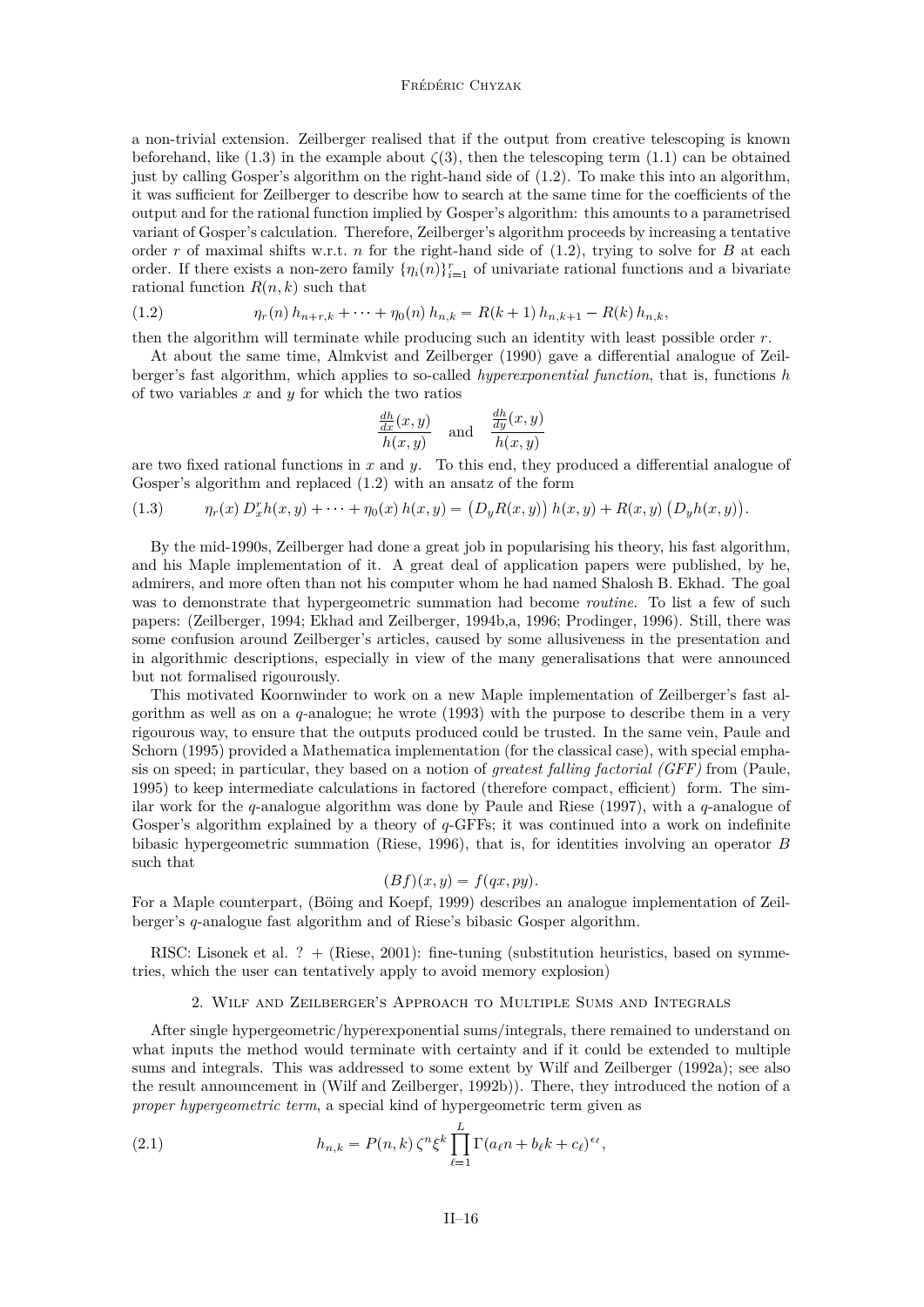a non-trivial extension. Zeilberger realised that if the output from creative telescoping is known beforehand, like (1.3) in the example about $\zeta(3)$, then the telescoping term (1.1) can be obtained just by calling Gosper's algorithm on the right-hand side of (1.2). To make this into an algorithm, it was sufficient for Zeilberger to describe how to search at the same time for the coefficients of the output and for the rational function implied by Gosper's algorithm: this amounts to a parametrised variant of Gosper's calculation. Therefore, Zeilberger's algorithm proceeds by increasing a tentative order $r$ of maximal shifts w.r.t. $n$ for the right-hand side of (1.2), trying to solve for $B$ at each order. If there exists a non-zero family $\{\eta_i(n)\}_{i=1}^r$ of univariate rational functions and a bivariate rational function $R(n,k)$ such that

$$\eta_r(n)\, h_{n+r,k} + \cdots + \eta_0(n)\, h_{n,k} = R(k+1)\, h_{n,k+1} - R(k)\, h_{n,k}, \tag{1.2}$$

then the algorithm will terminate while producing such an identity with least possible order $r$.

At about the same time, Almkvist and Zeilberger (1990) gave a differential analogue of Zeilberger's fast algorithm, which applies to so-called *hyperexponential function*, that is, functions $h$ of two variables $x$ and $y$ for which the two ratios

$$\frac{\frac{dh}{dx}(x,y)}{h(x,y)} \quad \text{and} \quad \frac{\frac{dh}{dy}(x,y)}{h(x,y)}$$

are two fixed rational functions in $x$ and $y$. To this end, they produced a differential analogue of Gosper's algorithm and replaced (1.2) with an ansatz of the form

$$\eta_r(x)\, D_x^r h(x,y) + \cdots + \eta_0(x)\, h(x,y) = \big(D_y R(x,y)\big)\, h(x,y) + R(x,y)\, \big(D_y h(x,y)\big). \tag{1.3}$$

By the mid-1990s, Zeilberger had done a great job in popularising his theory, his fast algorithm, and his Maple implementation of it. A great deal of application papers were published, by he, admirers, and more often than not his computer whom he had named Shalosh B. Ekhad. The goal was to demonstrate that hypergeometric summation had become *routine*. To list a few of such papers: (Zeilberger, 1994; Ekhad and Zeilberger, 1994b,a, 1996; Prodinger, 1996). Still, there was some confusion around Zeilberger's articles, caused by some allusiveness in the presentation and in algorithmic descriptions, especially in view of the many generalisations that were announced but not formalised rigourously.

This motivated Koornwinder to work on a new Maple implementation of Zeilberger's fast algorithm as well as on a $q$-analogue; he wrote (1993) with the purpose to describe them in a very rigourous way, to ensure that the outputs produced could be trusted. In the same vein, Paule and Schorn (1995) provided a Mathematica implementation (for the classical case), with special emphasis on speed; in particular, they based on a notion of *greatest falling factorial (GFF)* from (Paule, 1995) to keep intermediate calculations in factored (therefore compact, efficient) form. The similar work for the $q$-analogue algorithm was done by Paule and Riese (1997), with a $q$-analogue of Gosper's algorithm explained by a theory of $q$-GFFs; it was continued into a work on indefinite bibasic hypergeometric summation (Riese, 1996), that is, for identities involving an operator $B$ such that

$$(Bf)(x,y) = f(qx,py).$$

For a Maple counterpart, (Böing and Koepf, 1999) describes an analogue implementation of Zeilberger's $q$-analogue fast algorithm and of Riese's bibasic Gosper algorithm.

RISC: Lisonek et al. ? + (Riese, 2001): fine-tuning (substitution heuristics, based on symmetries, which the user can tentatively apply to avoid memory explosion)

## 2. Wilf and Zeilberger's Approach to Multiple Sums and Integrals

After single hypergeometric/hyperexponential sums/integrals, there remained to understand on what inputs the method would terminate with certainty and if it could be extended to multiple sums and integrals. This was addressed to some extent by Wilf and Zeilberger (1992a); see also the result announcement in (Wilf and Zeilberger, 1992b)). There, they introduced the notion of a *proper hypergeometric term*, a special kind of hypergeometric term given as

$$h_{n,k} = P(n,k)\, \zeta^n \xi^k \prod_{\ell=1}^{L} \Gamma(a_\ell n + b_\ell k + c_\ell)^{\epsilon_\ell}, \tag{2.1}$$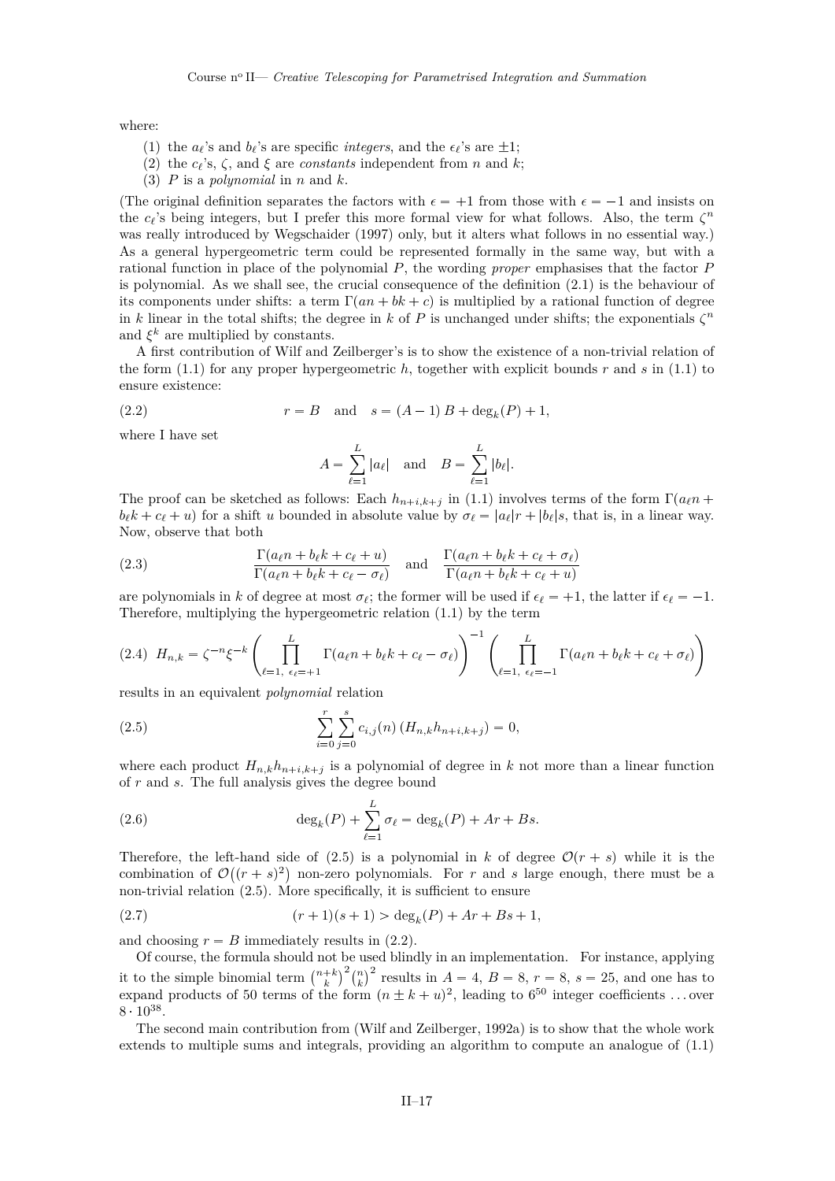where:

1. the $a_\ell$'s and $b_\ell$'s are specific *integers*, and the $\epsilon_\ell$'s are $\pm 1$;
2. the $c_\ell$'s, $\zeta$, and $\xi$ are *constants* independent from $n$ and $k$;
3. $P$ is a *polynomial* in $n$ and $k$.

(The original definition separates the factors with $\epsilon = +1$ from those with $\epsilon = -1$ and insists on the $c_\ell$'s being integers, but I prefer this more formal view for what follows. Also, the term $\zeta^n$ was really introduced by Wegschaider (1997) only, but it alters what follows in no essential way.) As a general hypergeometric term could be represented formally in the same way, but with a rational function in place of the polynomial $P$, the wording *proper* emphasises that the factor $P$ is polynomial. As we shall see, the crucial consequence of the definition (2.1) is the behaviour of its components under shifts: a term $\Gamma(an + bk + c)$ is multiplied by a rational function of degree in $k$ linear in the total shifts; the degree in $k$ of $P$ is unchanged under shifts; the exponentials $\zeta^n$ and $\xi^k$ are multiplied by constants.

A first contribution of Wilf and Zeilberger's is to show the existence of a non-trivial relation of the form (1.1) for any proper hypergeometric $h$, together with explicit bounds $r$ and $s$ in (1.1) to ensure existence:

$$r = B \quad \text{and} \quad s = (A-1)\,B + \deg_k(P) + 1, \tag{2.2}$$

where I have set

$$A = \sum_{\ell=1}^{L} |a_\ell| \quad \text{and} \quad B = \sum_{\ell=1}^{L} |b_\ell|.$$

The proof can be sketched as follows: Each $h_{n+i,k+j}$ in (1.1) involves terms of the form $\Gamma(a_\ell n + b_\ell k + c_\ell + u)$ for a shift $u$ bounded in absolute value by $\sigma_\ell = |a_\ell| r + |b_\ell| s$, that is, in a linear way. Now, observe that both

$$\frac{\Gamma(a_\ell n + b_\ell k + c_\ell + u)}{\Gamma(a_\ell n + b_\ell k + c_\ell - \sigma_\ell)} \quad \text{and} \quad \frac{\Gamma(a_\ell n + b_\ell k + c_\ell + \sigma_\ell)}{\Gamma(a_\ell n + b_\ell k + c_\ell + u)} \tag{2.3}$$

are polynomials in $k$ of degree at most $\sigma_\ell$; the former will be used if $\epsilon_\ell = +1$, the latter if $\epsilon_\ell = -1$. Therefore, multiplying the hypergeometric relation (1.1) by the term

$$H_{n,k} = \zeta^{-n}\xi^{-k} \left( \prod_{\ell=1,\ \epsilon_\ell=+1}^{L} \Gamma(a_\ell n + b_\ell k + c_\ell - \sigma_\ell) \right)^{-1} \left( \prod_{\ell=1,\ \epsilon_\ell=-1}^{L} \Gamma(a_\ell n + b_\ell k + c_\ell + \sigma_\ell) \right) \tag{2.4}$$

results in an equivalent *polynomial* relation

$$\sum_{i=0}^{r} \sum_{j=0}^{s} c_{i,j}(n)\,(H_{n,k} h_{n+i,k+j}) = 0, \tag{2.5}$$

where each product $H_{n,k} h_{n+i,k+j}$ is a polynomial of degree in $k$ not more than a linear function of $r$ and $s$. The full analysis gives the degree bound

$$\deg_k(P) + \sum_{\ell=1}^{L} \sigma_\ell = \deg_k(P) + Ar + Bs. \tag{2.6}$$

Therefore, the left-hand side of (2.5) is a polynomial in $k$ of degree $\mathcal{O}(r+s)$ while it is the combination of $\mathcal{O}\big((r+s)^2\big)$ non-zero polynomials. For $r$ and $s$ large enough, there must be a non-trivial relation (2.5). More specifically, it is sufficient to ensure

$$(r+1)(s+1) > \deg_k(P) + Ar + Bs + 1, \tag{2.7}$$

and choosing $r = B$ immediately results in (2.2).

Of course, the formula should not be used blindly in an implementation. For instance, applying it to the simple binomial term $\binom{n+k}{k}^2\binom{n}{k}^2$ results in $A = 4$, $B = 8$, $r = 8$, $s = 25$, and one has to expand products of 50 terms of the form $(n \pm k + u)^2$, leading to $6^{50}$ integer coefficients … over $8 \cdot 10^{38}$.

The second main contribution from (Wilf and Zeilberger, 1992a) is to show that the whole work extends to multiple sums and integrals, providing an algorithm to compute an analogue of (1.1)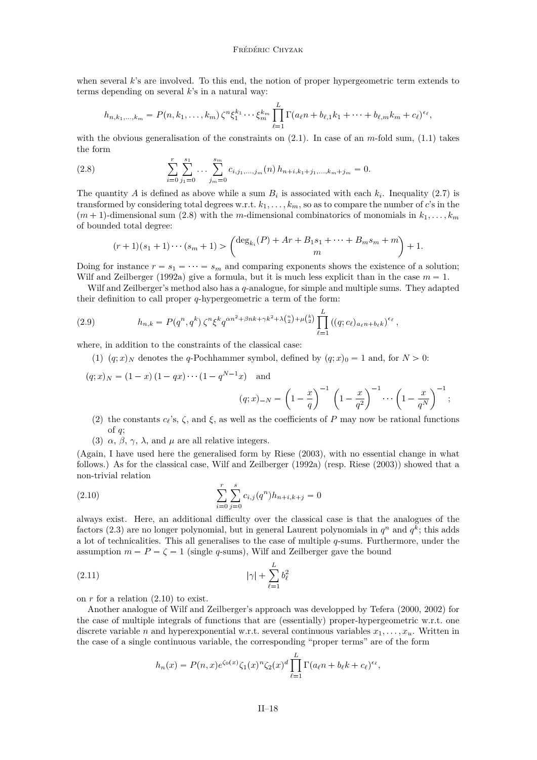when several $k$'s are involved. To this end, the notion of proper hypergeometric term extends to terms depending on several $k$'s in a natural way:

$$h_{n,k_1,\dots,k_m} = P(n, k_1, \dots, k_m)\, \zeta^n \xi_1^{k_1} \cdots \xi_m^{k_m} \prod_{\ell=1}^{L} \Gamma(a_\ell n + b_{\ell,1} k_1 + \cdots + b_{\ell,m} k_m + c_\ell)^{\epsilon_\ell},$$

with the obvious generalisation of the constraints on (2.1). In case of an $m$-fold sum, (1.1) takes the form

$$\sum_{i=0}^{r} \sum_{j_1=0}^{s_1} \dots \sum_{j_m=0}^{s_m} c_{i,j_1,\dots,j_m}(n)\, h_{n+i,k_1+j_1,\dots,k_m+j_m} = 0. \tag{2.8}$$

The quantity $A$ is defined as above while a sum $B_i$ is associated with each $k_i$. Inequality (2.7) is transformed by considering total degrees w.r.t. $k_1, \dots, k_m$, so as to compare the number of $c$'s in the $(m+1)$-dimensional sum (2.8) with the $m$-dimensional combinatorics of monomials in $k_1, \dots, k_m$ of bounded total degree:

$$(r+1)(s_1+1)\cdots(s_m+1) > \binom{\deg_{k_i}(P) + Ar + B_1 s_1 + \cdots + B_m s_m + m}{m} + 1.$$

Doing for instance $r = s_1 = \cdots = s_m$ and comparing exponents shows the existence of a solution; Wilf and Zeilberger (1992a) give a formula, but it is much less explicit than in the case $m = 1$.

Wilf and Zeilberger's method also has a $q$-analogue, for simple and multiple sums. They adapted their definition to call proper $q$-hypergeometric a term of the form:

$$h_{n,k} = P(q^n, q^k)\, \zeta^n \xi^k q^{\alpha n^2 + \beta n k + \gamma k^2 + \lambda \binom{n}{2} + \mu \binom{k}{2}} \prod_{\ell=1}^{L} \left((q; c_\ell)_{a_\ell n + b_\ell k}\right)^{\epsilon_\ell}, \tag{2.9}$$

where, in addition to the constraints of the classical case:

(1) $(q; x)_N$ denotes the $q$-Pochhammer symbol, defined by $(q; x)_0 = 1$ and, for $N > 0$:

$$(q; x)_N = (1-x)(1-qx)\cdots(1-q^{N-1}x) \quad \text{and}$$

$$(q; x)_{-N} = \left(1 - \frac{x}{q}\right)^{-1} \left(1 - \frac{x}{q^2}\right)^{-1} \cdots \left(1 - \frac{x}{q^N}\right)^{-1};$$

(2) the constants $c_\ell$'s, $\zeta$, and $\xi$, as well as the coefficients of $P$ may now be rational functions of $q$;

(3) $\alpha$, $\beta$, $\gamma$, $\lambda$, and $\mu$ are all relative integers.

(Again, I have used here the generalised form by Riese (2003), with no essential change in what follows.) As for the classical case, Wilf and Zeilberger (1992a) (resp. Riese (2003)) showed that a non-trivial relation

$$\sum_{i=0}^{r} \sum_{j=0}^{s} c_{i,j}(q^n) h_{n+i,k+j} = 0 \tag{2.10}$$

always exist. Here, an additional difficulty over the classical case is that the analogues of the factors (2.3) are no longer polynomial, but in general Laurent polynomials in $q^n$ and $q^k$; this adds a lot of technicalities. This all generalises to the case of multiple $q$-sums. Furthermore, under the assumption $m = P = \zeta = 1$ (single $q$-sums), Wilf and Zeilberger gave the bound

$$|\gamma| + \sum_{\ell=1}^{L} b_\ell^2 \tag{2.11}$$

on $r$ for a relation (2.10) to exist.

Another analogue of Wilf and Zeilberger's approach was developped by Tefera (2000, 2002) for the case of multiple integrals of functions that are (essentially) proper-hypergeometric w.r.t. one discrete variable $n$ and hyperexponential w.r.t. several continuous variables $x_1, \dots, x_u$. Written in the case of a single continuous variable, the corresponding "proper terms" are of the form

$$h_n(x) = P(n, x) e^{\zeta_0(x)} \zeta_1(x)^n \zeta_2(x)^d \prod_{\ell=1}^{L} \Gamma(a_\ell n + b_\ell k + c_\ell)^{\epsilon_\ell},$$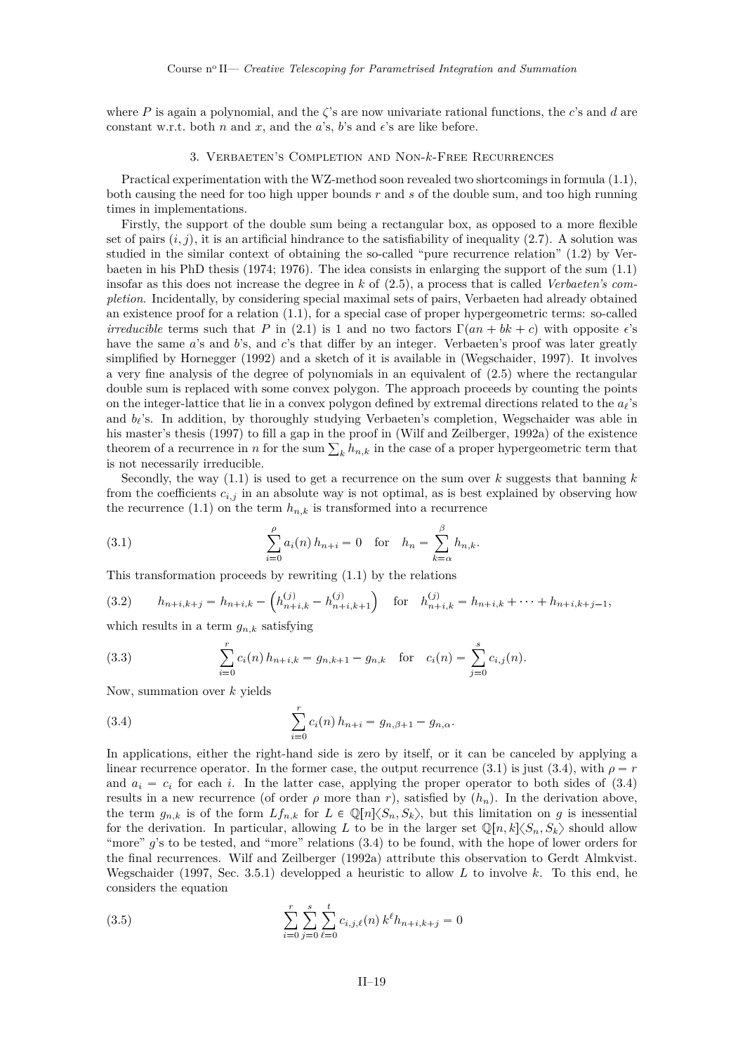where $P$ is again a polynomial, and the $\zeta$'s are now univariate rational functions, the $c$'s and $d$ are constant w.r.t. both $n$ and $x$, and the $a$'s, $b$'s and $\epsilon$'s are like before.

## 3. Verbaeten's Completion and Non-$k$-Free Recurrences

Practical experimentation with the WZ-method soon revealed two shortcomings in formula (1.1), both causing the need for too high upper bounds $r$ and $s$ of the double sum, and too high running times in implementations.

Firstly, the support of the double sum being a rectangular box, as opposed to a more flexible set of pairs $(i, j)$, it is an artificial hindrance to the satisfiability of inequality (2.7). A solution was studied in the similar context of obtaining the so-called "pure recurrence relation" (1.2) by Verbaeten in his PhD thesis (1974; 1976). The idea consists in enlarging the support of the sum (1.1) insofar as this does not increase the degree in $k$ of (2.5), a process that is called *Verbaeten's completion*. Incidentally, by considering special maximal sets of pairs, Verbaeten had already obtained an existence proof for a relation (1.1), for a special case of proper hypergeometric terms: so-called *irreducible* terms such that $P$ in (2.1) is 1 and no two factors $\Gamma(an + bk + c)$ with opposite $\epsilon$'s have the same $a$'s and $b$'s, and $c$'s that differ by an integer. Verbaeten's proof was later greatly simplified by Hornegger (1992) and a sketch of it is available in (Wegschaider, 1997). It involves a very fine analysis of the degree of polynomials in an equivalent of (2.5) where the rectangular double sum is replaced with some convex polygon. The approach proceeds by counting the points on the integer-lattice that lie in a convex polygon defined by extremal directions related to the $a_\ell$'s and $b_\ell$'s. In addition, by thoroughly studying Verbaeten's completion, Wegschaider was able in his master's thesis (1997) to fill a gap in the proof in (Wilf and Zeilberger, 1992a) of the existence theorem of a recurrence in $n$ for the sum $\sum_k h_{n,k}$ in the case of a proper hypergeometric term that is not necessarily irreducible.

Secondly, the way (1.1) is used to get a recurrence on the sum over $k$ suggests that banning $k$ from the coefficients $c_{i,j}$ in an absolute way is not optimal, as is best explained by observing how the recurrence (1.1) on the term $h_{n,k}$ is transformed into a recurrence

$$\sum_{i=0}^{\rho} a_i(n)\, h_{n+i} = 0 \quad \text{for} \quad h_n = \sum_{k=\alpha}^{\beta} h_{n,k}. \tag{3.1}$$

This transformation proceeds by rewriting (1.1) by the relations

$$h_{n+i,k+j} = h_{n+i,k} - \left(h^{(j)}_{n+i,k} - h^{(j)}_{n+i,k+1}\right) \quad \text{for} \quad h^{(j)}_{n+i,k} = h_{n+i,k} + \cdots + h_{n+i,k+j-1}, \tag{3.2}$$

which results in a term $g_{n,k}$ satisfying

$$\sum_{i=0}^{r} c_i(n)\, h_{n+i,k} = g_{n,k+1} - g_{n,k} \quad \text{for} \quad c_i(n) = \sum_{j=0}^{s} c_{i,j}(n). \tag{3.3}$$

Now, summation over $k$ yields

$$\sum_{i=0}^{r} c_i(n)\, h_{n+i} = g_{n,\beta+1} - g_{n,\alpha}. \tag{3.4}$$

In applications, either the right-hand side is zero by itself, or it can be canceled by applying a linear recurrence operator. In the former case, the output recurrence (3.1) is just (3.4), with $\rho = r$ and $a_i = c_i$ for each $i$. In the latter case, applying the proper operator to both sides of (3.4) results in a new recurrence (of order $\rho$ more than $r$), satisfied by $(h_n)$. In the derivation above, the term $g_{n,k}$ is of the form $Lf_{n,k}$ for $L \in \mathbb{Q}[n]\langle S_n, S_k\rangle$, but this limitation on $g$ is inessential for the derivation. In particular, allowing $L$ to be in the larger set $\mathbb{Q}[n,k]\langle S_n, S_k\rangle$ should allow "more" $g$'s to be tested, and "more" relations (3.4) to be found, with the hope of lower orders for the final recurrences. Wilf and Zeilberger (1992a) attribute this observation to Gerdt Almkvist. Wegschaider (1997, Sec. 3.5.1) developped a heuristic to allow $L$ to involve $k$. To this end, he considers the equation

$$\sum_{i=0}^{r} \sum_{j=0}^{s} \sum_{\ell=0}^{t} c_{i,j,\ell}(n)\, k^\ell h_{n+i,k+j} = 0 \tag{3.5}$$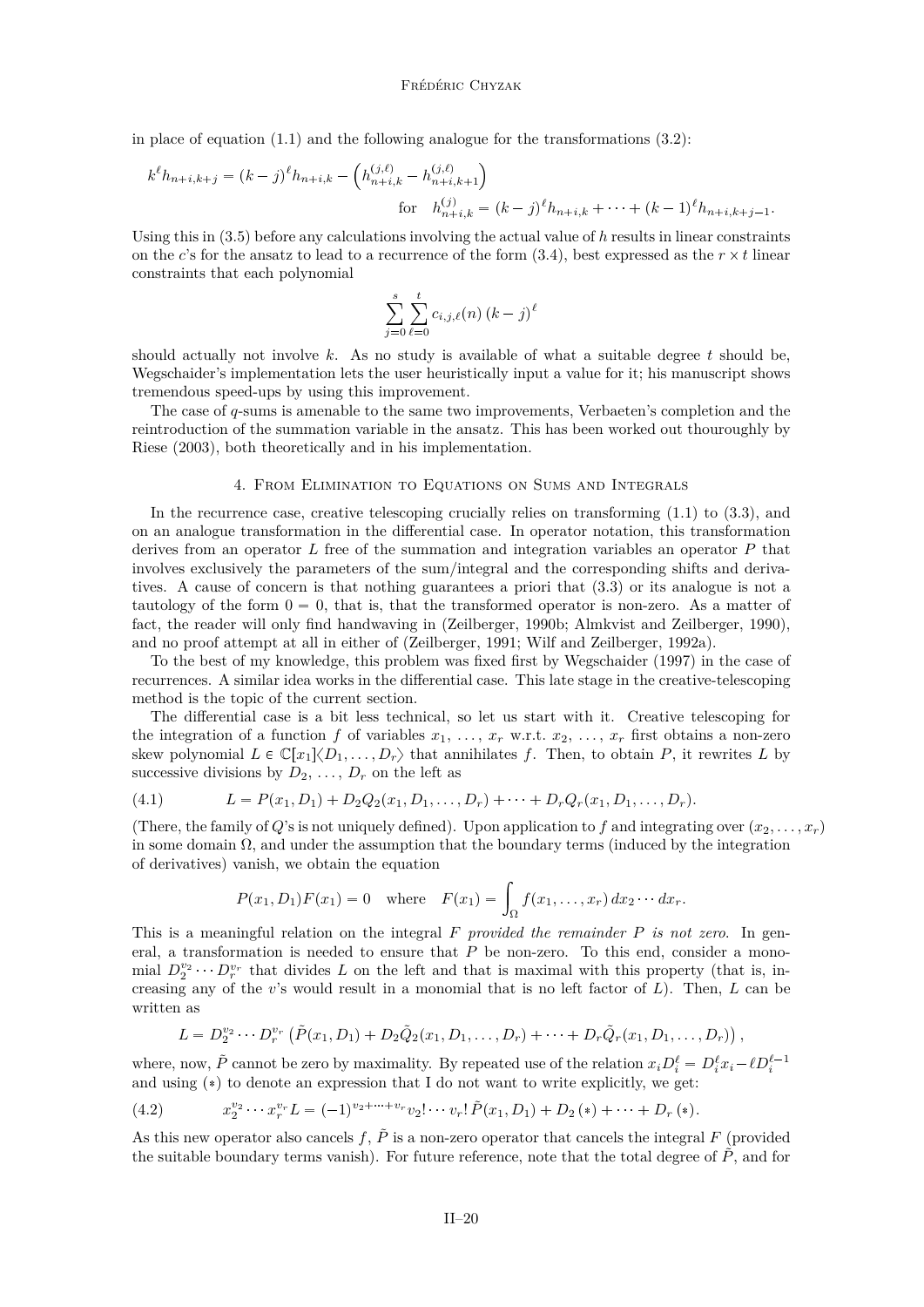in place of equation (1.1) and the following analogue for the transformations (3.2):

$$k^\ell h_{n+i,k+j} = (k-j)^\ell h_{n+i,k} - \left(h^{(j,\ell)}_{n+i,k} - h^{(j,\ell)}_{n+i,k+1}\right)$$

$$\text{for} \quad h^{(j)}_{n+i,k} = (k-j)^\ell h_{n+i,k} + \cdots + (k-1)^\ell h_{n+i,k+j-1}.$$

Using this in (3.5) before any calculations involving the actual value of $h$ results in linear constraints on the $c$'s for the ansatz to lead to a recurrence of the form (3.4), best expressed as the $r \times t$ linear constraints that each polynomial

$$\sum_{j=0}^{s} \sum_{\ell=0}^{t} c_{i,j,\ell}(n)\,(k-j)^\ell$$

should actually not involve $k$. As no study is available of what a suitable degree $t$ should be, Wegschaider's implementation lets the user heuristically input a value for it; his manuscript shows tremendous speed-ups by using this improvement.

The case of $q$-sums is amenable to the same two improvements, Verbaeten's completion and the reintroduction of the summation variable in the ansatz. This has been worked out thouroughly by Riese (2003), both theoretically and in his implementation.

## 4. From Elimination to Equations on Sums and Integrals

In the recurrence case, creative telescoping crucially relies on transforming (1.1) to (3.3), and on an analogue transformation in the differential case. In operator notation, this transformation derives from an operator $L$ free of the summation and integration variables an operator $P$ that involves exclusively the parameters of the sum/integral and the corresponding shifts and derivatives. A cause of concern is that nothing guarantees a priori that (3.3) or its analogue is not a tautology of the form $0 = 0$, that is, that the transformed operator is non-zero. As a matter of fact, the reader will only find handwaving in (Zeilberger, 1990b; Almkvist and Zeilberger, 1990), and no proof attempt at all in either of (Zeilberger, 1991; Wilf and Zeilberger, 1992a).

To the best of my knowledge, this problem was fixed first by Wegschaider (1997) in the case of recurrences. A similar idea works in the differential case. This late stage in the creative-telescoping method is the topic of the current section.

The differential case is a bit less technical, so let us start with it. Creative telescoping for the integration of a function $f$ of variables $x_1, \ldots, x_r$ w.r.t. $x_2, \ldots, x_r$ first obtains a non-zero skew polynomial $L \in \mathbb{C}[x_1]\langle D_1, \ldots, D_r\rangle$ that annihilates $f$. Then, to obtain $P$, it rewrites $L$ by successive divisions by $D_2, \ldots, D_r$ on the left as

$$L = P(x_1, D_1) + D_2 Q_2(x_1, D_1, \ldots, D_r) + \cdots + D_r Q_r(x_1, D_1, \ldots, D_r). \tag{4.1}$$

(There, the family of $Q$'s is not uniquely defined). Upon application to $f$ and integrating over $(x_2, \ldots, x_r)$ in some domain $\Omega$, and under the assumption that the boundary terms (induced by the integration of derivatives) vanish, we obtain the equation

$$P(x_1, D_1) F(x_1) = 0 \quad \text{where} \quad F(x_1) = \int_\Omega f(x_1, \ldots, x_r)\, dx_2 \cdots dx_r.$$

This is a meaningful relation on the integral $F$ *provided the remainder $P$ is not zero*. In general, a transformation is needed to ensure that $P$ be non-zero. To this end, consider a monomial $D_2^{v_2} \cdots D_r^{v_r}$ that divides $L$ on the left and that is maximal with this property (that is, increasing any of the $v$'s would result in a monomial that is no left factor of $L$). Then, $L$ can be written as

$$L = D_2^{v_2} \cdots D_r^{v_r} \left(\tilde{P}(x_1, D_1) + D_2 \tilde{Q}_2(x_1, D_1, \ldots, D_r) + \cdots + D_r \tilde{Q}_r(x_1, D_1, \ldots, D_r)\right),$$

where, now, $\tilde{P}$ cannot be zero by maximality. By repeated use of the relation $x_i D_i^\ell = D_i^\ell x_i - \ell D_i^{\ell-1}$ and using $(*)$ to denote an expression that I do not want to write explicitly, we get:

$$x_2^{v_2} \cdots x_r^{v_r} L = (-1)^{v_2 + \cdots + v_r} v_2! \cdots v_r!\, \tilde{P}(x_1, D_1) + D_2\,(*) + \cdots + D_r\,(*). \tag{4.2}$$

As this new operator also cancels $f$, $\tilde{P}$ is a non-zero operator that cancels the integral $F$ (provided the suitable boundary terms vanish). For future reference, note that the total degree of $\tilde{P}$, and for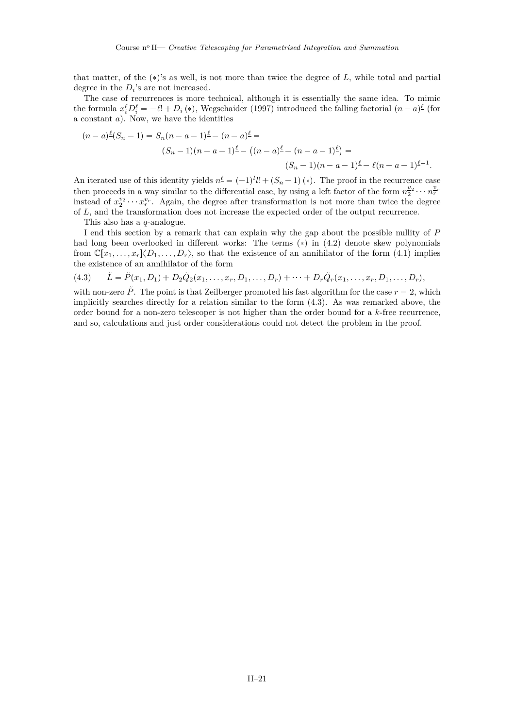that matter, of the $(*)$'s as well, is not more than twice the degree of $L$, while total and partial degree in the $D_i$'s are not increased.

The case of recurrences is more technical, although it is essentially the same idea. To mimic the formula $x_i^\ell D_i^\ell = -\ell! + D_i\,(*)$, Wegschaider (1997) introduced the falling factorial $(n-a)^{\underline{\ell}}$ (for a constant $a$). Now, we have the identities

$$
\begin{aligned}
(n-a)^{\underline{\ell}}(S_n - 1) = S_n(n-a-1)^{\underline{\ell}} - (n-a)^{\underline{\ell}} = \\
(S_n - 1)(n-a-1)^{\underline{\ell}} - \left((n-a)^{\underline{\ell}} - (n-a-1)^{\underline{\ell}}\right) = \\
(S_n - 1)(n-a-1)^{\underline{\ell}} - \ell(n-a-1)^{\underline{\ell-1}}.
\end{aligned}
$$

An iterated use of this identity yields $n^{\underline{\ell}} = (-1)^l l! + (S_n - 1)\,(*)$. The proof in the recurrence case then proceeds in a way similar to the differential case, by using a left factor of the form $n_2^{\underline{v_2}} \cdots n_r^{\underline{v_r}}$ instead of $x_2^{v_2} \cdots x_r^{v_r}$. Again, the degree after transformation is not more than twice the degree of $L$, and the transformation does not increase the expected order of the output recurrence.

This also has a $q$-analogue.

I end this section by a remark that can explain why the gap about the possible nullity of $P$ had long been overlooked in different works: The terms $(*)$ in (4.2) denote skew polynomials from $\mathbb{C}[x_1, \dots, x_r]\langle D_1, \dots, D_r\rangle$, so that the existence of an annihilator of the form (4.1) implies the existence of an annihilator of the form

$$
\tilde{L} = \tilde{P}(x_1, D_1) + D_2 \tilde{Q}_2(x_1, \dots, x_r, D_1, \dots, D_r) + \cdots + D_r \tilde{Q}_r(x_1, \dots, x_r, D_1, \dots, D_r), \tag{4.3}
$$

with non-zero $\tilde{P}$. The point is that Zeilberger promoted his fast algorithm for the case $r = 2$, which implicitly searches directly for a relation similar to the form (4.3). As was remarked above, the order bound for a non-zero telescoper is not higher than the order bound for a $k$-free recurrence, and so, calculations and just order considerations could not detect the problem in the proof.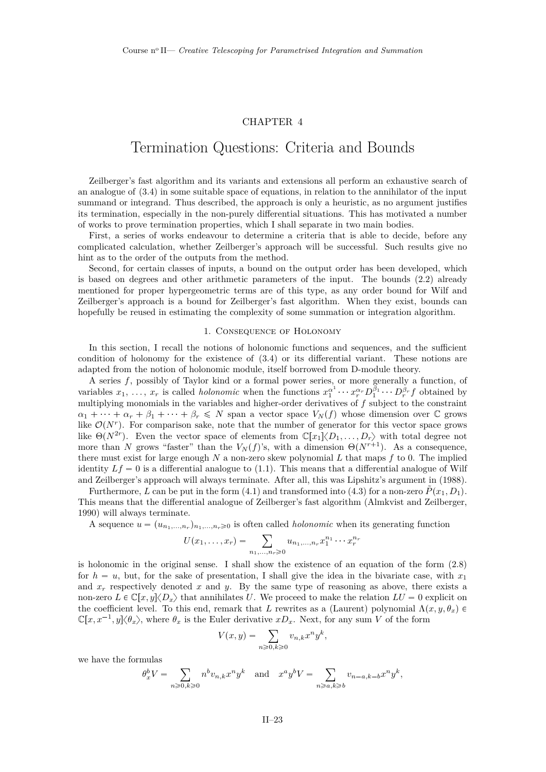# CHAPTER 4

# Termination Questions: Criteria and Bounds

Zeilberger's fast algorithm and its variants and extensions all perform an exhaustive search of an analogue of (3.4) in some suitable space of equations, in relation to the annihilator of the input summand or integrand. Thus described, the approach is only a heuristic, as no argument justifies its termination, especially in the non-purely differential situations. This has motivated a number of works to prove termination properties, which I shall separate in two main bodies.

First, a series of works endeavour to determine a criteria that is able to decide, before any complicated calculation, whether Zeilberger's approach will be successful. Such results give no hint as to the order of the outputs from the method.

Second, for certain classes of inputs, a bound on the output order has been developed, which is based on degrees and other arithmetic parameters of the input. The bounds (2.2) already mentioned for proper hypergeometric terms are of this type, as any order bound for Wilf and Zeilberger's approach is a bound for Zeilberger's fast algorithm. When they exist, bounds can hopefully be reused in estimating the complexity of some summation or integration algorithm.

## 1. Consequence of Holonomy

In this section, I recall the notions of holonomic functions and sequences, and the sufficient condition of holonomy for the existence of (3.4) or its differential variant. These notions are adapted from the notion of holonomic module, itself borrowed from D-module theory.

A series $f$, possibly of Taylor kind or a formal power series, or more generally a function, of variables $x_1, \ldots, x_r$ is called *holonomic* when the functions $x_1^{\alpha^1} \cdots x_r^{\alpha_r} D_1^{\beta_1} \cdots D_r^{\beta_r} f$ obtained by multiplying monomials in the variables and higher-order derivatives of $f$ subject to the constraint $\alpha_1 + \cdots + \alpha_r + \beta_1 + \cdots + \beta_r \leqslant N$ span a vector space $V_N(f)$ whose dimension over $\mathbb{C}$ grows like $\mathcal{O}(N^r)$. For comparison sake, note that the number of generator for this vector space grows like $\Theta(N^{2r})$. Even the vector space of elements from $\mathbb{C}[x_1]\langle D_1, \ldots, D_r\rangle$ with total degree not more than $N$ grows "faster" than the $V_N(f)$'s, with a dimension $\Theta(N^{r+1})$. As a consequence, there must exist for large enough $N$ a non-zero skew polynomial $L$ that maps $f$ to 0. The implied identity $Lf = 0$ is a differential analogue to (1.1). This means that a differential analogue of Wilf and Zeilberger's approach will always terminate. After all, this was Lipshitz's argument in (1988).

Furthermore, $L$ can be put in the form (4.1) and transformed into (4.3) for a non-zero $\tilde{P}(x_1, D_1)$. This means that the differential analogue of Zeilberger's fast algorithm (Almkvist and Zeilberger, 1990) will always terminate.

A sequence $u = (u_{n_1,\ldots,n_r})_{n_1,\ldots,n_r \geqslant 0}$ is often called *holonomic* when its generating function

$$U(x_1, \ldots, x_r) = \sum_{n_1,\ldots,n_r \geqslant 0} u_{n_1,\ldots,n_r} x_1^{n_1} \cdots x_r^{n_r}$$

is holonomic in the original sense. I shall show the existence of an equation of the form (2.8) for $h = u$, but, for the sake of presentation, I shall give the idea in the bivariate case, with $x_1$ and $x_r$ respectively denoted $x$ and $y$. By the same type of reasoning as above, there exists a non-zero $L \in \mathbb{C}[x, y]\langle D_x\rangle$ that annihilates $U$. We proceed to make the relation $LU = 0$ explicit on the coefficient level. To this end, remark that $L$ rewrites as a (Laurent) polynomial $\Lambda(x, y, \theta_x) \in \mathbb{C}[x, x^{-1}, y]\langle \theta_x\rangle$, where $\theta_x$ is the Euler derivative $xD_x$. Next, for any sum $V$ of the form

$$V(x, y) = \sum_{n \geqslant 0, k \geqslant 0} v_{n,k} x^n y^k,$$

we have the formulas

$$\theta_x^b V = \sum_{n \geqslant 0, k \geqslant 0} n^b v_{n,k} x^n y^k \quad \text{and} \quad x^a y^b V = \sum_{n \geqslant a, k \geqslant b} v_{n-a,k-b} x^n y^k,$$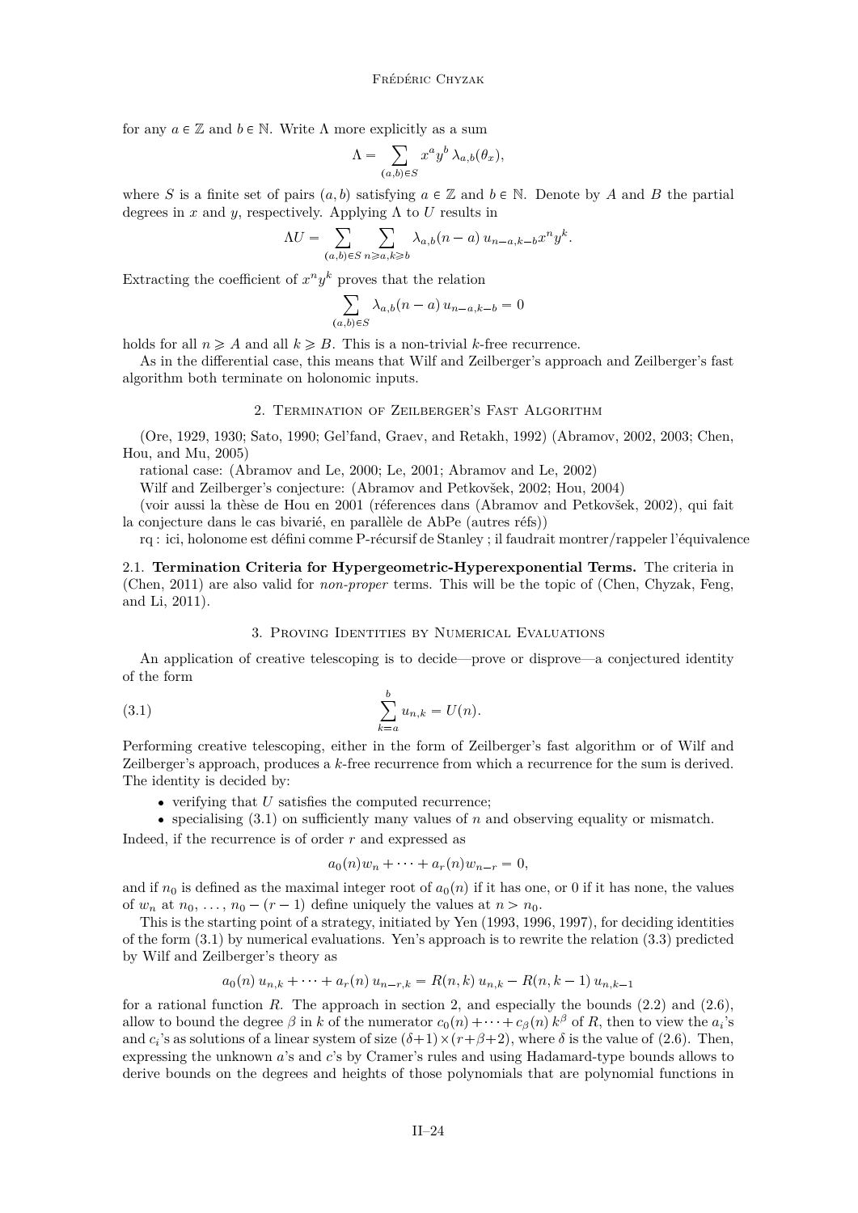for any $a \in \mathbb{Z}$ and $b \in \mathbb{N}$. Write $\Lambda$ more explicitly as a sum

$$\Lambda = \sum_{(a,b)\in S} x^a y^b \, \lambda_{a,b}(\theta_x),$$

where $S$ is a finite set of pairs $(a, b)$ satisfying $a \in \mathbb{Z}$ and $b \in \mathbb{N}$. Denote by $A$ and $B$ the partial degrees in $x$ and $y$, respectively. Applying $\Lambda$ to $U$ results in

$$\Lambda U = \sum_{(a,b)\in S} \sum_{n \geqslant a, k \geqslant b} \lambda_{a,b}(n-a) \, u_{n-a,k-b} x^n y^k.$$

Extracting the coefficient of $x^n y^k$ proves that the relation

$$\sum_{(a,b)\in S} \lambda_{a,b}(n-a) \, u_{n-a,k-b} = 0$$

holds for all $n \geqslant A$ and all $k \geqslant B$. This is a non-trivial $k$-free recurrence.

As in the differential case, this means that Wilf and Zeilberger's approach and Zeilberger's fast algorithm both terminate on holonomic inputs.

## 2. Termination of Zeilberger's Fast Algorithm

(Ore, 1929, 1930; Sato, 1990; Gel'fand, Graev, and Retakh, 1992) (Abramov, 2002, 2003; Chen, Hou, and Mu, 2005)

rational case: (Abramov and Le, 2000; Le, 2001; Abramov and Le, 2002)

Wilf and Zeilberger's conjecture: (Abramov and Petkovšek, 2002; Hou, 2004)

(voir aussi la thèse de Hou en 2001 (réferences dans (Abramov and Petkovšek, 2002), qui fait la conjecture dans le cas bivarié, en parallèle de AbPe (autres réfs))

rq : ici, holonome est défini comme P-récursif de Stanley ; il faudrait montrer/rappeler l'équivalence

2.1. **Termination Criteria for Hypergeometric-Hyperexponential Terms.** The criteria in (Chen, 2011) are also valid for *non-proper* terms. This will be the topic of (Chen, Chyzak, Feng, and Li, 2011).

## 3. Proving Identities by Numerical Evaluations

An application of creative telescoping is to decide—prove or disprove—a conjectured identity of the form

$$\sum_{k=a}^{b} u_{n,k} = U(n). \tag{3.1}$$

Performing creative telescoping, either in the form of Zeilberger's fast algorithm or of Wilf and Zeilberger's approach, produces a $k$-free recurrence from which a recurrence for the sum is derived. The identity is decided by:

- verifying that $U$ satisfies the computed recurrence;
- specialising (3.1) on sufficiently many values of $n$ and observing equality or mismatch.

Indeed, if the recurrence is of order $r$ and expressed as

$$a_0(n) w_n + \cdots + a_r(n) w_{n-r} = 0,$$

and if $n_0$ is defined as the maximal integer root of $a_0(n)$ if it has one, or 0 if it has none, the values of $w_n$ at $n_0, \ldots, n_0 - (r-1)$ define uniquely the values at $n > n_0$.

This is the starting point of a strategy, initiated by Yen (1993, 1996, 1997), for deciding identities of the form (3.1) by numerical evaluations. Yen's approach is to rewrite the relation (3.3) predicted by Wilf and Zeilberger's theory as

$$a_0(n) \, u_{n,k} + \cdots + a_r(n) \, u_{n-r,k} = R(n,k) \, u_{n,k} - R(n,k-1) \, u_{n,k-1}$$

for a rational function $R$. The approach in section 2, and especially the bounds (2.2) and (2.6), allow to bound the degree $\beta$ in $k$ of the numerator $c_0(n) + \cdots + c_\beta(n) \, k^\beta$ of $R$, then to view the $a_i$'s and $c_i$'s as solutions of a linear system of size $(\delta+1) \times (r+\beta+2)$, where $\delta$ is the value of (2.6). Then, expressing the unknown $a$'s and $c$'s by Cramer's rules and using Hadamard-type bounds allows to derive bounds on the degrees and heights of those polynomials that are polynomial functions in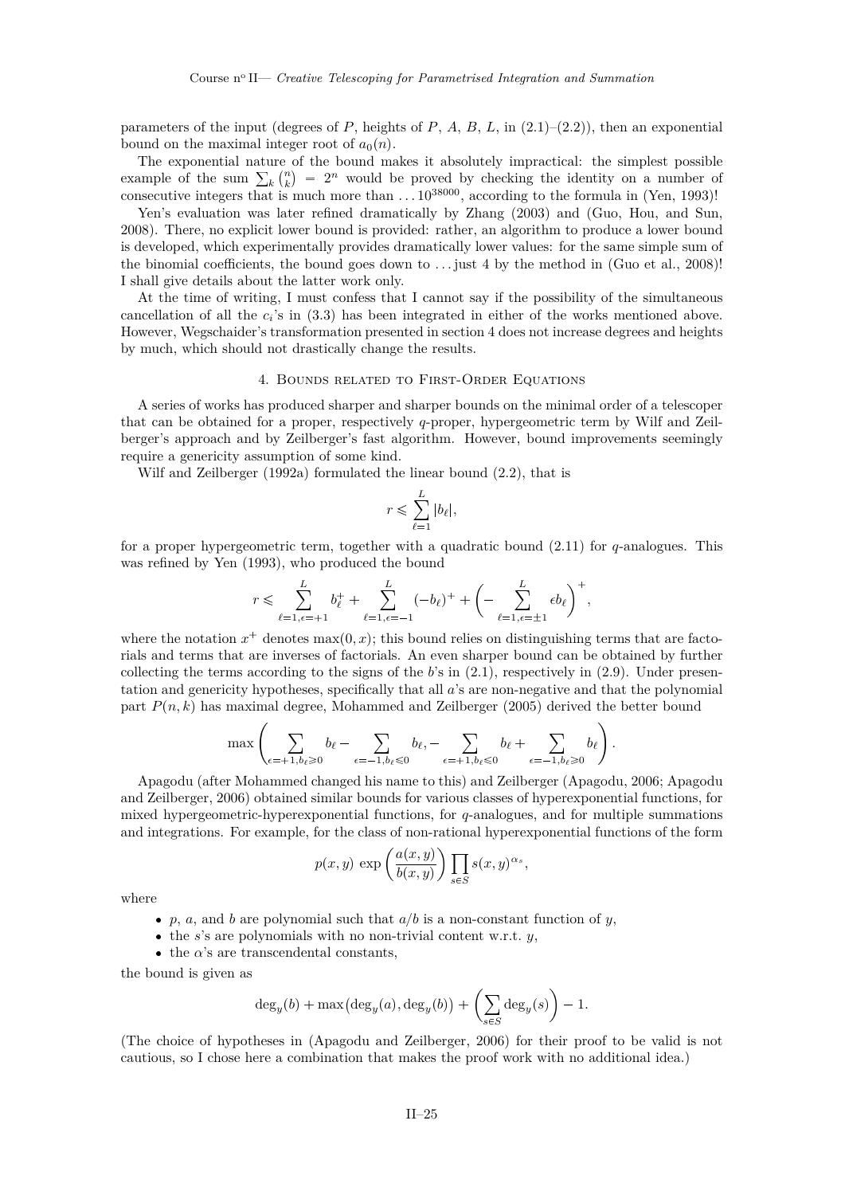parameters of the input (degrees of $P$, heights of $P$, $A$, $B$, $L$, in (2.1)–(2.2)), then an exponential bound on the maximal integer root of $a_0(n)$.

The exponential nature of the bound makes it absolutely impractical: the simplest possible example of the sum $\sum_k \binom{n}{k} = 2^n$ would be proved by checking the identity on a number of consecutive integers that is much more than $\dots 10^{38000}$, according to the formula in (Yen, 1993)!

Yen's evaluation was later refined dramatically by Zhang (2003) and (Guo, Hou, and Sun, 2008). There, no explicit lower bound is provided: rather, an algorithm to produce a lower bound is developed, which experimentally provides dramatically lower values: for the same simple sum of the binomial coefficients, the bound goes down to … just 4 by the method in (Guo et al., 2008)! I shall give details about the latter work only.

At the time of writing, I must confess that I cannot say if the possibility of the simultaneous cancellation of all the $c_i$'s in (3.3) has been integrated in either of the works mentioned above. However, Wegschaider's transformation presented in section 4 does not increase degrees and heights by much, which should not drastically change the results.

## 4. Bounds related to First-Order Equations

A series of works has produced sharper and sharper bounds on the minimal order of a telescoper that can be obtained for a proper, respectively $q$-proper, hypergeometric term by Wilf and Zeilberger's approach and by Zeilberger's fast algorithm. However, bound improvements seemingly require a genericity assumption of some kind.

Wilf and Zeilberger (1992a) formulated the linear bound (2.2), that is

$$r \leqslant \sum_{\ell=1}^{L} |b_\ell|,$$

for a proper hypergeometric term, together with a quadratic bound (2.11) for $q$-analogues. This was refined by Yen (1993), who produced the bound

$$r \leqslant \sum_{\ell=1,\epsilon=+1}^{L} b_\ell^+ + \sum_{\ell=1,\epsilon=-1}^{L} (-b_\ell)^+ + \left(-\sum_{\ell=1,\epsilon=\pm1}^{L} \epsilon b_\ell\right)^+,$$

where the notation $x^+$ denotes $\max(0,x)$; this bound relies on distinguishing terms that are factorials and terms that are inverses of factorials. An even sharper bound can be obtained by further collecting the terms according to the signs of the $b$'s in (2.1), respectively in (2.9). Under presentation and genericity hypotheses, specifically that all $a$'s are non-negative and that the polynomial part $P(n,k)$ has maximal degree, Mohammed and Zeilberger (2005) derived the better bound

$$\max\left(\sum_{\epsilon=+1,b_\ell\geqslant0} b_\ell - \sum_{\epsilon=-1,b_\ell\leqslant0} b_\ell, -\sum_{\epsilon=+1,b_\ell\leqslant0} b_\ell + \sum_{\epsilon=-1,b_\ell\geqslant0} b_\ell\right).$$

Apagodu (after Mohammed changed his name to this) and Zeilberger (Apagodu, 2006; Apagodu and Zeilberger, 2006) obtained similar bounds for various classes of hyperexponential functions, for mixed hypergeometric-hyperexponential functions, for $q$-analogues, and for multiple summations and integrations. For example, for the class of non-rational hyperexponential functions of the form

$$p(x,y)\,\exp\left(\frac{a(x,y)}{b(x,y)}\right)\prod_{s\in S} s(x,y)^{\alpha_s},$$

where

- $p$, $a$, and $b$ are polynomial such that $a/b$ is a non-constant function of $y$,
- the $s$'s are polynomials with no non-trivial content w.r.t. $y$,
- the $\alpha$'s are transcendental constants,

the bound is given as

$$\deg_y(b) + \max\bigl(\deg_y(a), \deg_y(b)\bigr) + \left(\sum_{s\in S} \deg_y(s)\right) - 1.$$

(The choice of hypotheses in (Apagodu and Zeilberger, 2006) for their proof to be valid is not cautious, so I chose here a combination that makes the proof work with no additional idea.)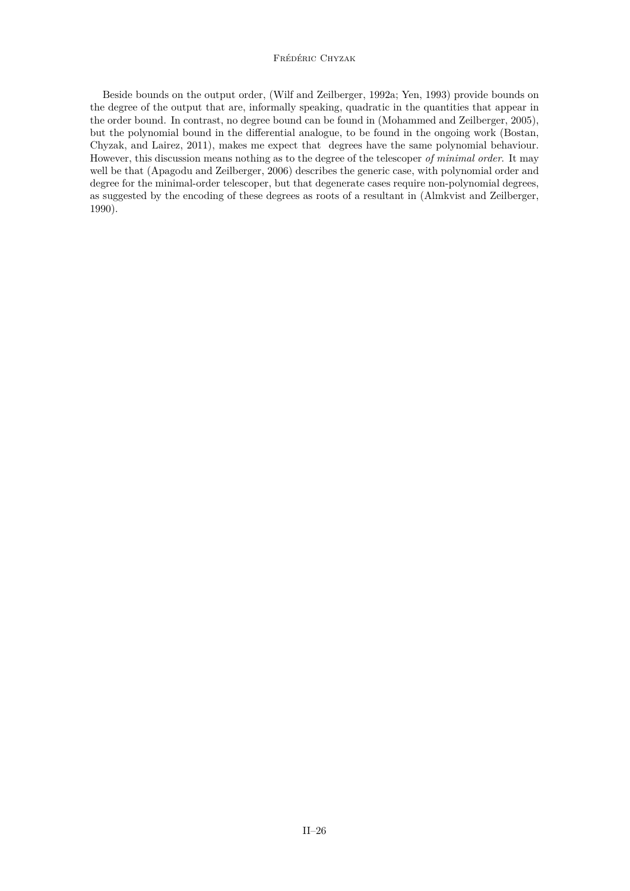Beside bounds on the output order, (Wilf and Zeilberger, 1992a; Yen, 1993) provide bounds on the degree of the output that are, informally speaking, quadratic in the quantities that appear in the order bound. In contrast, no degree bound can be found in (Mohammed and Zeilberger, 2005), but the polynomial bound in the differential analogue, to be found in the ongoing work (Bostan, Chyzak, and Lairez, 2011), makes me expect that degrees have the same polynomial behaviour. However, this discussion means nothing as to the degree of the telescoper *of minimal order*. It may well be that (Apagodu and Zeilberger, 2006) describes the generic case, with polynomial order and degree for the minimal-order telescoper, but that degenerate cases require non-polynomial degrees, as suggested by the encoding of these degrees as roots of a resultant in (Almkvist and Zeilberger, 1990).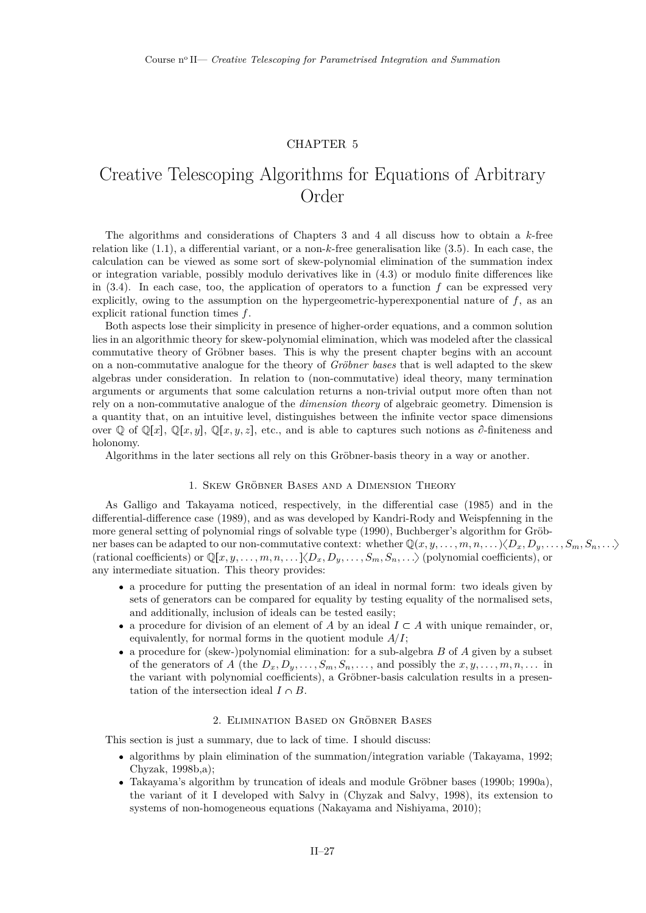# CHAPTER 5

# Creative Telescoping Algorithms for Equations of Arbitrary Order

The algorithms and considerations of Chapters 3 and 4 all discuss how to obtain a $k$-free relation like (1.1), a differential variant, or a non-$k$-free generalisation like (3.5). In each case, the calculation can be viewed as some sort of skew-polynomial elimination of the summation index or integration variable, possibly modulo derivatives like in (4.3) or modulo finite differences like in (3.4). In each case, too, the application of operators to a function $f$ can be expressed very explicitly, owing to the assumption on the hypergeometric-hyperexponential nature of $f$, as an explicit rational function times $f$.

Both aspects lose their simplicity in presence of higher-order equations, and a common solution lies in an algorithmic theory for skew-polynomial elimination, which was modeled after the classical commutative theory of Gröbner bases. This is why the present chapter begins with an account on a non-commutative analogue for the theory of *Gröbner bases* that is well adapted to the skew algebras under consideration. In relation to (non-commutative) ideal theory, many termination arguments or arguments that some calculation returns a non-trivial output more often than not rely on a non-commutative analogue of the *dimension theory* of algebraic geometry. Dimension is a quantity that, on an intuitive level, distinguishes between the infinite vector space dimensions over $\mathbb{Q}$ of $\mathbb{Q}[x]$, $\mathbb{Q}[x,y]$, $\mathbb{Q}[x,y,z]$, etc., and is able to captures such notions as $\partial$-finiteness and holonomy.

Algorithms in the later sections all rely on this Gröbner-basis theory in a way or another.

## 1. Skew Gröbner Bases and a Dimension Theory

As Galligo and Takayama noticed, respectively, in the differential case (1985) and in the differential-difference case (1989), and as was developed by Kandri-Rody and Weispfenning in the more general setting of polynomial rings of solvable type (1990), Buchberger's algorithm for Gröbner bases can be adapted to our non-commutative context: whether $\mathbb{Q}(x,y,\dots,m,n,\dots)\langle D_x, D_y, \dots, S_m, S_n, \dots\rangle$ (rational coefficients) or $\mathbb{Q}[x,y,\dots,m,n,\dots]\langle D_x, D_y, \dots, S_m, S_n, \dots\rangle$ (polynomial coefficients), or any intermediate situation. This theory provides:

- a procedure for putting the presentation of an ideal in normal form: two ideals given by sets of generators can be compared for equality by testing equality of the normalised sets, and additionally, inclusion of ideals can be tested easily;
- a procedure for division of an element of $A$ by an ideal $I \subset A$ with unique remainder, or, equivalently, for normal forms in the quotient module $A/I$;
- a procedure for (skew-)polynomial elimination: for a sub-algebra $B$ of $A$ given by a subset of the generators of $A$ (the $D_x, D_y, \dots, S_m, S_n, \dots$, and possibly the $x, y, \dots, m, n, \dots$ in the variant with polynomial coefficients), a Gröbner-basis calculation results in a presentation of the intersection ideal $I \cap B$.

## 2. Elimination Based on Gröbner Bases

This section is just a summary, due to lack of time. I should discuss:

- algorithms by plain elimination of the summation/integration variable (Takayama, 1992; Chyzak, 1998b,a);
- Takayama's algorithm by truncation of ideals and module Gröbner bases (1990b; 1990a), the variant of it I developed with Salvy in (Chyzak and Salvy, 1998), its extension to systems of non-homogeneous equations (Nakayama and Nishiyama, 2010);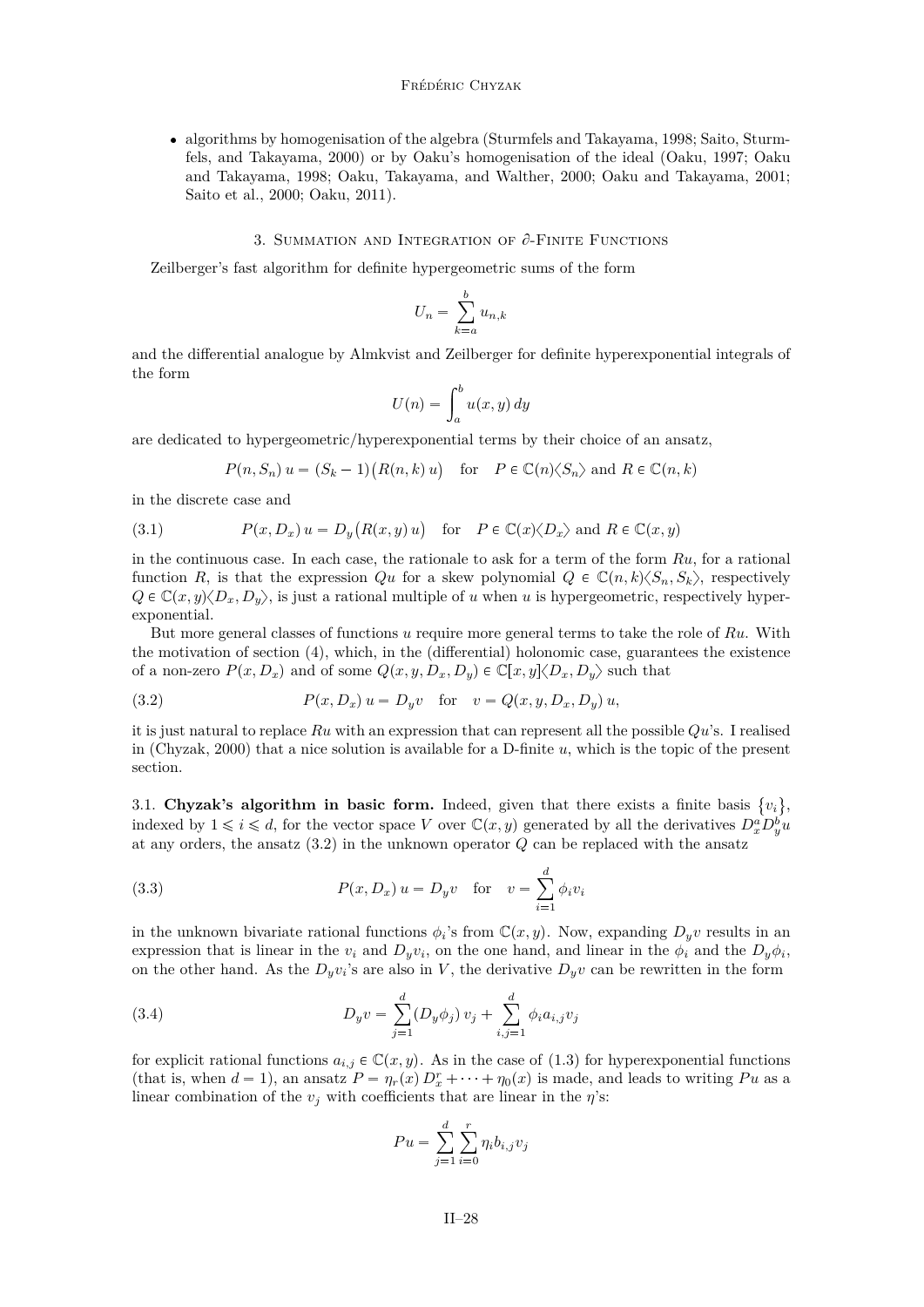- algorithms by homogenisation of the algebra (Sturmfels and Takayama, 1998; Saito, Sturmfels, and Takayama, 2000) or by Oaku's homogenisation of the ideal (Oaku, 1997; Oaku and Takayama, 1998; Oaku, Takayama, and Walther, 2000; Oaku and Takayama, 2001; Saito et al., 2000; Oaku, 2011).

## 3. Summation and Integration of $\partial$-Finite Functions

Zeilberger's fast algorithm for definite hypergeometric sums of the form

$$U_n = \sum_{k=a}^{b} u_{n,k}$$

and the differential analogue by Almkvist and Zeilberger for definite hyperexponential integrals of the form

$$U(n) = \int_a^b u(x,y)\,dy$$

are dedicated to hypergeometric/hyperexponential terms by their choice of an ansatz,

$$P(n,S_n)\,u = (S_k - 1)\big(R(n,k)\,u\big) \quad \text{for} \quad P \in \mathbb{C}(n)\langle S_n\rangle \text{ and } R \in \mathbb{C}(n,k)$$

in the discrete case and

$$P(x,D_x)\,u = D_y\big(R(x,y)\,u\big) \quad \text{for} \quad P \in \mathbb{C}(x)\langle D_x\rangle \text{ and } R \in \mathbb{C}(x,y) \tag{3.1}$$

in the continuous case. In each case, the rationale to ask for a term of the form $Ru$, for a rational function $R$, is that the expression $Qu$ for a skew polynomial $Q \in \mathbb{C}(n,k)\langle S_n, S_k\rangle$, respectively $Q \in \mathbb{C}(x,y)\langle D_x, D_y\rangle$, is just a rational multiple of $u$ when $u$ is hypergeometric, respectively hyperexponential.

But more general classes of functions $u$ require more general terms to take the role of $Ru$. With the motivation of section (4), which, in the (differential) holonomic case, guarantees the existence of a non-zero $P(x,D_x)$ and of some $Q(x,y,D_x,D_y) \in \mathbb{C}[x,y]\langle D_x, D_y\rangle$ such that

$$P(x,D_x)\,u = D_y v \quad \text{for} \quad v = Q(x,y,D_x,D_y)\,u, \tag{3.2}$$

it is just natural to replace $Ru$ with an expression that can represent all the possible $Qu$'s. I realised in (Chyzak, 2000) that a nice solution is available for a D-finite $u$, which is the topic of the present section.

3.1. **Chyzak's algorithm in basic form.** Indeed, given that there exists a finite basis $\{v_i\}$, indexed by $1 \leqslant i \leqslant d$, for the vector space $V$ over $\mathbb{C}(x,y)$ generated by all the derivatives $D_x^a D_y^b u$ at any orders, the ansatz (3.2) in the unknown operator $Q$ can be replaced with the ansatz

$$P(x,D_x)\,u = D_y v \quad \text{for} \quad v = \sum_{i=1}^{d} \phi_i v_i \tag{3.3}$$

in the unknown bivariate rational functions $\phi_i$'s from $\mathbb{C}(x,y)$. Now, expanding $D_y v$ results in an expression that is linear in the $v_i$ and $D_y v_i$, on the one hand, and linear in the $\phi_i$ and the $D_y \phi_i$, on the other hand. As the $D_y v_i$'s are also in $V$, the derivative $D_y v$ can be rewritten in the form

$$D_y v = \sum_{j=1}^{d} (D_y \phi_j)\, v_j + \sum_{i,j=1}^{d} \phi_i a_{i,j} v_j \tag{3.4}$$

for explicit rational functions $a_{i,j} \in \mathbb{C}(x,y)$. As in the case of (1.3) for hyperexponential functions (that is, when $d = 1$), an ansatz $P = \eta_r(x)\,D_x^r + \cdots + \eta_0(x)$ is made, and leads to writing $Pu$ as a linear combination of the $v_j$ with coefficients that are linear in the $\eta$'s:

$$Pu = \sum_{j=1}^{d} \sum_{i=0}^{r} \eta_i b_{i,j} v_j$$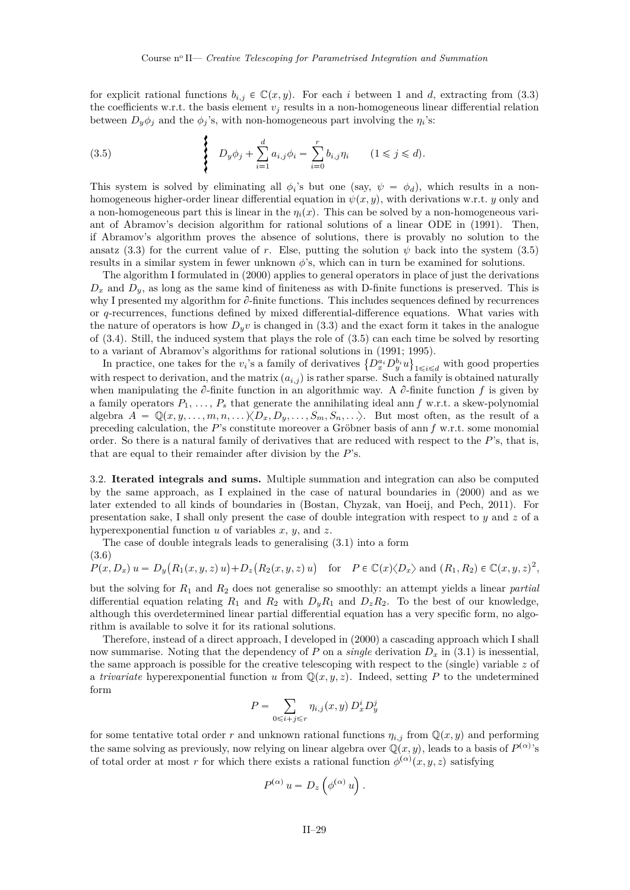for explicit rational functions $b_{i,j} \in \mathbb{C}(x, y)$. For each $i$ between 1 and $d$, extracting from (3.3) the coefficients w.r.t. the basis element $v_j$ results in a non-homogeneous linear differential relation between $D_y\phi_j$ and the $\phi_j$'s, with non-homogeneous part involving the $\eta_i$'s:

$$
\left\{ \; D_y\phi_j + \sum_{i=1}^{d} a_{i,j}\phi_i = \sum_{i=0}^{r} b_{i,j}\eta_i \qquad (1 \leqslant j \leqslant d). \right. \tag{3.5}
$$

This system is solved by eliminating all $\phi_i$'s but one (say, $\psi = \phi_d$), which results in a non-homogeneous higher-order linear differential equation in $\psi(x, y)$, with derivations w.r.t. $y$ only and a non-homogeneous part this is linear in the $\eta_i(x)$. This can be solved by a non-homogeneous variant of Abramov's decision algorithm for rational solutions of a linear ODE in (1991). Then, if Abramov's algorithm proves the absence of solutions, there is provably no solution to the ansatz (3.3) for the current value of $r$. Else, putting the solution $\psi$ back into the system (3.5) results in a similar system in fewer unknown $\phi$'s, which can in turn be examined for solutions.

The algorithm I formulated in (2000) applies to general operators in place of just the derivations $D_x$ and $D_y$, as long as the same kind of finiteness as with D-finite functions is preserved. This is why I presented my algorithm for $\partial$-finite functions. This includes sequences defined by recurrences or $q$-recurrences, functions defined by mixed differential-difference equations. What varies with the nature of operators is how $D_y v$ is changed in (3.3) and the exact form it takes in the analogue of (3.4). Still, the induced system that plays the role of (3.5) can each time be solved by resorting to a variant of Abramov's algorithms for rational solutions in (1991; 1995).

In practice, one takes for the $v_i$'s a family of derivatives $\left\{D_x^{a_i} D_y^{b_i} u\right\}_{1\leqslant i\leqslant d}$ with good properties with respect to derivation, and the matrix $(a_{i,j})$ is rather sparse. Such a family is obtained naturally when manipulating the $\partial$-finite function in an algorithmic way. A $\partial$-finite function $f$ is given by a family operators $P_1, \ldots, P_s$ that generate the annihilating ideal ann $f$ w.r.t. a skew-polynomial algebra $A = \mathbb{Q}(x, y, \ldots, m, n, \ldots)\langle D_x, D_y, \ldots, S_m, S_n, \ldots\rangle$. But most often, as the result of a preceding calculation, the $P$'s constitute moreover a Gröbner basis of ann $f$ w.r.t. some monomial order. So there is a natural family of derivatives that are reduced with respect to the $P$'s, that is, that are equal to their remainder after division by the $P$'s.

3.2. **Iterated integrals and sums.** Multiple summation and integration can also be computed by the same approach, as I explained in the case of natural boundaries in (2000) and as we later extended to all kinds of boundaries in (Bostan, Chyzak, van Hoeij, and Pech, 2011). For presentation sake, I shall only present the case of double integration with respect to $y$ and $z$ of a hyperexponential function $u$ of variables $x$, $y$, and $z$.

The case of double integrals leads to generalising (3.1) into a form

$$
P(x, D_x)\, u = D_y\big(R_1(x, y, z)\, u\big) + D_z\big(R_2(x, y, z)\, u\big) \quad \text{for} \quad P \in \mathbb{C}(x)\langle D_x\rangle \text{ and } (R_1, R_2) \in \mathbb{C}(x, y, z)^2, \tag{3.6}
$$

but the solving for $R_1$ and $R_2$ does not generalise so smoothly: an attempt yields a linear *partial* differential equation relating $R_1$ and $R_2$ with $D_yR_1$ and $D_zR_2$. To the best of our knowledge, although this overdetermined linear partial differential equation has a very specific form, no algorithm is available to solve it for its rational solutions.

Therefore, instead of a direct approach, I developed in (2000) a cascading approach which I shall now summarise. Noting that the dependency of $P$ on a *single* derivation $D_x$ in (3.1) is inessential, the same approach is possible for the creative telescoping with respect to the (single) variable $z$ of a *trivariate* hyperexponential function $u$ from $\mathbb{Q}(x, y, z)$. Indeed, setting $P$ to the undetermined form

$$
P = \sum_{0\leqslant i+j\leqslant r} \eta_{i,j}(x, y)\, D_x^i D_y^j
$$

for some tentative total order $r$ and unknown rational functions $\eta_{i,j}$ from $\mathbb{Q}(x, y)$ and performing the same solving as previously, now relying on linear algebra over $\mathbb{Q}(x, y)$, leads to a basis of $P^{(\alpha)}$'s of total order at most $r$ for which there exists a rational function $\phi^{(\alpha)}(x, y, z)$ satisfying

$$
P^{(\alpha)}\, u = D_z\left(\phi^{(\alpha)}\, u\right).
$$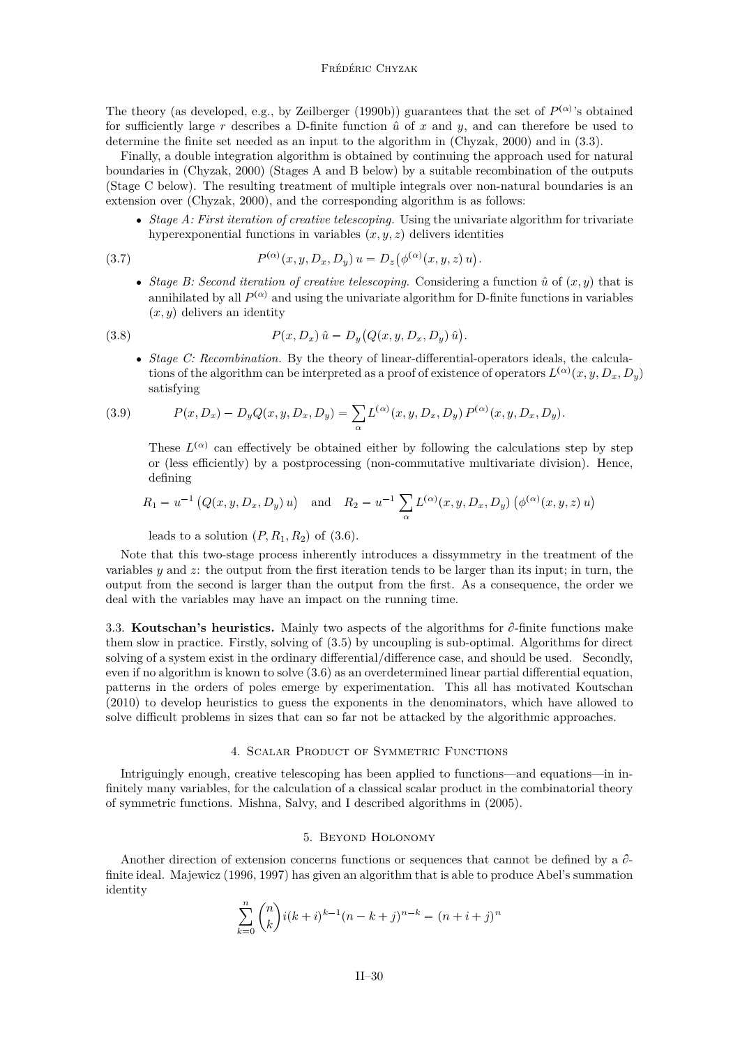The theory (as developed, e.g., by Zeilberger (1990b)) guarantees that the set of $P^{(\alpha)}$'s obtained for sufficiently large $r$ describes a D-finite function $\hat{u}$ of $x$ and $y$, and can therefore be used to determine the finite set needed as an input to the algorithm in (Chyzak, 2000) and in (3.3).

Finally, a double integration algorithm is obtained by continuing the approach used for natural boundaries in (Chyzak, 2000) (Stages A and B below) by a suitable recombination of the outputs (Stage C below). The resulting treatment of multiple integrals over non-natural boundaries is an extension over (Chyzak, 2000), and the corresponding algorithm is as follows:

- *Stage A: First iteration of creative telescoping.* Using the univariate algorithm for trivariate hyperexponential functions in variables $(x, y, z)$ delivers identities

$$P^{(\alpha)}(x, y, D_x, D_y)\, u = D_z\big(\phi^{(\alpha)}(x, y, z)\, u\big). \tag{3.7}$$

- *Stage B: Second iteration of creative telescoping.* Considering a function $\hat{u}$ of $(x, y)$ that is annihilated by all $P^{(\alpha)}$ and using the univariate algorithm for D-finite functions in variables $(x, y)$ delivers an identity

$$P(x, D_x)\, \hat{u} = D_y\big(Q(x, y, D_x, D_y)\, \hat{u}\big). \tag{3.8}$$

- *Stage C: Recombination.* By the theory of linear-differential-operators ideals, the calculations of the algorithm can be interpreted as a proof of existence of operators $L^{(\alpha)}(x, y, D_x, D_y)$ satisfying

$$P(x, D_x) - D_y Q(x, y, D_x, D_y) = \sum_\alpha L^{(\alpha)}(x, y, D_x, D_y)\, P^{(\alpha)}(x, y, D_x, D_y). \tag{3.9}$$

  These $L^{(\alpha)}$ can effectively be obtained either by following the calculations step by step or (less efficiently) by a postprocessing (non-commutative multivariate division). Hence, defining

$$R_1 = u^{-1}\big(Q(x, y, D_x, D_y)\, u\big) \quad \text{and} \quad R_2 = u^{-1} \sum_\alpha L^{(\alpha)}(x, y, D_x, D_y)\big(\phi^{(\alpha)}(x, y, z)\, u\big)$$

  leads to a solution $(P, R_1, R_2)$ of (3.6).

Note that this two-stage process inherently introduces a dissymmetry in the treatment of the variables $y$ and $z$: the output from the first iteration tends to be larger than its input; in turn, the output from the second is larger than the output from the first. As a consequence, the order we deal with the variables may have an impact on the running time.

3.3. **Koutschan's heuristics.** Mainly two aspects of the algorithms for $\partial$-finite functions make them slow in practice. Firstly, solving of (3.5) by uncoupling is sub-optimal. Algorithms for direct solving of a system exist in the ordinary differential/difference case, and should be used. Secondly, even if no algorithm is known to solve (3.6) as an overdetermined linear partial differential equation, patterns in the orders of poles emerge by experimentation. This all has motivated Koutschan (2010) to develop heuristics to guess the exponents in the denominators, which have allowed to solve difficult problems in sizes that can so far not be attacked by the algorithmic approaches.

## 4. Scalar Product of Symmetric Functions

Intriguingly enough, creative telescoping has been applied to functions—and equations—in infinitely many variables, for the calculation of a classical scalar product in the combinatorial theory of symmetric functions. Mishna, Salvy, and I described algorithms in (2005).

## 5. Beyond Holonomy

Another direction of extension concerns functions or sequences that cannot be defined by a $\partial$-finite ideal. Majewicz (1996, 1997) has given an algorithm that is able to produce Abel's summation identity

$$\sum_{k=0}^{n} \binom{n}{k} i(k+i)^{k-1}(n-k+j)^{n-k} = (n+i+j)^n$$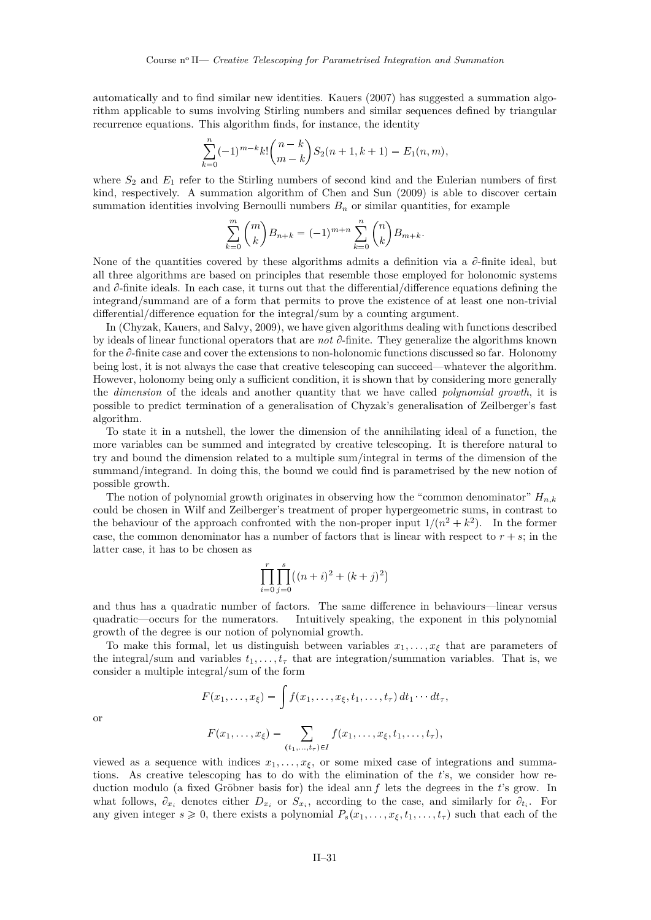automatically and to find similar new identities. Kauers (2007) has suggested a summation algorithm applicable to sums involving Stirling numbers and similar sequences defined by triangular recurrence equations. This algorithm finds, for instance, the identity

$$\sum_{k=0}^{n} (-1)^{m-k} k! \binom{n-k}{m-k} S_2(n+1, k+1) = E_1(n, m),$$

where $S_2$ and $E_1$ refer to the Stirling numbers of second kind and the Eulerian numbers of first kind, respectively. A summation algorithm of Chen and Sun (2009) is able to discover certain summation identities involving Bernoulli numbers $B_n$ or similar quantities, for example

$$\sum_{k=0}^{m} \binom{m}{k} B_{n+k} = (-1)^{m+n} \sum_{k=0}^{n} \binom{n}{k} B_{m+k}.$$

None of the quantities covered by these algorithms admits a definition via a $\partial$-finite ideal, but all three algorithms are based on principles that resemble those employed for holonomic systems and $\partial$-finite ideals. In each case, it turns out that the differential/difference equations defining the integrand/summand are of a form that permits to prove the existence of at least one non-trivial differential/difference equation for the integral/sum by a counting argument.

In (Chyzak, Kauers, and Salvy, 2009), we have given algorithms dealing with functions described by ideals of linear functional operators that are *not* $\partial$-finite. They generalize the algorithms known for the $\partial$-finite case and cover the extensions to non-holonomic functions discussed so far. Holonomy being lost, it is not always the case that creative telescoping can succeed—whatever the algorithm. However, holonomy being only a sufficient condition, it is shown that by considering more generally the *dimension* of the ideals and another quantity that we have called *polynomial growth*, it is possible to predict termination of a generalisation of Chyzak's generalisation of Zeilberger's fast algorithm.

To state it in a nutshell, the lower the dimension of the annihilating ideal of a function, the more variables can be summed and integrated by creative telescoping. It is therefore natural to try and bound the dimension related to a multiple sum/integral in terms of the dimension of the summand/integrand. In doing this, the bound we could find is parametrised by the new notion of possible growth.

The notion of polynomial growth originates in observing how the "common denominator" $H_{n,k}$ could be chosen in Wilf and Zeilberger's treatment of proper hypergeometric sums, in contrast to the behaviour of the approach confronted with the non-proper input $1/(n^2 + k^2)$. In the former case, the common denominator has a number of factors that is linear with respect to $r + s$; in the latter case, it has to be chosen as

$$\prod_{i=0}^{r} \prod_{j=0}^{s} \big( (n+i)^2 + (k+j)^2 \big)$$

and thus has a quadratic number of factors. The same difference in behaviours—linear versus quadratic—occurs for the numerators. Intuitively speaking, the exponent in this polynomial growth of the degree is our notion of polynomial growth.

To make this formal, let us distinguish between variables $x_1, \dots, x_\xi$ that are parameters of the integral/sum and variables $t_1, \dots, t_\tau$ that are integration/summation variables. That is, we consider a multiple integral/sum of the form

$$F(x_1, \dots, x_\xi) = \int f(x_1, \dots, x_\xi, t_1, \dots, t_\tau) \, dt_1 \cdots dt_\tau,$$

or

$$F(x_1, \dots, x_\xi) = \sum_{(t_1, \dots, t_\tau) \in I} f(x_1, \dots, x_\xi, t_1, \dots, t_\tau),$$

viewed as a sequence with indices $x_1, \dots, x_\xi$, or some mixed case of integrations and summations. As creative telescoping has to do with the elimination of the $t$'s, we consider how reduction modulo (a fixed Gröbner basis for) the ideal $\operatorname{ann} f$ lets the degrees in the $t$'s grow. In what follows, $\partial_{x_i}$ denotes either $D_{x_i}$ or $S_{x_i}$, according to the case, and similarly for $\partial_{t_i}$. For any given integer $s \geqslant 0$, there exists a polynomial $P_s(x_1, \dots, x_\xi, t_1, \dots, t_\tau)$ such that each of the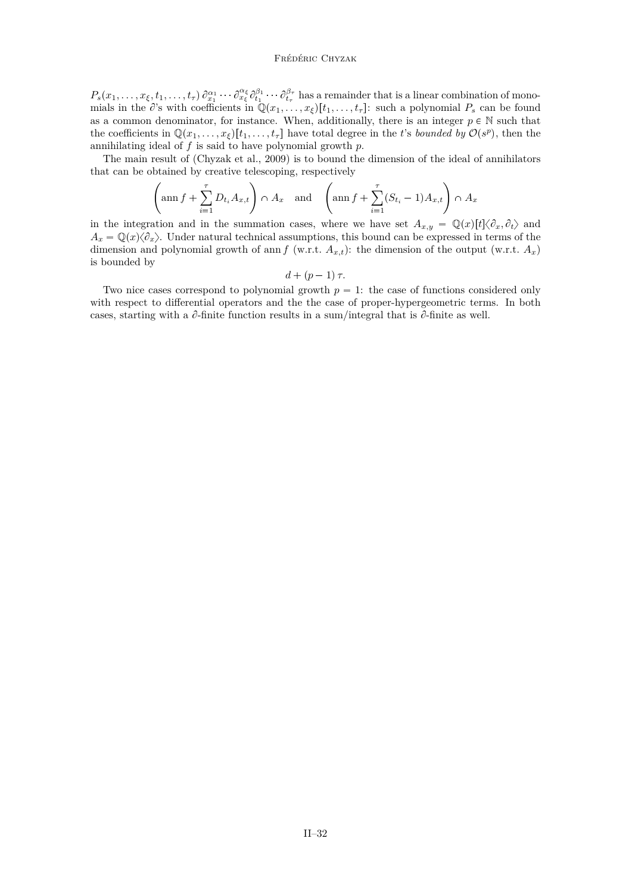$P_s(x_1, \ldots, x_\xi, t_1, \ldots, t_\tau)\, \partial_{x_1}^{\alpha_1} \cdots \partial_{x_\xi}^{\alpha_\xi} \partial_{t_1}^{\beta_1} \cdots \partial_{t_\tau}^{\beta_\tau}$ has a remainder that is a linear combination of monomials in the $\partial$'s with coefficients in $\mathbb{Q}(x_1, \ldots, x_\xi)[t_1, \ldots, t_\tau]$: such a polynomial $P_s$ can be found as a common denominator, for instance. When, additionally, there is an integer $p \in \mathbb{N}$ such that the coefficients in $\mathbb{Q}(x_1, \ldots, x_\xi)[t_1, \ldots, t_\tau]$ have total degree in the $t$'s *bounded by* $\mathcal{O}(s^p)$, then the annihilating ideal of $f$ is said to have polynomial growth $p$.

The main result of (Chyzak et al., 2009) is to bound the dimension of the ideal of annihilators that can be obtained by creative telescoping, respectively

$$\left(\operatorname{ann} f + \sum_{i=1}^{\tau} D_{t_i} A_{x,t}\right) \cap A_x \quad \text{and} \quad \left(\operatorname{ann} f + \sum_{i=1}^{\tau} (S_{t_i} - 1) A_{x,t}\right) \cap A_x$$

in the integration and in the summation cases, where we have set $A_{x,y} = \mathbb{Q}(x)[t]\langle \partial_x, \partial_t \rangle$ and $A_x = \mathbb{Q}(x)\langle \partial_x \rangle$. Under natural technical assumptions, this bound can be expressed in terms of the dimension and polynomial growth of $\operatorname{ann} f$ (w.r.t. $A_{x,t}$): the dimension of the output (w.r.t. $A_x$) is bounded by

$$d + (p-1)\,\tau.$$

Two nice cases correspond to polynomial growth $p = 1$: the case of functions considered only with respect to differential operators and the the case of proper-hypergeometric terms. In both cases, starting with a $\partial$-finite function results in a sum/integral that is $\partial$-finite as well.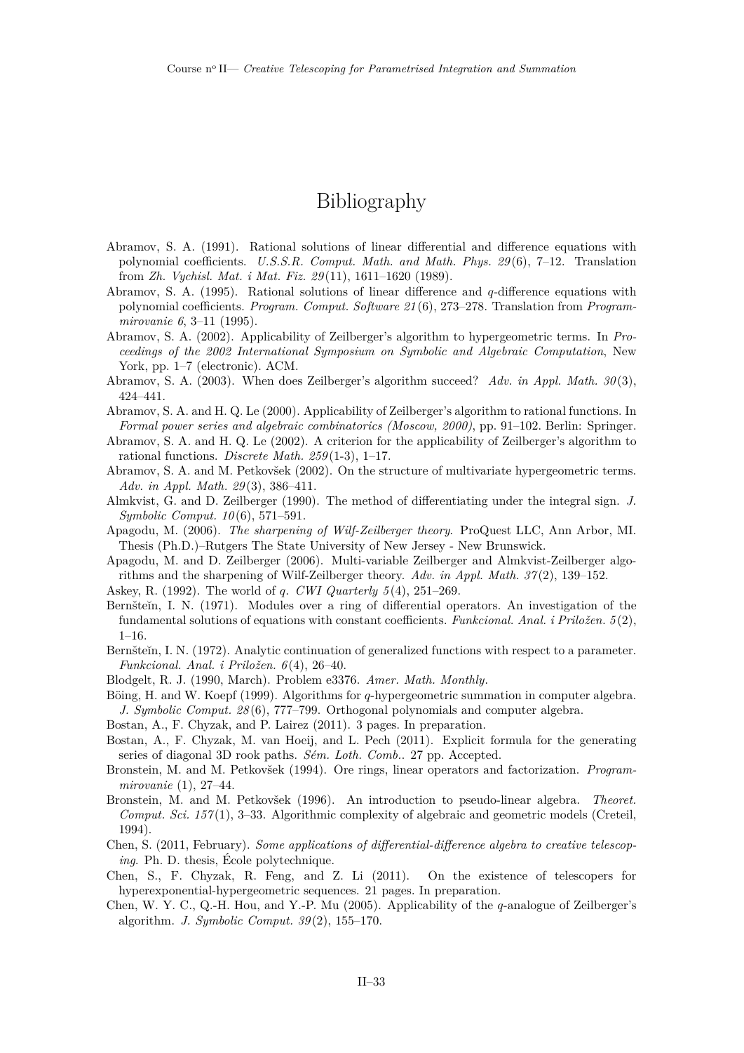# Bibliography

Abramov, S. A. (1991). Rational solutions of linear differential and difference equations with polynomial coefficients. *U.S.S.R. Comput. Math. and Math. Phys. 29*(6), 7–12. Translation from *Zh. Vychisl. Mat. i Mat. Fiz. 29*(11), 1611–1620 (1989).

Abramov, S. A. (1995). Rational solutions of linear difference and $q$-difference equations with polynomial coefficients. *Program. Comput. Software 21*(6), 273–278. Translation from *Programmirovanie 6*, 3–11 (1995).

Abramov, S. A. (2002). Applicability of Zeilberger's algorithm to hypergeometric terms. In *Proceedings of the 2002 International Symposium on Symbolic and Algebraic Computation*, New York, pp. 1–7 (electronic). ACM.

Abramov, S. A. (2003). When does Zeilberger's algorithm succeed? *Adv. in Appl. Math. 30*(3), 424–441.

Abramov, S. A. and H. Q. Le (2000). Applicability of Zeilberger's algorithm to rational functions. In *Formal power series and algebraic combinatorics (Moscow, 2000)*, pp. 91–102. Berlin: Springer.

Abramov, S. A. and H. Q. Le (2002). A criterion for the applicability of Zeilberger's algorithm to rational functions. *Discrete Math. 259*(1-3), 1–17.

Abramov, S. A. and M. Petkovšek (2002). On the structure of multivariate hypergeometric terms. *Adv. in Appl. Math. 29*(3), 386–411.

Almkvist, G. and D. Zeilberger (1990). The method of differentiating under the integral sign. *J. Symbolic Comput. 10*(6), 571–591.

Apagodu, M. (2006). *The sharpening of Wilf-Zeilberger theory*. ProQuest LLC, Ann Arbor, MI. Thesis (Ph.D.)–Rutgers The State University of New Jersey - New Brunswick.

Apagodu, M. and D. Zeilberger (2006). Multi-variable Zeilberger and Almkvist-Zeilberger algorithms and the sharpening of Wilf-Zeilberger theory. *Adv. in Appl. Math. 37*(2), 139–152.

Askey, R. (1992). The world of $q$. *CWI Quarterly 5*(4), 251–269.

Bernšteĭn, I. N. (1971). Modules over a ring of differential operators. An investigation of the fundamental solutions of equations with constant coefficients. *Funkcional. Anal. i Priložen. 5*(2), 1–16.

Bernšteĭn, I. N. (1972). Analytic continuation of generalized functions with respect to a parameter. *Funkcional. Anal. i Priložen. 6*(4), 26–40.

Blodgelt, R. J. (1990, March). Problem e3376. *Amer. Math. Monthly.*

Böing, H. and W. Koepf (1999). Algorithms for $q$-hypergeometric summation in computer algebra. *J. Symbolic Comput. 28*(6), 777–799. Orthogonal polynomials and computer algebra.

Bostan, A., F. Chyzak, and P. Lairez (2011). 3 pages. In preparation.

Bostan, A., F. Chyzak, M. van Hoeij, and L. Pech (2011). Explicit formula for the generating series of diagonal 3D rook paths. *Sém. Loth. Comb.*. 27 pp. Accepted.

Bronstein, M. and M. Petkovšek (1994). Ore rings, linear operators and factorization. *Programmirovanie* (1), 27–44.

Bronstein, M. and M. Petkovšek (1996). An introduction to pseudo-linear algebra. *Theoret. Comput. Sci. 157*(1), 3–33. Algorithmic complexity of algebraic and geometric models (Creteil, 1994).

Chen, S. (2011, February). *Some applications of differential-difference algebra to creative telescoping*. Ph. D. thesis, École polytechnique.

Chen, S., F. Chyzak, R. Feng, and Z. Li (2011). On the existence of telescopers for hyperexponential-hypergeometric sequences. 21 pages. In preparation.

Chen, W. Y. C., Q.-H. Hou, and Y.-P. Mu (2005). Applicability of the $q$-analogue of Zeilberger's algorithm. *J. Symbolic Comput. 39*(2), 155–170.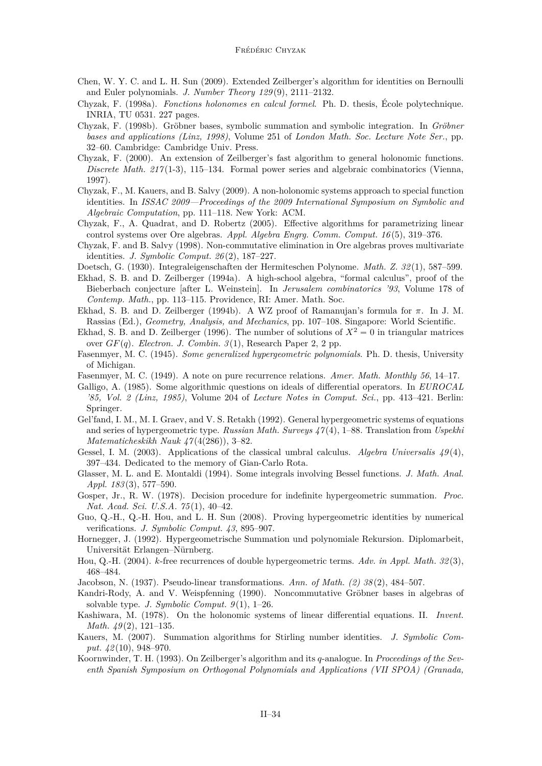Chen, W. Y. C. and L. H. Sun (2009). Extended Zeilberger's algorithm for identities on Bernoulli and Euler polynomials. *J. Number Theory 129*(9), 2111–2132.

Chyzak, F. (1998a). *Fonctions holonomes en calcul formel*. Ph. D. thesis, École polytechnique. INRIA, TU 0531. 227 pages.

Chyzak, F. (1998b). Gröbner bases, symbolic summation and symbolic integration. In *Gröbner bases and applications (Linz, 1998)*, Volume 251 of *London Math. Soc. Lecture Note Ser.*, pp. 32–60. Cambridge: Cambridge Univ. Press.

Chyzak, F. (2000). An extension of Zeilberger's fast algorithm to general holonomic functions. *Discrete Math. 217*(1-3), 115–134. Formal power series and algebraic combinatorics (Vienna, 1997).

Chyzak, F., M. Kauers, and B. Salvy (2009). A non-holonomic systems approach to special function identities. In *ISSAC 2009—Proceedings of the 2009 International Symposium on Symbolic and Algebraic Computation*, pp. 111–118. New York: ACM.

Chyzak, F., A. Quadrat, and D. Robertz (2005). Effective algorithms for parametrizing linear control systems over Ore algebras. *Appl. Algebra Engrg. Comm. Comput. 16*(5), 319–376.

Chyzak, F. and B. Salvy (1998). Non-commutative elimination in Ore algebras proves multivariate identities. *J. Symbolic Comput. 26*(2), 187–227.

Doetsch, G. (1930). Integraleigenschaften der Hermiteschen Polynome. *Math. Z. 32*(1), 587–599.

Ekhad, S. B. and D. Zeilberger (1994a). A high-school algebra, "formal calculus", proof of the Bieberbach conjecture [after L. Weinstein]. In *Jerusalem combinatorics '93*, Volume 178 of *Contemp. Math.*, pp. 113–115. Providence, RI: Amer. Math. Soc.

Ekhad, S. B. and D. Zeilberger (1994b). A WZ proof of Ramanujan's formula for $\pi$. In J. M. Rassias (Ed.), *Geometry, Analysis, and Mechanics*, pp. 107–108. Singapore: World Scientific.

Ekhad, S. B. and D. Zeilberger (1996). The number of solutions of $X^2 = 0$ in triangular matrices over $GF(q)$. *Electron. J. Combin. 3*(1), Research Paper 2, 2 pp.

Fasenmyer, M. C. (1945). *Some generalized hypergeometric polynomials*. Ph. D. thesis, University of Michigan.

Fasenmyer, M. C. (1949). A note on pure recurrence relations. *Amer. Math. Monthly 56*, 14–17.

Galligo, A. (1985). Some algorithmic questions on ideals of differential operators. In *EUROCAL '85, Vol. 2 (Linz, 1985)*, Volume 204 of *Lecture Notes in Comput. Sci.*, pp. 413–421. Berlin: Springer.

Gel'fand, I. M., M. I. Graev, and V. S. Retakh (1992). General hypergeometric systems of equations and series of hypergeometric type. *Russian Math. Surveys 47*(4), 1–88. Translation from *Uspekhi Matematicheskikh Nauk 47*(4(286)), 3–82.

Gessel, I. M. (2003). Applications of the classical umbral calculus. *Algebra Universalis 49*(4), 397–434. Dedicated to the memory of Gian-Carlo Rota.

Glasser, M. L. and E. Montaldi (1994). Some integrals involving Bessel functions. *J. Math. Anal. Appl. 183*(3), 577–590.

Gosper, Jr., R. W. (1978). Decision procedure for indefinite hypergeometric summation. *Proc. Nat. Acad. Sci. U.S.A. 75*(1), 40–42.

Guo, Q.-H., Q.-H. Hou, and L. H. Sun (2008). Proving hypergeometric identities by numerical verifications. *J. Symbolic Comput. 43*, 895–907.

Hornegger, J. (1992). Hypergeometrische Summation und polynomiale Rekursion. Diplomarbeit, Universität Erlangen–Nürnberg.

Hou, Q.-H. (2004). $k$-free recurrences of double hypergeometric terms. *Adv. in Appl. Math. 32*(3), 468–484.

Jacobson, N. (1937). Pseudo-linear transformations. *Ann. of Math. (2) 38*(2), 484–507.

Kandri-Rody, A. and V. Weispfenning (1990). Noncommutative Gröbner bases in algebras of solvable type. *J. Symbolic Comput. 9*(1), 1–26.

Kashiwara, M. (1978). On the holonomic systems of linear differential equations. II. *Invent. Math. 49*(2), 121–135.

Kauers, M. (2007). Summation algorithms for Stirling number identities. *J. Symbolic Comput. 42*(10), 948–970.

Koornwinder, T. H. (1993). On Zeilberger's algorithm and its $q$-analogue. In *Proceedings of the Seventh Spanish Symposium on Orthogonal Polynomials and Applications (VII SPOA) (Granada,*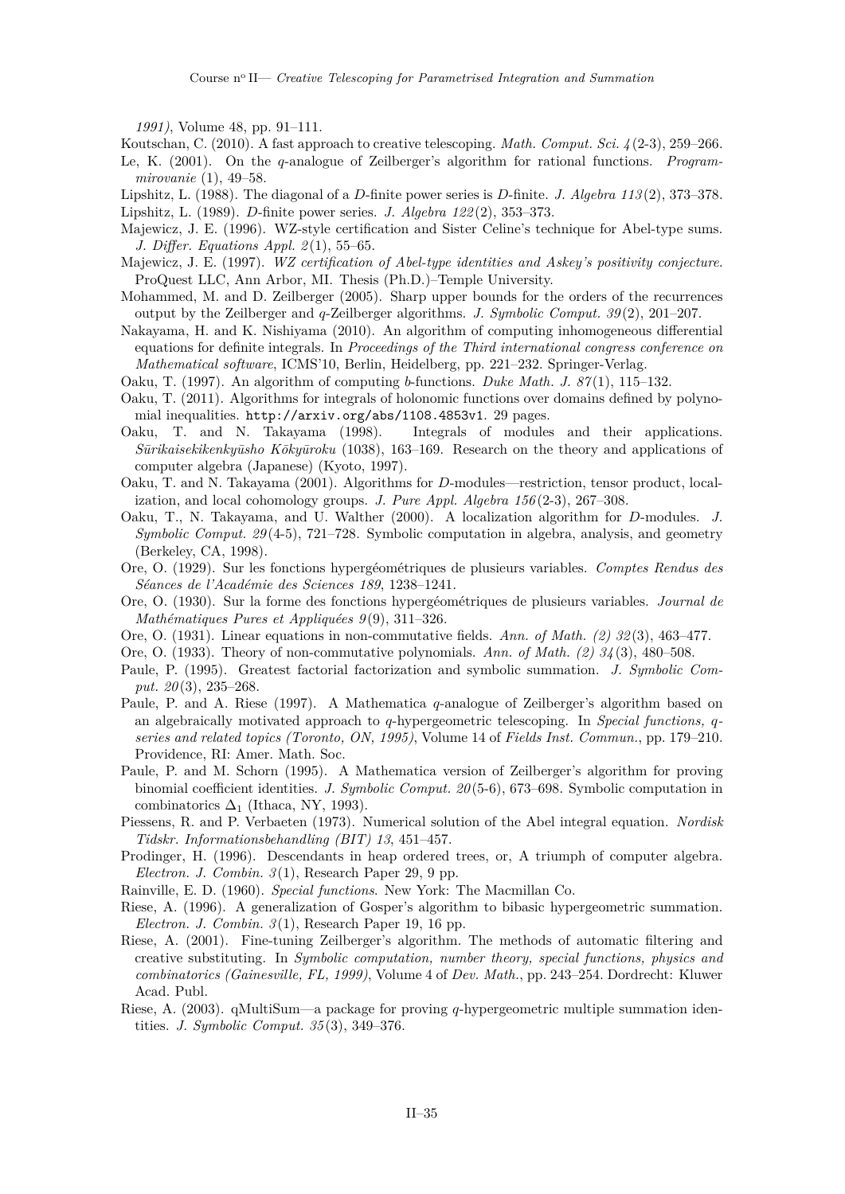*1991)*, Volume 48, pp. 91–111.

Koutschan, C. (2010). A fast approach to creative telescoping. *Math. Comput. Sci. 4*(2-3), 259–266.

Le, K. (2001). On the $q$-analogue of Zeilberger's algorithm for rational functions. *Programmirovanie* (1), 49–58.

Lipshitz, L. (1988). The diagonal of a $D$-finite power series is $D$-finite. *J. Algebra 113*(2), 373–378.

Lipshitz, L. (1989). $D$-finite power series. *J. Algebra 122*(2), 353–373.

Majewicz, J. E. (1996). WZ-style certification and Sister Celine's technique for Abel-type sums. *J. Differ. Equations Appl. 2*(1), 55–65.

Majewicz, J. E. (1997). *WZ certification of Abel-type identities and Askey's positivity conjecture*. ProQuest LLC, Ann Arbor, MI. Thesis (Ph.D.)–Temple University.

Mohammed, M. and D. Zeilberger (2005). Sharp upper bounds for the orders of the recurrences output by the Zeilberger and $q$-Zeilberger algorithms. *J. Symbolic Comput. 39*(2), 201–207.

Nakayama, H. and K. Nishiyama (2010). An algorithm of computing inhomogeneous differential equations for definite integrals. In *Proceedings of the Third international congress conference on Mathematical software*, ICMS'10, Berlin, Heidelberg, pp. 221–232. Springer-Verlag.

Oaku, T. (1997). An algorithm of computing $b$-functions. *Duke Math. J. 87*(1), 115–132.

Oaku, T. (2011). Algorithms for integrals of holonomic functions over domains defined by polynomial inequalities. http://arxiv.org/abs/1108.4853v1. 29 pages.

Oaku, T. and N. Takayama (1998). Integrals of modules and their applications. *Sūrikaisekikenkyūsho Kōkyūroku* (1038), 163–169. Research on the theory and applications of computer algebra (Japanese) (Kyoto, 1997).

Oaku, T. and N. Takayama (2001). Algorithms for $D$-modules—restriction, tensor product, localization, and local cohomology groups. *J. Pure Appl. Algebra 156*(2-3), 267–308.

Oaku, T., N. Takayama, and U. Walther (2000). A localization algorithm for $D$-modules. *J. Symbolic Comput. 29*(4-5), 721–728. Symbolic computation in algebra, analysis, and geometry (Berkeley, CA, 1998).

Ore, O. (1929). Sur les fonctions hypergéométriques de plusieurs variables. *Comptes Rendus des Séances de l'Académie des Sciences 189*, 1238–1241.

Ore, O. (1930). Sur la forme des fonctions hypergéométriques de plusieurs variables. *Journal de Mathématiques Pures et Appliquées 9*(9), 311–326.

Ore, O. (1931). Linear equations in non-commutative fields. *Ann. of Math. (2) 32*(3), 463–477.

Ore, O. (1933). Theory of non-commutative polynomials. *Ann. of Math. (2) 34*(3), 480–508.

Paule, P. (1995). Greatest factorial factorization and symbolic summation. *J. Symbolic Comput. 20*(3), 235–268.

Paule, P. and A. Riese (1997). A Mathematica $q$-analogue of Zeilberger's algorithm based on an algebraically motivated approach to $q$-hypergeometric telescoping. In *Special functions, q-series and related topics (Toronto, ON, 1995)*, Volume 14 of *Fields Inst. Commun.*, pp. 179–210. Providence, RI: Amer. Math. Soc.

Paule, P. and M. Schorn (1995). A Mathematica version of Zeilberger's algorithm for proving binomial coefficient identities. *J. Symbolic Comput. 20*(5-6), 673–698. Symbolic computation in combinatorics $\Delta_1$ (Ithaca, NY, 1993).

Piessens, R. and P. Verbaeten (1973). Numerical solution of the Abel integral equation. *Nordisk Tidskr. Informationsbehandling (BIT) 13*, 451–457.

Prodinger, H. (1996). Descendants in heap ordered trees, or, A triumph of computer algebra. *Electron. J. Combin. 3*(1), Research Paper 29, 9 pp.

Rainville, E. D. (1960). *Special functions*. New York: The Macmillan Co.

Riese, A. (1996). A generalization of Gosper's algorithm to bibasic hypergeometric summation. *Electron. J. Combin. 3*(1), Research Paper 19, 16 pp.

Riese, A. (2001). Fine-tuning Zeilberger's algorithm. The methods of automatic filtering and creative substituting. In *Symbolic computation, number theory, special functions, physics and combinatorics (Gainesville, FL, 1999)*, Volume 4 of *Dev. Math.*, pp. 243–254. Dordrecht: Kluwer Acad. Publ.

Riese, A. (2003). qMultiSum—a package for proving $q$-hypergeometric multiple summation identities. *J. Symbolic Comput. 35*(3), 349–376.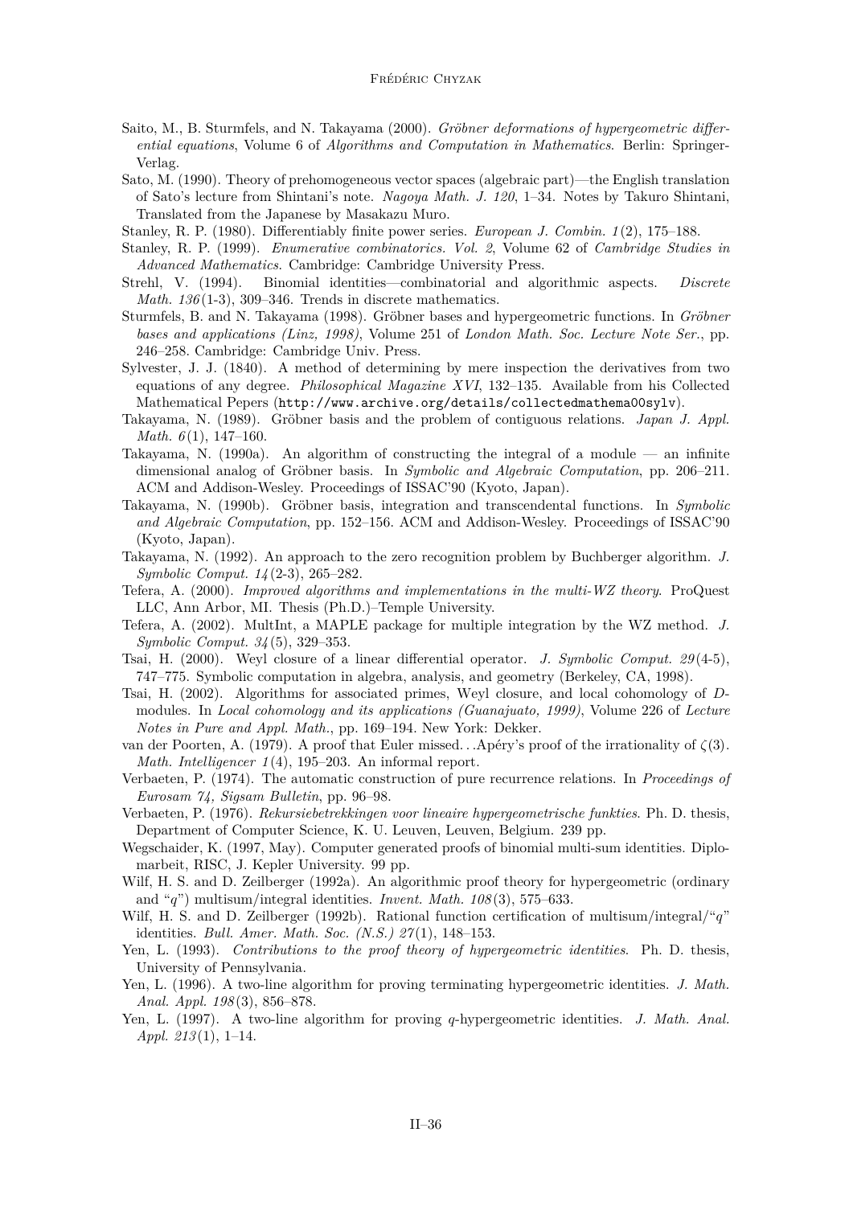Saito, M., B. Sturmfels, and N. Takayama (2000). *Gröbner deformations of hypergeometric differential equations*, Volume 6 of *Algorithms and Computation in Mathematics*. Berlin: Springer-Verlag.

Sato, M. (1990). Theory of prehomogeneous vector spaces (algebraic part)—the English translation of Sato's lecture from Shintani's note. *Nagoya Math. J. 120*, 1–34. Notes by Takuro Shintani, Translated from the Japanese by Masakazu Muro.

Stanley, R. P. (1980). Differentiably finite power series. *European J. Combin. 1*(2), 175–188.

Stanley, R. P. (1999). *Enumerative combinatorics. Vol. 2*, Volume 62 of *Cambridge Studies in Advanced Mathematics*. Cambridge: Cambridge University Press.

Strehl, V. (1994). Binomial identities—combinatorial and algorithmic aspects. *Discrete Math. 136*(1-3), 309–346. Trends in discrete mathematics.

Sturmfels, B. and N. Takayama (1998). Gröbner bases and hypergeometric functions. In *Gröbner bases and applications (Linz, 1998)*, Volume 251 of *London Math. Soc. Lecture Note Ser.*, pp. 246–258. Cambridge: Cambridge Univ. Press.

Sylvester, J. J. (1840). A method of determining by mere inspection the derivatives from two equations of any degree. *Philosophical Magazine XVI*, 132–135. Available from his Collected Mathematical Pepers (`http://www.archive.org/details/collectedmathema00sylv`).

Takayama, N. (1989). Gröbner basis and the problem of contiguous relations. *Japan J. Appl. Math. 6*(1), 147–160.

Takayama, N. (1990a). An algorithm of constructing the integral of a module — an infinite dimensional analog of Gröbner basis. In *Symbolic and Algebraic Computation*, pp. 206–211. ACM and Addison-Wesley. Proceedings of ISSAC'90 (Kyoto, Japan).

Takayama, N. (1990b). Gröbner basis, integration and transcendental functions. In *Symbolic and Algebraic Computation*, pp. 152–156. ACM and Addison-Wesley. Proceedings of ISSAC'90 (Kyoto, Japan).

Takayama, N. (1992). An approach to the zero recognition problem by Buchberger algorithm. *J. Symbolic Comput. 14*(2-3), 265–282.

Tefera, A. (2000). *Improved algorithms and implementations in the multi-WZ theory*. ProQuest LLC, Ann Arbor, MI. Thesis (Ph.D.)–Temple University.

Tefera, A. (2002). MultInt, a MAPLE package for multiple integration by the WZ method. *J. Symbolic Comput. 34*(5), 329–353.

Tsai, H. (2000). Weyl closure of a linear differential operator. *J. Symbolic Comput. 29*(4-5), 747–775. Symbolic computation in algebra, analysis, and geometry (Berkeley, CA, 1998).

Tsai, H. (2002). Algorithms for associated primes, Weyl closure, and local cohomology of $D$-modules. In *Local cohomology and its applications (Guanajuato, 1999)*, Volume 226 of *Lecture Notes in Pure and Appl. Math.*, pp. 169–194. New York: Dekker.

van der Poorten, A. (1979). A proof that Euler missed. . . Apéry's proof of the irrationality of $\zeta(3)$. *Math. Intelligencer 1*(4), 195–203. An informal report.

Verbaeten, P. (1974). The automatic construction of pure recurrence relations. In *Proceedings of Eurosam 74, Sigsam Bulletin*, pp. 96–98.

Verbaeten, P. (1976). *Rekursiebetrekkingen voor lineaire hypergeometrische funkties*. Ph. D. thesis, Department of Computer Science, K. U. Leuven, Leuven, Belgium. 239 pp.

Wegschaider, K. (1997, May). Computer generated proofs of binomial multi-sum identities. Diplomarbeit, RISC, J. Kepler University. 99 pp.

Wilf, H. S. and D. Zeilberger (1992a). An algorithmic proof theory for hypergeometric (ordinary and "$q$") multisum/integral identities. *Invent. Math. 108*(3), 575–633.

Wilf, H. S. and D. Zeilberger (1992b). Rational function certification of multisum/integral/"$q$" identities. *Bull. Amer. Math. Soc. (N.S.) 27*(1), 148–153.

Yen, L. (1993). *Contributions to the proof theory of hypergeometric identities*. Ph. D. thesis, University of Pennsylvania.

Yen, L. (1996). A two-line algorithm for proving terminating hypergeometric identities. *J. Math. Anal. Appl. 198*(3), 856–878.

Yen, L. (1997). A two-line algorithm for proving $q$-hypergeometric identities. *J. Math. Anal. Appl. 213*(1), 1–14.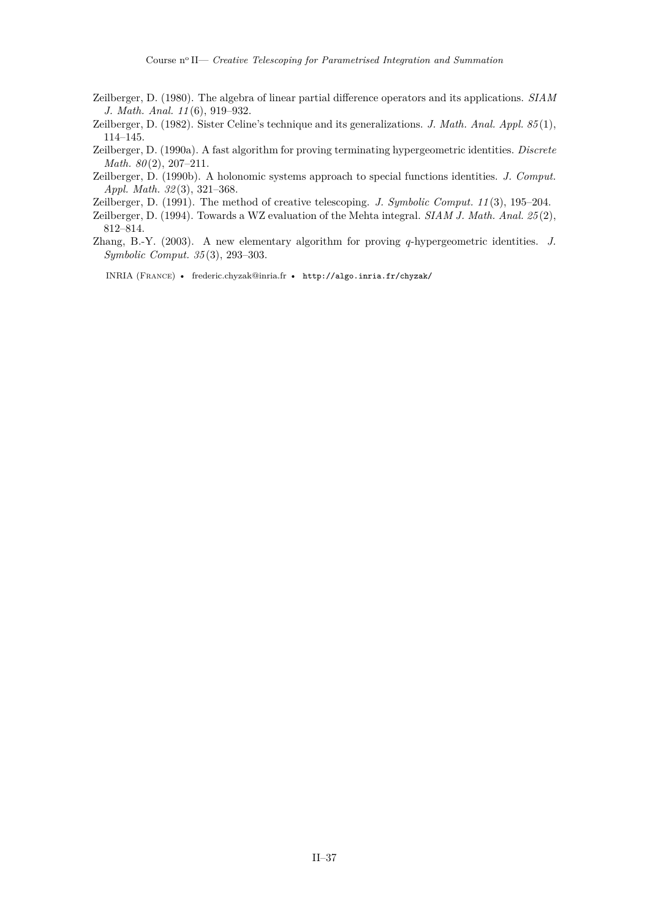Zeilberger, D. (1980). The algebra of linear partial difference operators and its applications. *SIAM J. Math. Anal. 11*(6), 919–932.

Zeilberger, D. (1982). Sister Celine's technique and its generalizations. *J. Math. Anal. Appl. 85*(1), 114–145.

Zeilberger, D. (1990a). A fast algorithm for proving terminating hypergeometric identities. *Discrete Math. 80*(2), 207–211.

Zeilberger, D. (1990b). A holonomic systems approach to special functions identities. *J. Comput. Appl. Math. 32*(3), 321–368.

Zeilberger, D. (1991). The method of creative telescoping. *J. Symbolic Comput. 11*(3), 195–204.

Zeilberger, D. (1994). Towards a WZ evaluation of the Mehta integral. *SIAM J. Math. Anal. 25*(2), 812–814.

Zhang, B.-Y. (2003). A new elementary algorithm for proving $q$-hypergeometric identities. *J. Symbolic Comput. 35*(3), 293–303.

INRIA (France) • frederic.chyzak@inria.fr • http://algo.inria.fr/chyzak/